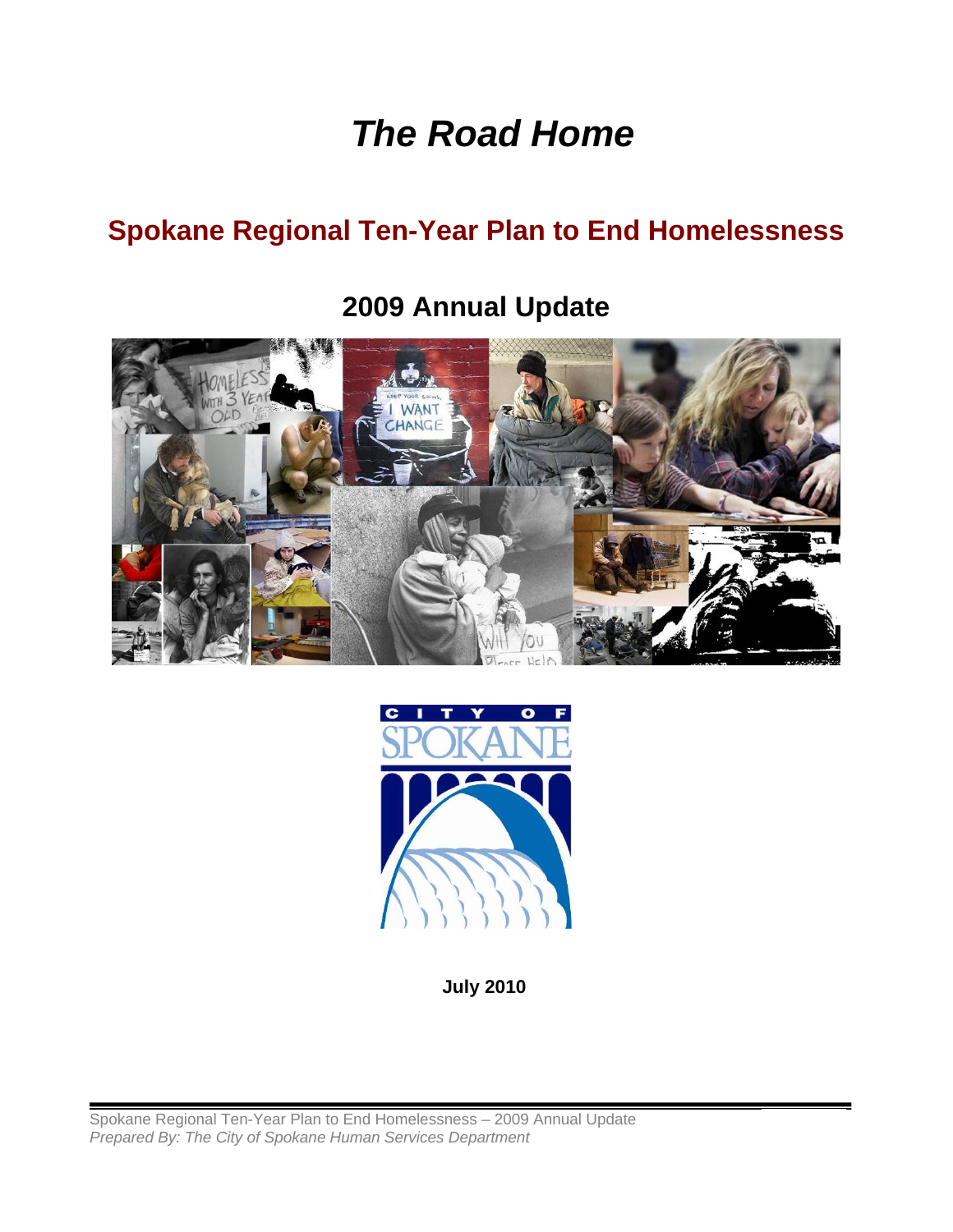# *The Road Home*

## Spokane Regional Ten-Year Plan to End Homelessness

### 2009 Annual Update

**July 2010**

Spokane Regional Ten-Year Plan to End Homelessness – 2009 Annual Update
*Prepared By: The City of Spokane Human Services Department*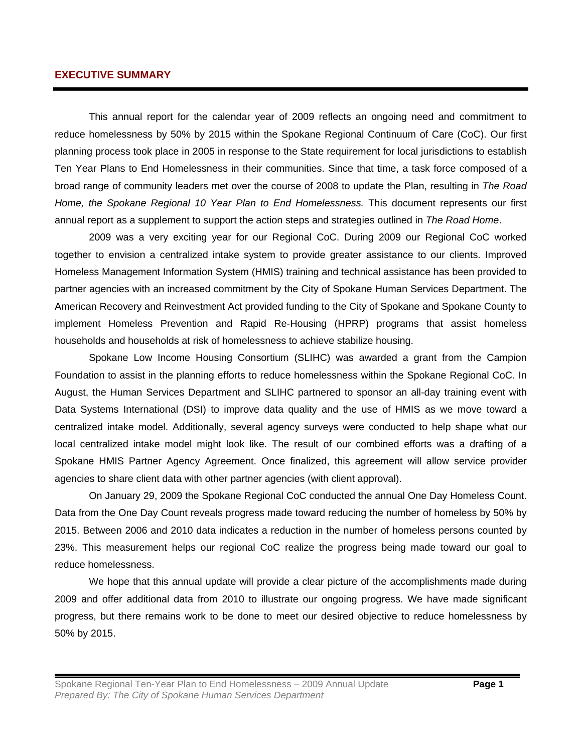## EXECUTIVE SUMMARY

This annual report for the calendar year of 2009 reflects an ongoing need and commitment to reduce homelessness by 50% by 2015 within the Spokane Regional Continuum of Care (CoC). Our first planning process took place in 2005 in response to the State requirement for local jurisdictions to establish Ten Year Plans to End Homelessness in their communities. Since that time, a task force composed of a broad range of community leaders met over the course of 2008 to update the Plan, resulting in *The Road Home, the Spokane Regional 10 Year Plan to End Homelessness.* This document represents our first annual report as a supplement to support the action steps and strategies outlined in *The Road Home*.

2009 was a very exciting year for our Regional CoC. During 2009 our Regional CoC worked together to envision a centralized intake system to provide greater assistance to our clients. Improved Homeless Management Information System (HMIS) training and technical assistance has been provided to partner agencies with an increased commitment by the City of Spokane Human Services Department. The American Recovery and Reinvestment Act provided funding to the City of Spokane and Spokane County to implement Homeless Prevention and Rapid Re-Housing (HPRP) programs that assist homeless households and households at risk of homelessness to achieve stabilize housing.

Spokane Low Income Housing Consortium (SLIHC) was awarded a grant from the Campion Foundation to assist in the planning efforts to reduce homelessness within the Spokane Regional CoC. In August, the Human Services Department and SLIHC partnered to sponsor an all-day training event with Data Systems International (DSI) to improve data quality and the use of HMIS as we move toward a centralized intake model. Additionally, several agency surveys were conducted to help shape what our local centralized intake model might look like. The result of our combined efforts was a drafting of a Spokane HMIS Partner Agency Agreement. Once finalized, this agreement will allow service provider agencies to share client data with other partner agencies (with client approval).

On January 29, 2009 the Spokane Regional CoC conducted the annual One Day Homeless Count. Data from the One Day Count reveals progress made toward reducing the number of homeless by 50% by 2015. Between 2006 and 2010 data indicates a reduction in the number of homeless persons counted by 23%. This measurement helps our regional CoC realize the progress being made toward our goal to reduce homelessness.

We hope that this annual update will provide a clear picture of the accomplishments made during 2009 and offer additional data from 2010 to illustrate our ongoing progress. We have made significant progress, but there remains work to be done to meet our desired objective to reduce homelessness by 50% by 2015.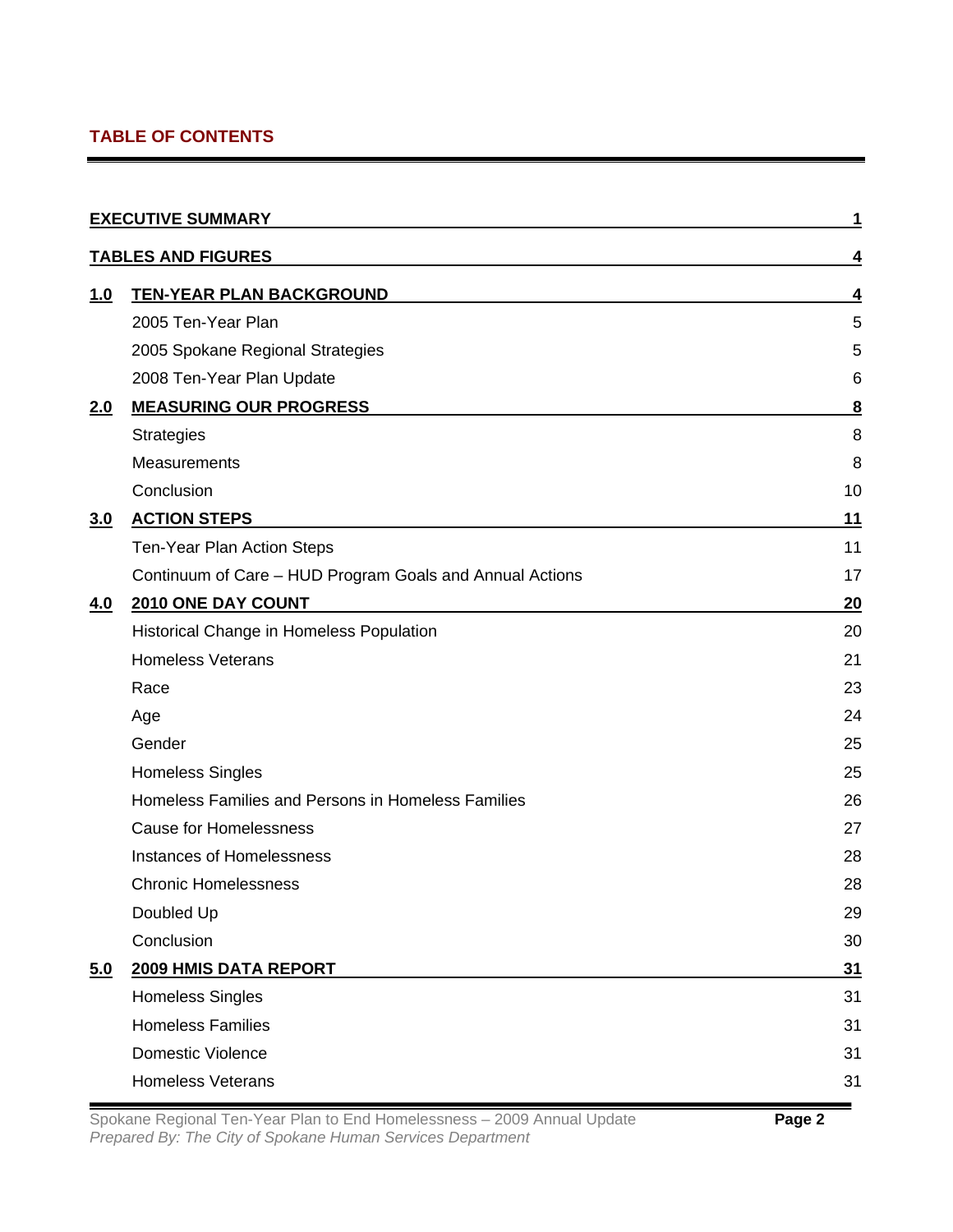## TABLE OF CONTENTS

| | | |
|---|---|---|
| **EXECUTIVE SUMMARY** | | **1** |
| **TABLES AND FIGURES** | | **4** |
| **1.0** | **TEN-YEAR PLAN BACKGROUND** | **4** |
| | 2005 Ten-Year Plan | 5 |
| | 2005 Spokane Regional Strategies | 5 |
| | 2008 Ten-Year Plan Update | 6 |
| **2.0** | **MEASURING OUR PROGRESS** | **8** |
| | Strategies | 8 |
| | Measurements | 8 |
| | Conclusion | 10 |
| **3.0** | **ACTION STEPS** | **11** |
| | Ten-Year Plan Action Steps | 11 |
| | Continuum of Care – HUD Program Goals and Annual Actions | 17 |
| **4.0** | **2010 ONE DAY COUNT** | **20** |
| | Historical Change in Homeless Population | 20 |
| | Homeless Veterans | 21 |
| | Race | 23 |
| | Age | 24 |
| | Gender | 25 |
| | Homeless Singles | 25 |
| | Homeless Families and Persons in Homeless Families | 26 |
| | Cause for Homelessness | 27 |
| | Instances of Homelessness | 28 |
| | Chronic Homelessness | 28 |
| | Doubled Up | 29 |
| | Conclusion | 30 |
| **5.0** | **2009 HMIS DATA REPORT** | **31** |
| | Homeless Singles | 31 |
| | Homeless Families | 31 |
| | Domestic Violence | 31 |
| | Homeless Veterans | 31 |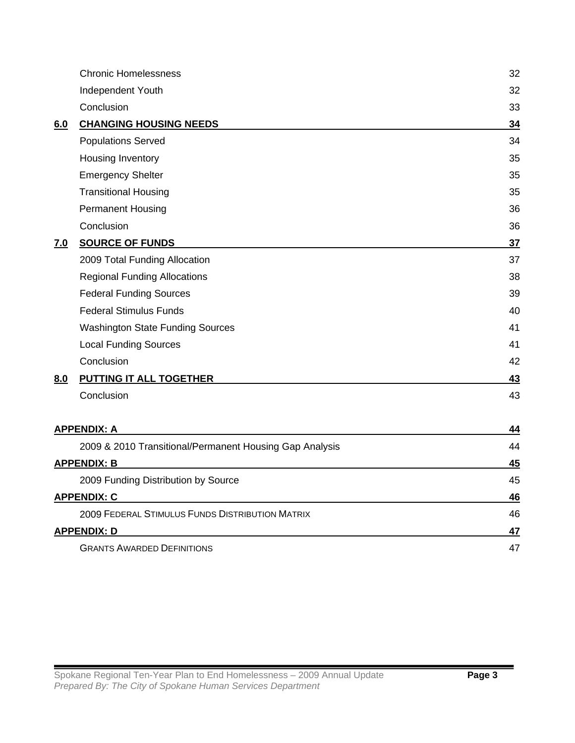| | | |
|---|---|---|
| | Chronic Homelessness | 32 |
| | Independent Youth | 32 |
| | Conclusion | 33 |
| **6.0** | **CHANGING HOUSING NEEDS** | **34** |
| | Populations Served | 34 |
| | Housing Inventory | 35 |
| | Emergency Shelter | 35 |
| | Transitional Housing | 35 |
| | Permanent Housing | 36 |
| | Conclusion | 36 |
| **7.0** | **SOURCE OF FUNDS** | **37** |
| | 2009 Total Funding Allocation | 37 |
| | Regional Funding Allocations | 38 |
| | Federal Funding Sources | 39 |
| | Federal Stimulus Funds | 40 |
| | Washington State Funding Sources | 41 |
| | Local Funding Sources | 41 |
| | Conclusion | 42 |
| **8.0** | **PUTTING IT ALL TOGETHER** | **43** |
| | Conclusion | 43 |
| **APPENDIX: A** | | **44** |
| | 2009 & 2010 Transitional/Permanent Housing Gap Analysis | 44 |
| **APPENDIX: B** | | **45** |
| | 2009 Funding Distribution by Source | 45 |
| **APPENDIX: C** | | **46** |
| | 2009 Federal Stimulus Funds Distribution Matrix | 46 |
| **APPENDIX: D** | | **47** |
| | Grants Awarded Definitions | 47 |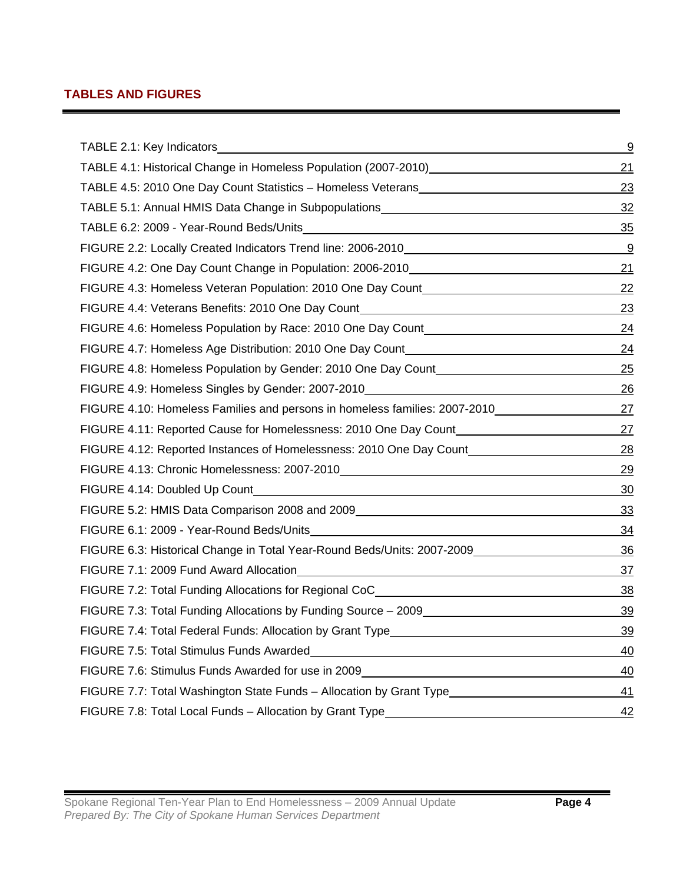## TABLES AND FIGURES

| | |
|---|---|
| TABLE 2.1: Key Indicators | 9 |
| TABLE 4.1: Historical Change in Homeless Population (2007-2010) | 21 |
| TABLE 4.5: 2010 One Day Count Statistics – Homeless Veterans | 23 |
| TABLE 5.1: Annual HMIS Data Change in Subpopulations | 32 |
| TABLE 6.2: 2009 - Year-Round Beds/Units | 35 |
| FIGURE 2.2: Locally Created Indicators Trend line: 2006-2010 | 9 |
| FIGURE 4.2: One Day Count Change in Population: 2006-2010 | 21 |
| FIGURE 4.3: Homeless Veteran Population: 2010 One Day Count | 22 |
| FIGURE 4.4: Veterans Benefits: 2010 One Day Count | 23 |
| FIGURE 4.6: Homeless Population by Race: 2010 One Day Count | 24 |
| FIGURE 4.7: Homeless Age Distribution: 2010 One Day Count | 24 |
| FIGURE 4.8: Homeless Population by Gender: 2010 One Day Count | 25 |
| FIGURE 4.9: Homeless Singles by Gender: 2007-2010 | 26 |
| FIGURE 4.10: Homeless Families and persons in homeless families: 2007-2010 | 27 |
| FIGURE 4.11: Reported Cause for Homelessness: 2010 One Day Count | 27 |
| FIGURE 4.12: Reported Instances of Homelessness: 2010 One Day Count | 28 |
| FIGURE 4.13: Chronic Homelessness: 2007-2010 | 29 |
| FIGURE 4.14: Doubled Up Count | 30 |
| FIGURE 5.2: HMIS Data Comparison 2008 and 2009 | 33 |
| FIGURE 6.1: 2009 - Year-Round Beds/Units | 34 |
| FIGURE 6.3: Historical Change in Total Year-Round Beds/Units: 2007-2009 | 36 |
| FIGURE 7.1: 2009 Fund Award Allocation | 37 |
| FIGURE 7.2: Total Funding Allocations for Regional CoC | 38 |
| FIGURE 7.3: Total Funding Allocations by Funding Source – 2009 | 39 |
| FIGURE 7.4: Total Federal Funds: Allocation by Grant Type | 39 |
| FIGURE 7.5: Total Stimulus Funds Awarded | 40 |
| FIGURE 7.6: Stimulus Funds Awarded for use in 2009 | 40 |
| FIGURE 7.7: Total Washington State Funds – Allocation by Grant Type | 41 |
| FIGURE 7.8: Total Local Funds – Allocation by Grant Type | 42 |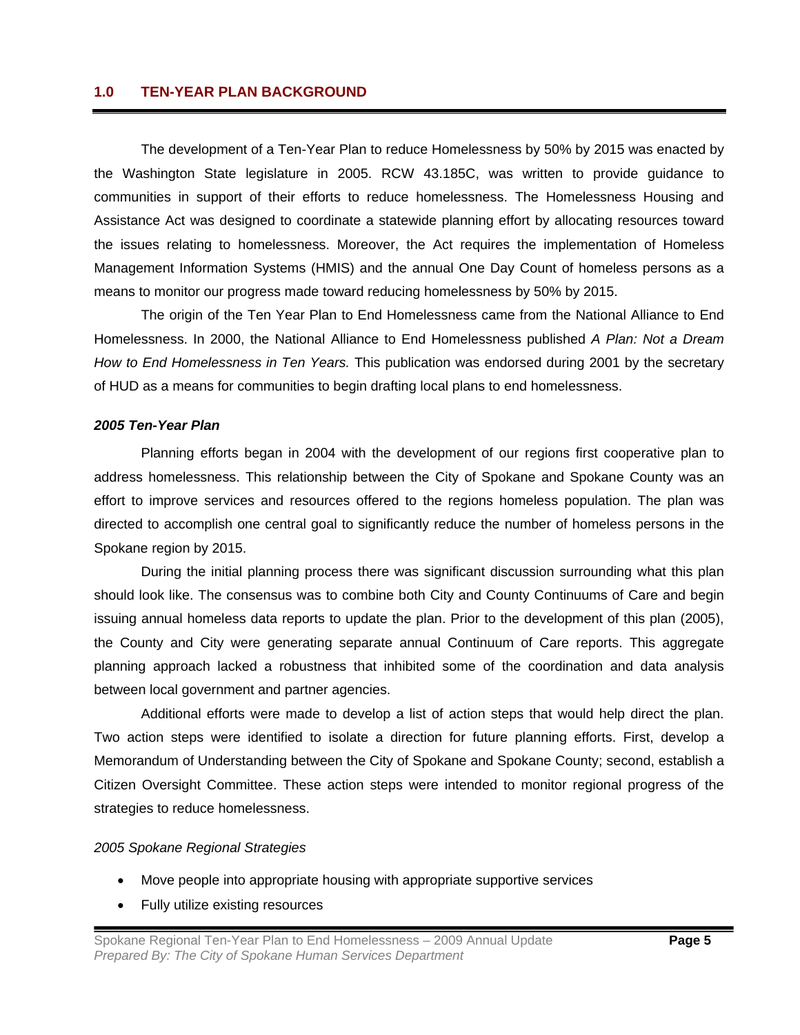## 1.0 TEN-YEAR PLAN BACKGROUND

The development of a Ten-Year Plan to reduce Homelessness by 50% by 2015 was enacted by the Washington State legislature in 2005. RCW 43.185C, was written to provide guidance to communities in support of their efforts to reduce homelessness. The Homelessness Housing and Assistance Act was designed to coordinate a statewide planning effort by allocating resources toward the issues relating to homelessness. Moreover, the Act requires the implementation of Homeless Management Information Systems (HMIS) and the annual One Day Count of homeless persons as a means to monitor our progress made toward reducing homelessness by 50% by 2015.

The origin of the Ten Year Plan to End Homelessness came from the National Alliance to End Homelessness. In 2000, the National Alliance to End Homelessness published *A Plan: Not a Dream How to End Homelessness in Ten Years.* This publication was endorsed during 2001 by the secretary of HUD as a means for communities to begin drafting local plans to end homelessness.

### *2005 Ten-Year Plan*

Planning efforts began in 2004 with the development of our regions first cooperative plan to address homelessness. This relationship between the City of Spokane and Spokane County was an effort to improve services and resources offered to the regions homeless population. The plan was directed to accomplish one central goal to significantly reduce the number of homeless persons in the Spokane region by 2015.

During the initial planning process there was significant discussion surrounding what this plan should look like. The consensus was to combine both City and County Continuums of Care and begin issuing annual homeless data reports to update the plan. Prior to the development of this plan (2005), the County and City were generating separate annual Continuum of Care reports. This aggregate planning approach lacked a robustness that inhibited some of the coordination and data analysis between local government and partner agencies.

Additional efforts were made to develop a list of action steps that would help direct the plan. Two action steps were identified to isolate a direction for future planning efforts. First, develop a Memorandum of Understanding between the City of Spokane and Spokane County; second, establish a Citizen Oversight Committee. These action steps were intended to monitor regional progress of the strategies to reduce homelessness.

*2005 Spokane Regional Strategies*

- Move people into appropriate housing with appropriate supportive services
- Fully utilize existing resources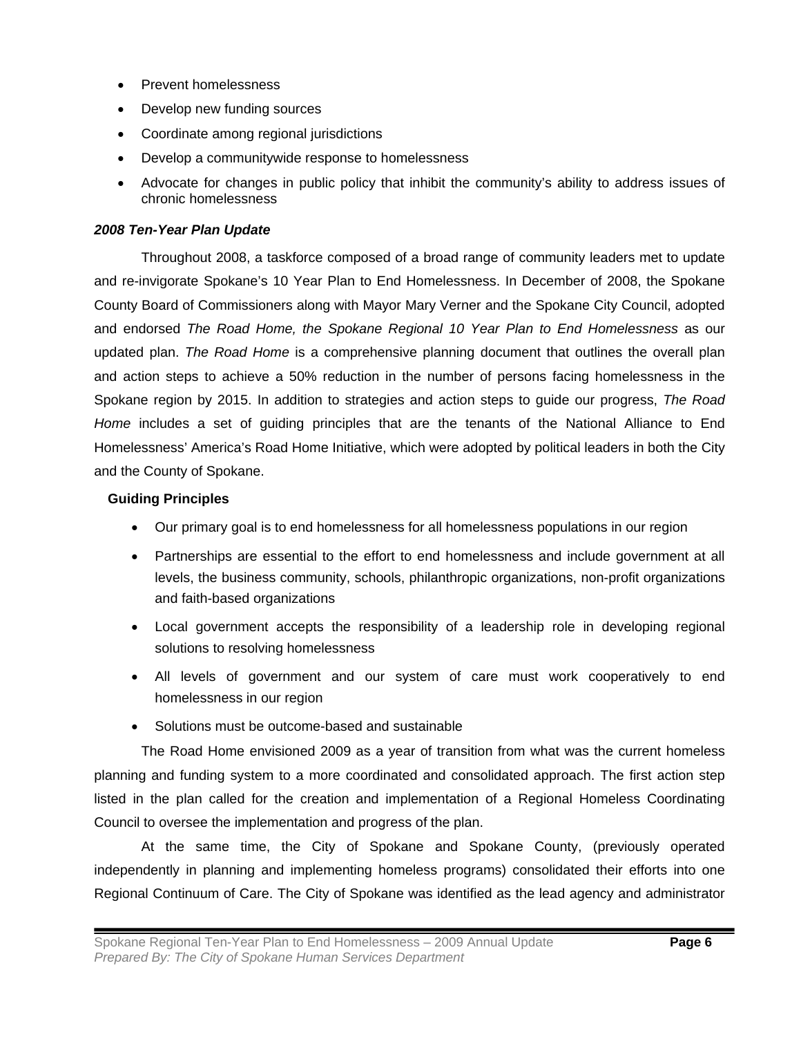- Prevent homelessness
- Develop new funding sources
- Coordinate among regional jurisdictions
- Develop a communitywide response to homelessness
- Advocate for changes in public policy that inhibit the community's ability to address issues of chronic homelessness

### *2008 Ten-Year Plan Update*

Throughout 2008, a taskforce composed of a broad range of community leaders met to update and re-invigorate Spokane's 10 Year Plan to End Homelessness. In December of 2008, the Spokane County Board of Commissioners along with Mayor Mary Verner and the Spokane City Council, adopted and endorsed *The Road Home, the Spokane Regional 10 Year Plan to End Homelessness* as our updated plan. *The Road Home* is a comprehensive planning document that outlines the overall plan and action steps to achieve a 50% reduction in the number of persons facing homelessness in the Spokane region by 2015. In addition to strategies and action steps to guide our progress, *The Road Home* includes a set of guiding principles that are the tenants of the National Alliance to End Homelessness' America's Road Home Initiative, which were adopted by political leaders in both the City and the County of Spokane.

**Guiding Principles**

- Our primary goal is to end homelessness for all homelessness populations in our region
- Partnerships are essential to the effort to end homelessness and include government at all levels, the business community, schools, philanthropic organizations, non-profit organizations and faith-based organizations
- Local government accepts the responsibility of a leadership role in developing regional solutions to resolving homelessness
- All levels of government and our system of care must work cooperatively to end homelessness in our region
- Solutions must be outcome-based and sustainable

The Road Home envisioned 2009 as a year of transition from what was the current homeless planning and funding system to a more coordinated and consolidated approach. The first action step listed in the plan called for the creation and implementation of a Regional Homeless Coordinating Council to oversee the implementation and progress of the plan.

At the same time, the City of Spokane and Spokane County, (previously operated independently in planning and implementing homeless programs) consolidated their efforts into one Regional Continuum of Care. The City of Spokane was identified as the lead agency and administrator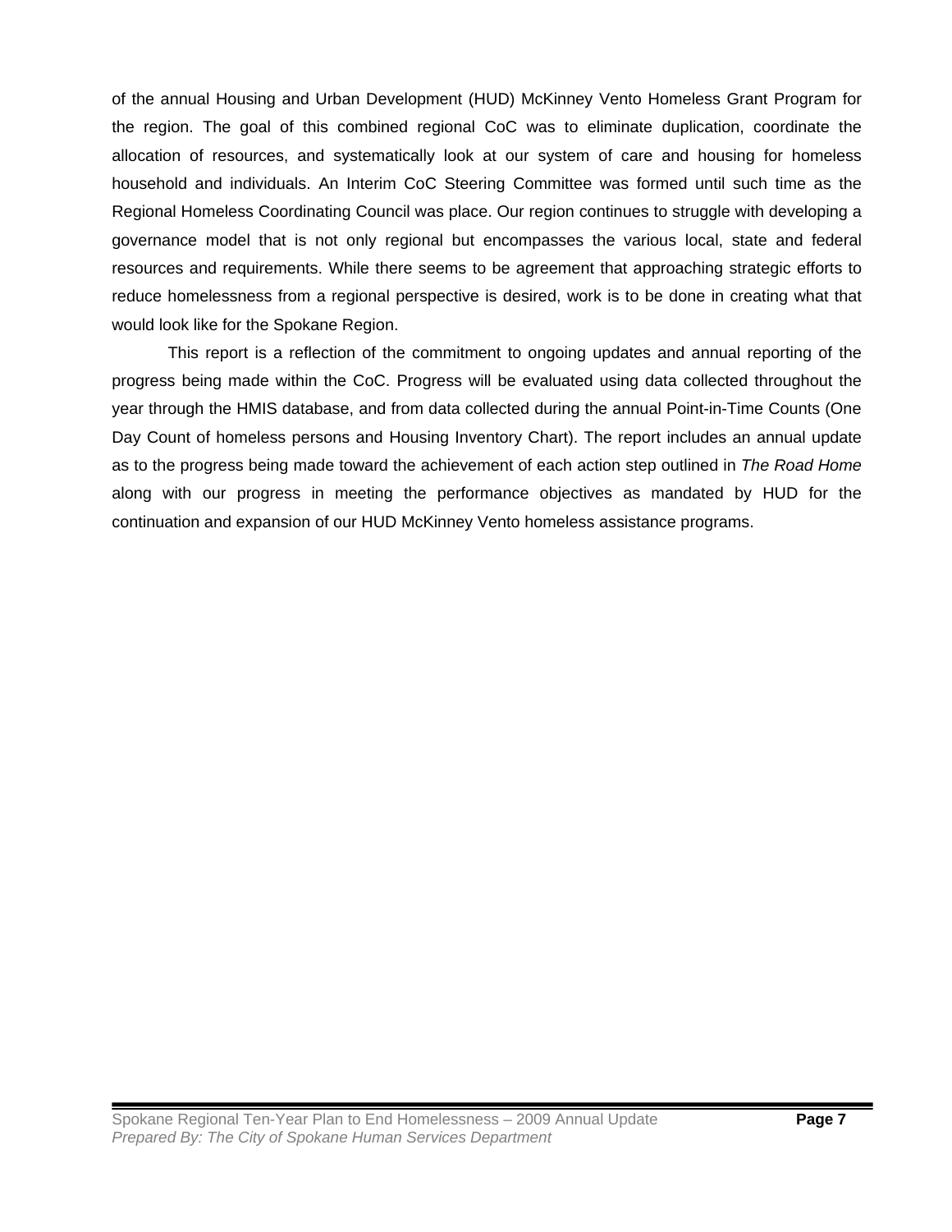of the annual Housing and Urban Development (HUD) McKinney Vento Homeless Grant Program for the region. The goal of this combined regional CoC was to eliminate duplication, coordinate the allocation of resources, and systematically look at our system of care and housing for homeless household and individuals. An Interim CoC Steering Committee was formed until such time as the Regional Homeless Coordinating Council was place. Our region continues to struggle with developing a governance model that is not only regional but encompasses the various local, state and federal resources and requirements. While there seems to be agreement that approaching strategic efforts to reduce homelessness from a regional perspective is desired, work is to be done in creating what that would look like for the Spokane Region.

This report is a reflection of the commitment to ongoing updates and annual reporting of the progress being made within the CoC. Progress will be evaluated using data collected throughout the year through the HMIS database, and from data collected during the annual Point-in-Time Counts (One Day Count of homeless persons and Housing Inventory Chart). The report includes an annual update as to the progress being made toward the achievement of each action step outlined in *The Road Home* along with our progress in meeting the performance objectives as mandated by HUD for the continuation and expansion of our HUD McKinney Vento homeless assistance programs.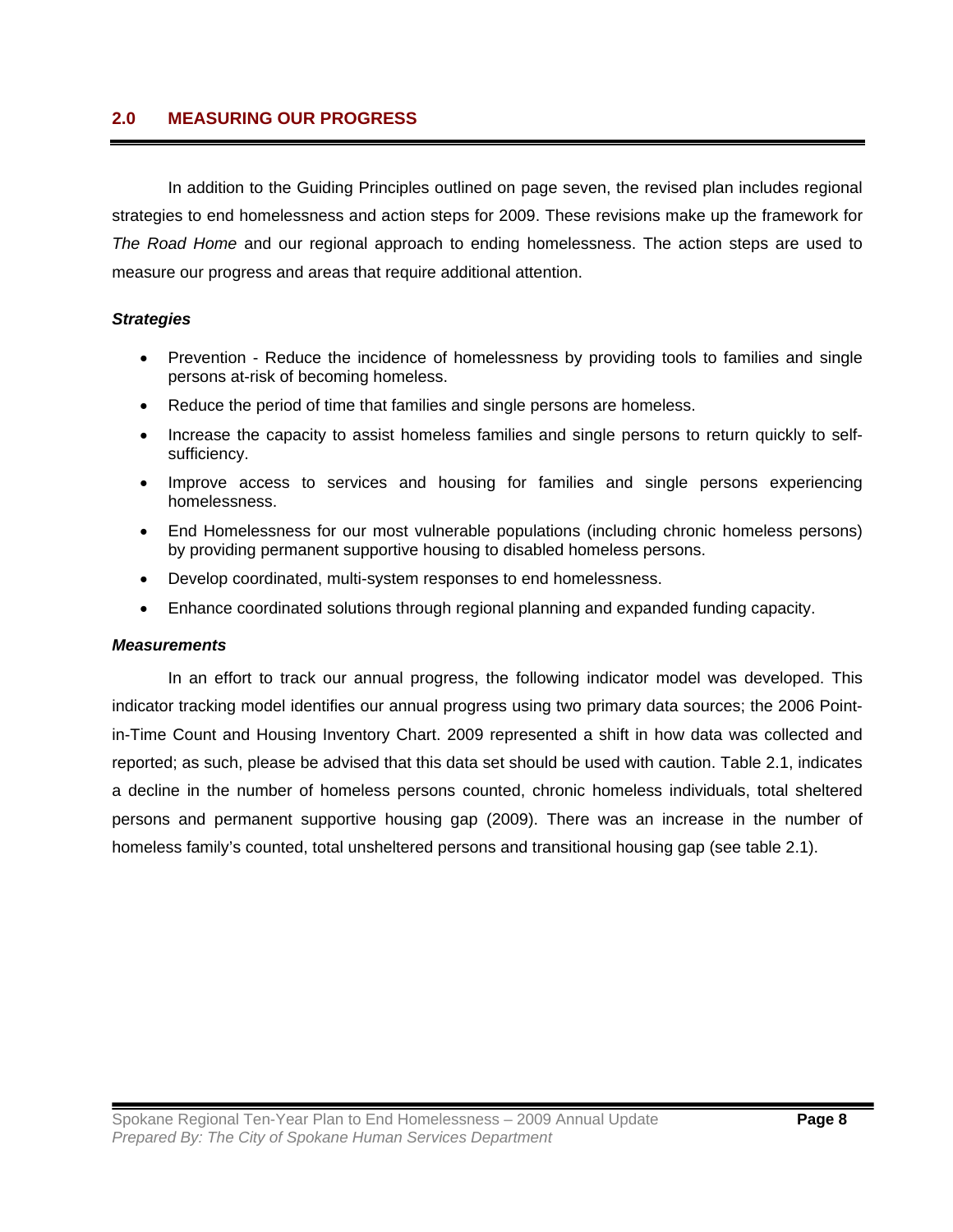## 2.0 MEASURING OUR PROGRESS

In addition to the Guiding Principles outlined on page seven, the revised plan includes regional strategies to end homelessness and action steps for 2009. These revisions make up the framework for *The Road Home* and our regional approach to ending homelessness. The action steps are used to measure our progress and areas that require additional attention.

***Strategies***

- Prevention - Reduce the incidence of homelessness by providing tools to families and single persons at-risk of becoming homeless.
- Reduce the period of time that families and single persons are homeless.
- Increase the capacity to assist homeless families and single persons to return quickly to self-sufficiency.
- Improve access to services and housing for families and single persons experiencing homelessness.
- End Homelessness for our most vulnerable populations (including chronic homeless persons) by providing permanent supportive housing to disabled homeless persons.
- Develop coordinated, multi-system responses to end homelessness.
- Enhance coordinated solutions through regional planning and expanded funding capacity.

***Measurements***

In an effort to track our annual progress, the following indicator model was developed. This indicator tracking model identifies our annual progress using two primary data sources; the 2006 Point-in-Time Count and Housing Inventory Chart. 2009 represented a shift in how data was collected and reported; as such, please be advised that this data set should be used with caution. Table 2.1, indicates a decline in the number of homeless persons counted, chronic homeless individuals, total sheltered persons and permanent supportive housing gap (2009). There was an increase in the number of homeless family's counted, total unsheltered persons and transitional housing gap (see table 2.1).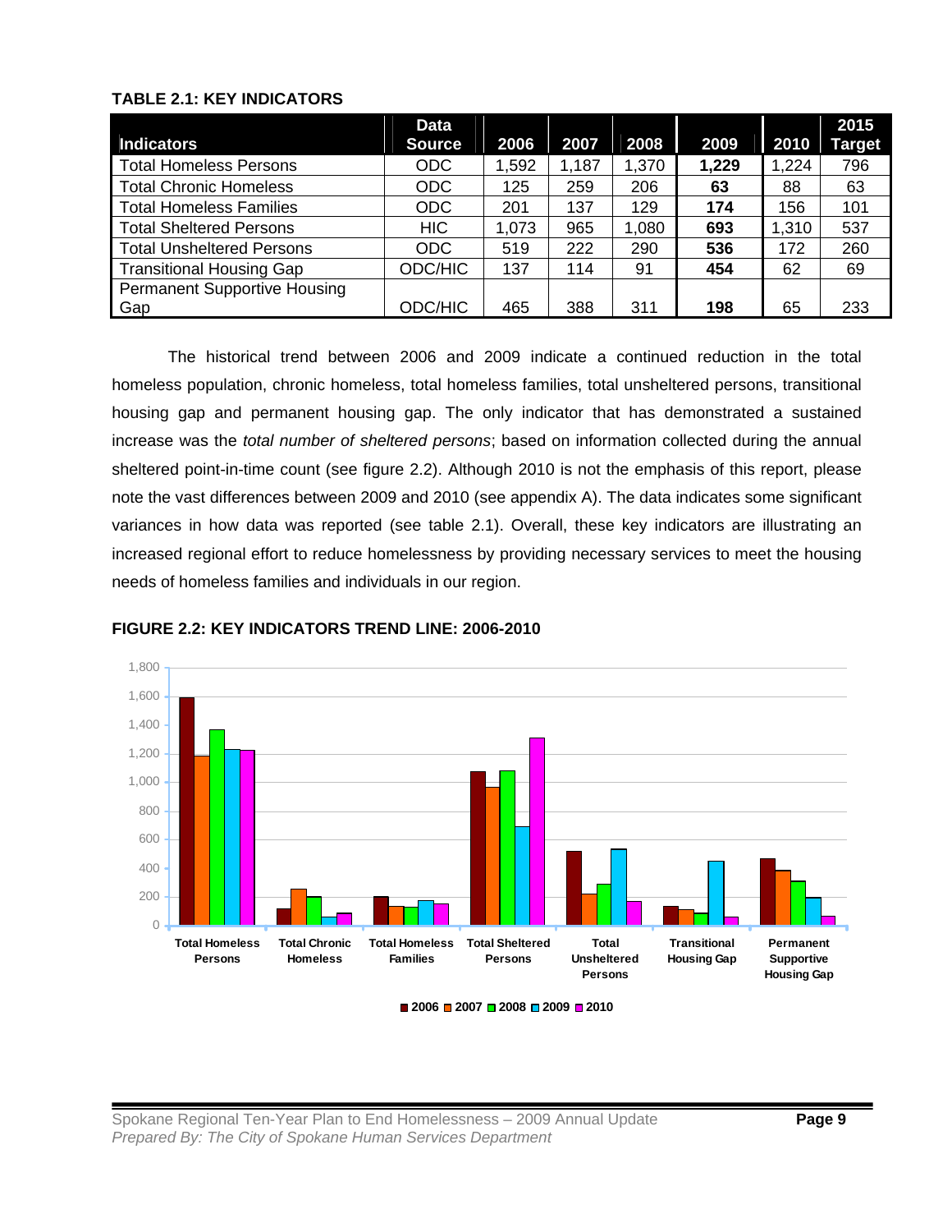**TABLE 2.1: KEY INDICATORS**

| Indicators | Data Source | 2006 | 2007 | 2008 | 2009 | 2010 | 2015 Target |
|---|---|---|---|---|---|---|---|
| Total Homeless Persons | ODC | 1,592 | 1,187 | 1,370 | **1,229** | 1,224 | 796 |
| Total Chronic Homeless | ODC | 125 | 259 | 206 | **63** | 88 | 63 |
| Total Homeless Families | ODC | 201 | 137 | 129 | **174** | 156 | 101 |
| Total Sheltered Persons | HIC | 1,073 | 965 | 1,080 | **693** | 1,310 | 537 |
| Total Unsheltered Persons | ODC | 519 | 222 | 290 | **536** | 172 | 260 |
| Transitional Housing Gap | ODC/HIC | 137 | 114 | 91 | **454** | 62 | 69 |
| Permanent Supportive Housing Gap | ODC/HIC | 465 | 388 | 311 | **198** | 65 | 233 |

The historical trend between 2006 and 2009 indicate a continued reduction in the total homeless population, chronic homeless, total homeless families, total unsheltered persons, transitional housing gap and permanent housing gap. The only indicator that has demonstrated a sustained increase was the *total number of sheltered persons*; based on information collected during the annual sheltered point-in-time count (see figure 2.2). Although 2010 is not the emphasis of this report, please note the vast differences between 2009 and 2010 (see appendix A). The data indicates some significant variances in how data was reported (see table 2.1). Overall, these key indicators are illustrating an increased regional effort to reduce homelessness by providing necessary services to meet the housing needs of homeless families and individuals in our region.

**FIGURE 2.2: KEY INDICATORS TREND LINE: 2006-2010**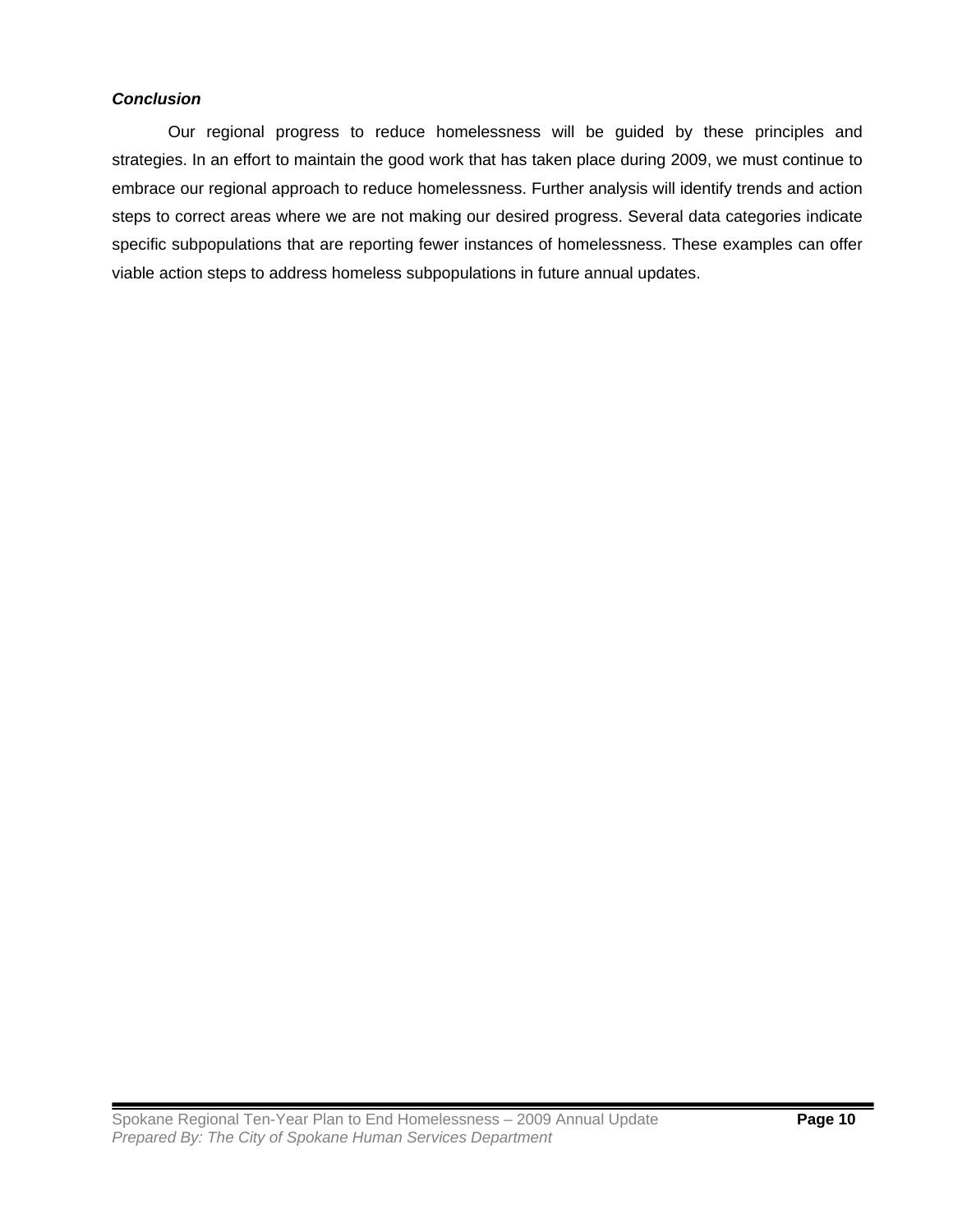***Conclusion***

Our regional progress to reduce homelessness will be guided by these principles and strategies. In an effort to maintain the good work that has taken place during 2009, we must continue to embrace our regional approach to reduce homelessness. Further analysis will identify trends and action steps to correct areas where we are not making our desired progress. Several data categories indicate specific subpopulations that are reporting fewer instances of homelessness. These examples can offer viable action steps to address homeless subpopulations in future annual updates.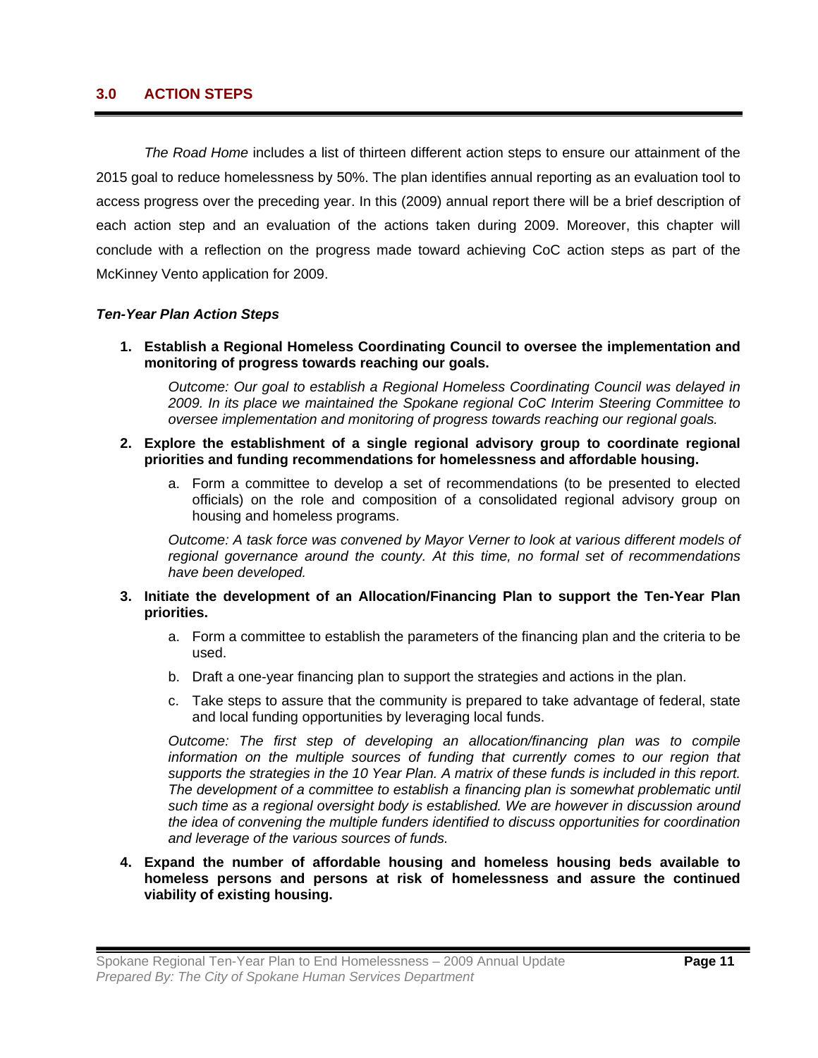## 3.0 ACTION STEPS

*The Road Home* includes a list of thirteen different action steps to ensure our attainment of the 2015 goal to reduce homelessness by 50%. The plan identifies annual reporting as an evaluation tool to access progress over the preceding year. In this (2009) annual report there will be a brief description of each action step and an evaluation of the actions taken during 2009. Moreover, this chapter will conclude with a reflection on the progress made toward achieving CoC action steps as part of the McKinney Vento application for 2009.

### *Ten-Year Plan Action Steps*

1. **Establish a Regional Homeless Coordinating Council to oversee the implementation and monitoring of progress towards reaching our goals.**

   *Outcome: Our goal to establish a Regional Homeless Coordinating Council was delayed in 2009. In its place we maintained the Spokane regional CoC Interim Steering Committee to oversee implementation and monitoring of progress towards reaching our regional goals.*

2. **Explore the establishment of a single regional advisory group to coordinate regional priorities and funding recommendations for homelessness and affordable housing.**

   a. Form a committee to develop a set of recommendations (to be presented to elected officials) on the role and composition of a consolidated regional advisory group on housing and homeless programs.

   *Outcome: A task force was convened by Mayor Verner to look at various different models of regional governance around the county. At this time, no formal set of recommendations have been developed.*

3. **Initiate the development of an Allocation/Financing Plan to support the Ten-Year Plan priorities.**

   a. Form a committee to establish the parameters of the financing plan and the criteria to be used.

   b. Draft a one-year financing plan to support the strategies and actions in the plan.

   c. Take steps to assure that the community is prepared to take advantage of federal, state and local funding opportunities by leveraging local funds.

   *Outcome: The first step of developing an allocation/financing plan was to compile information on the multiple sources of funding that currently comes to our region that supports the strategies in the 10 Year Plan. A matrix of these funds is included in this report. The development of a committee to establish a financing plan is somewhat problematic until such time as a regional oversight body is established. We are however in discussion around the idea of convening the multiple funders identified to discuss opportunities for coordination and leverage of the various sources of funds.*

4. **Expand the number of affordable housing and homeless housing beds available to homeless persons and persons at risk of homelessness and assure the continued viability of existing housing.**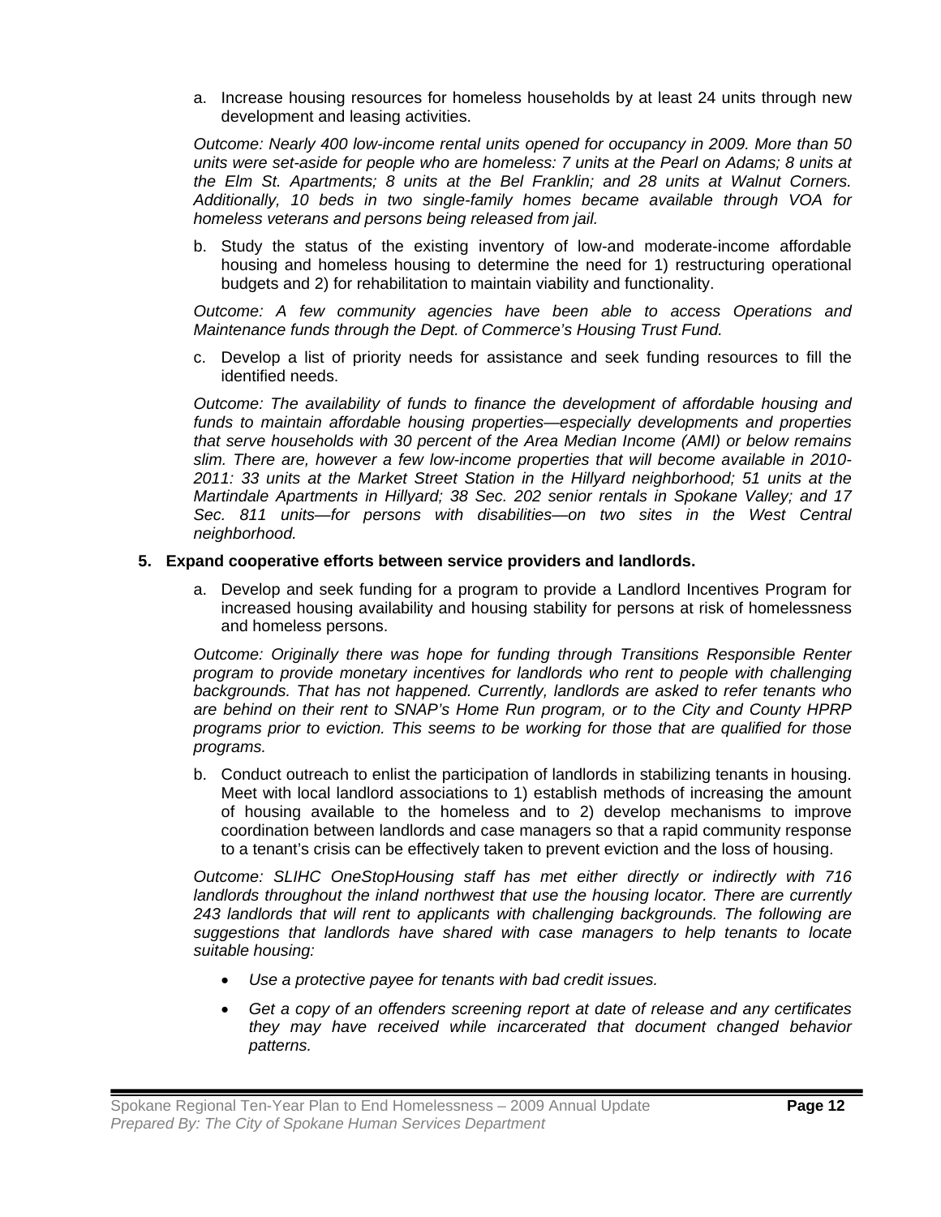a. Increase housing resources for homeless households by at least 24 units through new development and leasing activities.

*Outcome: Nearly 400 low-income rental units opened for occupancy in 2009. More than 50 units were set-aside for people who are homeless: 7 units at the Pearl on Adams; 8 units at the Elm St. Apartments; 8 units at the Bel Franklin; and 28 units at Walnut Corners. Additionally, 10 beds in two single-family homes became available through VOA for homeless veterans and persons being released from jail.*

b. Study the status of the existing inventory of low-and moderate-income affordable housing and homeless housing to determine the need for 1) restructuring operational budgets and 2) for rehabilitation to maintain viability and functionality.

*Outcome: A few community agencies have been able to access Operations and Maintenance funds through the Dept. of Commerce's Housing Trust Fund.*

c. Develop a list of priority needs for assistance and seek funding resources to fill the identified needs.

*Outcome: The availability of funds to finance the development of affordable housing and funds to maintain affordable housing properties—especially developments and properties that serve households with 30 percent of the Area Median Income (AMI) or below remains slim. There are, however a few low-income properties that will become available in 2010-2011: 33 units at the Market Street Station in the Hillyard neighborhood; 51 units at the Martindale Apartments in Hillyard; 38 Sec. 202 senior rentals in Spokane Valley; and 17 Sec. 811 units—for persons with disabilities—on two sites in the West Central neighborhood.*

**5. Expand cooperative efforts between service providers and landlords.**

a. Develop and seek funding for a program to provide a Landlord Incentives Program for increased housing availability and housing stability for persons at risk of homelessness and homeless persons.

*Outcome: Originally there was hope for funding through Transitions Responsible Renter program to provide monetary incentives for landlords who rent to people with challenging backgrounds. That has not happened. Currently, landlords are asked to refer tenants who are behind on their rent to SNAP's Home Run program, or to the City and County HPRP programs prior to eviction. This seems to be working for those that are qualified for those programs.*

b. Conduct outreach to enlist the participation of landlords in stabilizing tenants in housing. Meet with local landlord associations to 1) establish methods of increasing the amount of housing available to the homeless and to 2) develop mechanisms to improve coordination between landlords and case managers so that a rapid community response to a tenant's crisis can be effectively taken to prevent eviction and the loss of housing.

*Outcome: SLIHC OneStopHousing staff has met either directly or indirectly with 716 landlords throughout the inland northwest that use the housing locator. There are currently 243 landlords that will rent to applicants with challenging backgrounds. The following are suggestions that landlords have shared with case managers to help tenants to locate suitable housing:*

- *Use a protective payee for tenants with bad credit issues.*
- *Get a copy of an offenders screening report at date of release and any certificates they may have received while incarcerated that document changed behavior patterns.*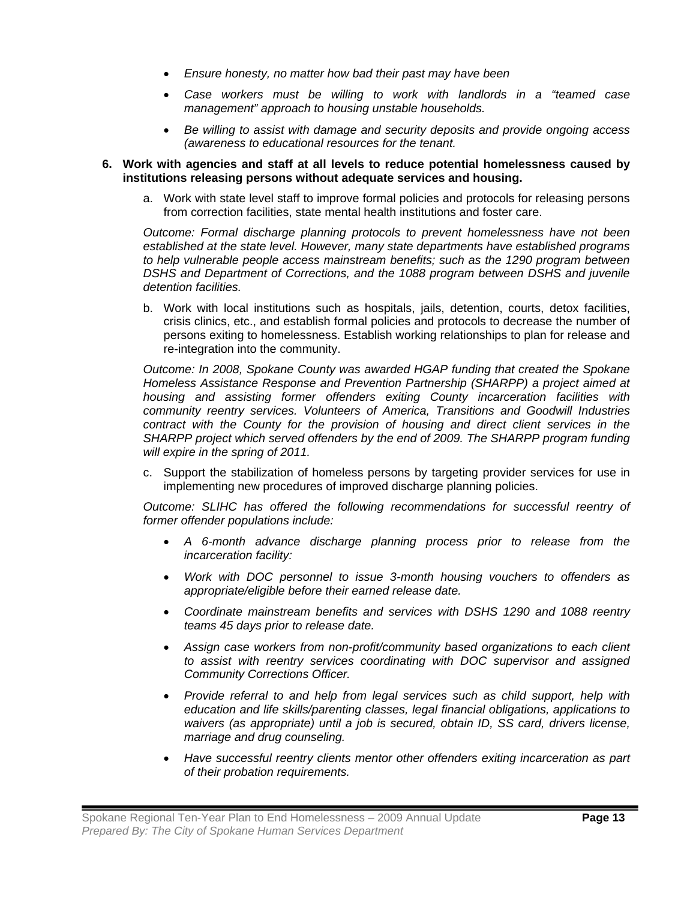- *Ensure honesty, no matter how bad their past may have been*
- *Case workers must be willing to work with landlords in a "teamed case management" approach to housing unstable households.*
- *Be willing to assist with damage and security deposits and provide ongoing access (awareness to educational resources for the tenant.*

**6. Work with agencies and staff at all levels to reduce potential homelessness caused by institutions releasing persons without adequate services and housing.**

a. Work with state level staff to improve formal policies and protocols for releasing persons from correction facilities, state mental health institutions and foster care.

*Outcome: Formal discharge planning protocols to prevent homelessness have not been established at the state level. However, many state departments have established programs to help vulnerable people access mainstream benefits; such as the 1290 program between DSHS and Department of Corrections, and the 1088 program between DSHS and juvenile detention facilities.*

b. Work with local institutions such as hospitals, jails, detention, courts, detox facilities, crisis clinics, etc., and establish formal policies and protocols to decrease the number of persons exiting to homelessness. Establish working relationships to plan for release and re-integration into the community.

*Outcome: In 2008, Spokane County was awarded HGAP funding that created the Spokane Homeless Assistance Response and Prevention Partnership (SHARPP) a project aimed at housing and assisting former offenders exiting County incarceration facilities with community reentry services. Volunteers of America, Transitions and Goodwill Industries contract with the County for the provision of housing and direct client services in the SHARPP project which served offenders by the end of 2009. The SHARPP program funding will expire in the spring of 2011.*

c. Support the stabilization of homeless persons by targeting provider services for use in implementing new procedures of improved discharge planning policies.

*Outcome: SLIHC has offered the following recommendations for successful reentry of former offender populations include:*

- *A 6-month advance discharge planning process prior to release from the incarceration facility:*
- *Work with DOC personnel to issue 3-month housing vouchers to offenders as appropriate/eligible before their earned release date.*
- *Coordinate mainstream benefits and services with DSHS 1290 and 1088 reentry teams 45 days prior to release date.*
- *Assign case workers from non-profit/community based organizations to each client to assist with reentry services coordinating with DOC supervisor and assigned Community Corrections Officer.*
- *Provide referral to and help from legal services such as child support, help with education and life skills/parenting classes, legal financial obligations, applications to waivers (as appropriate) until a job is secured, obtain ID, SS card, drivers license, marriage and drug counseling.*
- *Have successful reentry clients mentor other offenders exiting incarceration as part of their probation requirements.*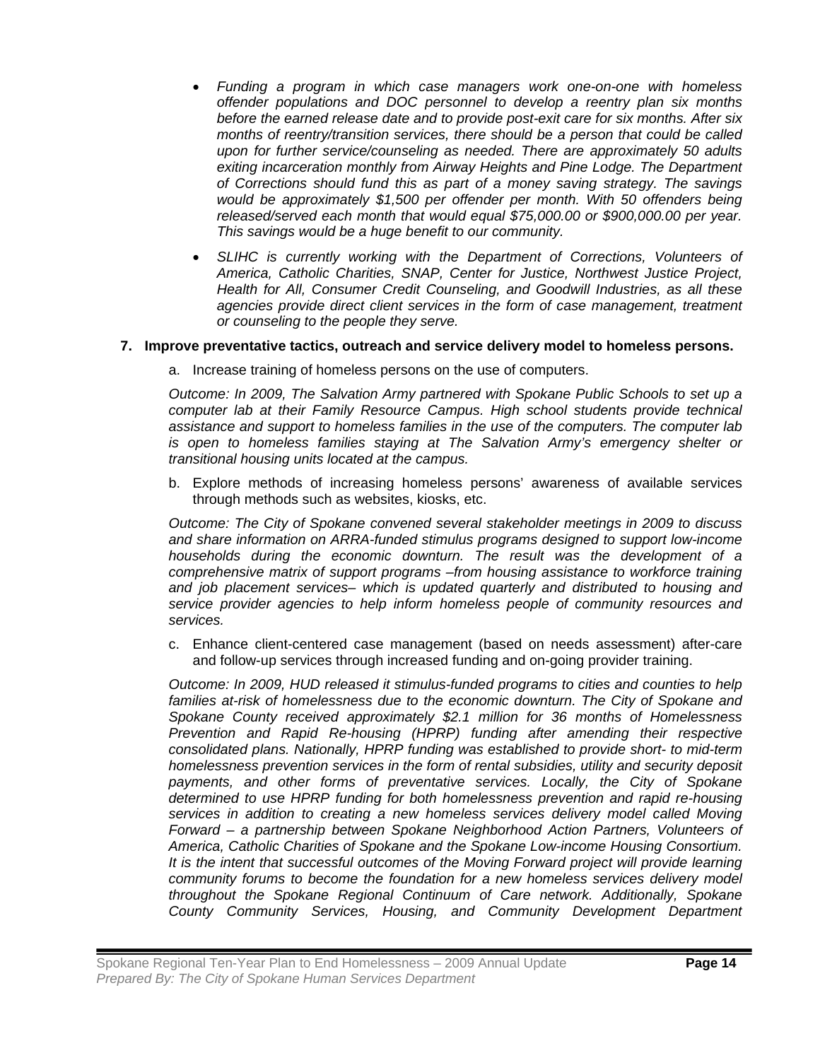- *Funding a program in which case managers work one-on-one with homeless offender populations and DOC personnel to develop a reentry plan six months before the earned release date and to provide post-exit care for six months. After six months of reentry/transition services, there should be a person that could be called upon for further service/counseling as needed. There are approximately 50 adults exiting incarceration monthly from Airway Heights and Pine Lodge. The Department of Corrections should fund this as part of a money saving strategy. The savings would be approximately $1,500 per offender per month. With 50 offenders being released/served each month that would equal $75,000.00 or $900,000.00 per year. This savings would be a huge benefit to our community.*

- *SLIHC is currently working with the Department of Corrections, Volunteers of America, Catholic Charities, SNAP, Center for Justice, Northwest Justice Project, Health for All, Consumer Credit Counseling, and Goodwill Industries, as all these agencies provide direct client services in the form of case management, treatment or counseling to the people they serve.*

**7. Improve preventative tactics, outreach and service delivery model to homeless persons.**

a. Increase training of homeless persons on the use of computers.

*Outcome: In 2009, The Salvation Army partnered with Spokane Public Schools to set up a computer lab at their Family Resource Campus. High school students provide technical assistance and support to homeless families in the use of the computers. The computer lab is open to homeless families staying at The Salvation Army's emergency shelter or transitional housing units located at the campus.*

b. Explore methods of increasing homeless persons' awareness of available services through methods such as websites, kiosks, etc.

*Outcome: The City of Spokane convened several stakeholder meetings in 2009 to discuss and share information on ARRA-funded stimulus programs designed to support low-income households during the economic downturn. The result was the development of a comprehensive matrix of support programs –from housing assistance to workforce training and job placement services– which is updated quarterly and distributed to housing and service provider agencies to help inform homeless people of community resources and services.*

c. Enhance client-centered case management (based on needs assessment) after-care and follow-up services through increased funding and on-going provider training.

*Outcome: In 2009, HUD released it stimulus-funded programs to cities and counties to help families at-risk of homelessness due to the economic downturn. The City of Spokane and Spokane County received approximately $2.1 million for 36 months of Homelessness Prevention and Rapid Re-housing (HPRP) funding after amending their respective consolidated plans. Nationally, HPRP funding was established to provide short- to mid-term homelessness prevention services in the form of rental subsidies, utility and security deposit payments, and other forms of preventative services. Locally, the City of Spokane determined to use HPRP funding for both homelessness prevention and rapid re-housing services in addition to creating a new homeless services delivery model called Moving Forward – a partnership between Spokane Neighborhood Action Partners, Volunteers of America, Catholic Charities of Spokane and the Spokane Low-income Housing Consortium. It is the intent that successful outcomes of the Moving Forward project will provide learning community forums to become the foundation for a new homeless services delivery model throughout the Spokane Regional Continuum of Care network. Additionally, Spokane County Community Services, Housing, and Community Development Department*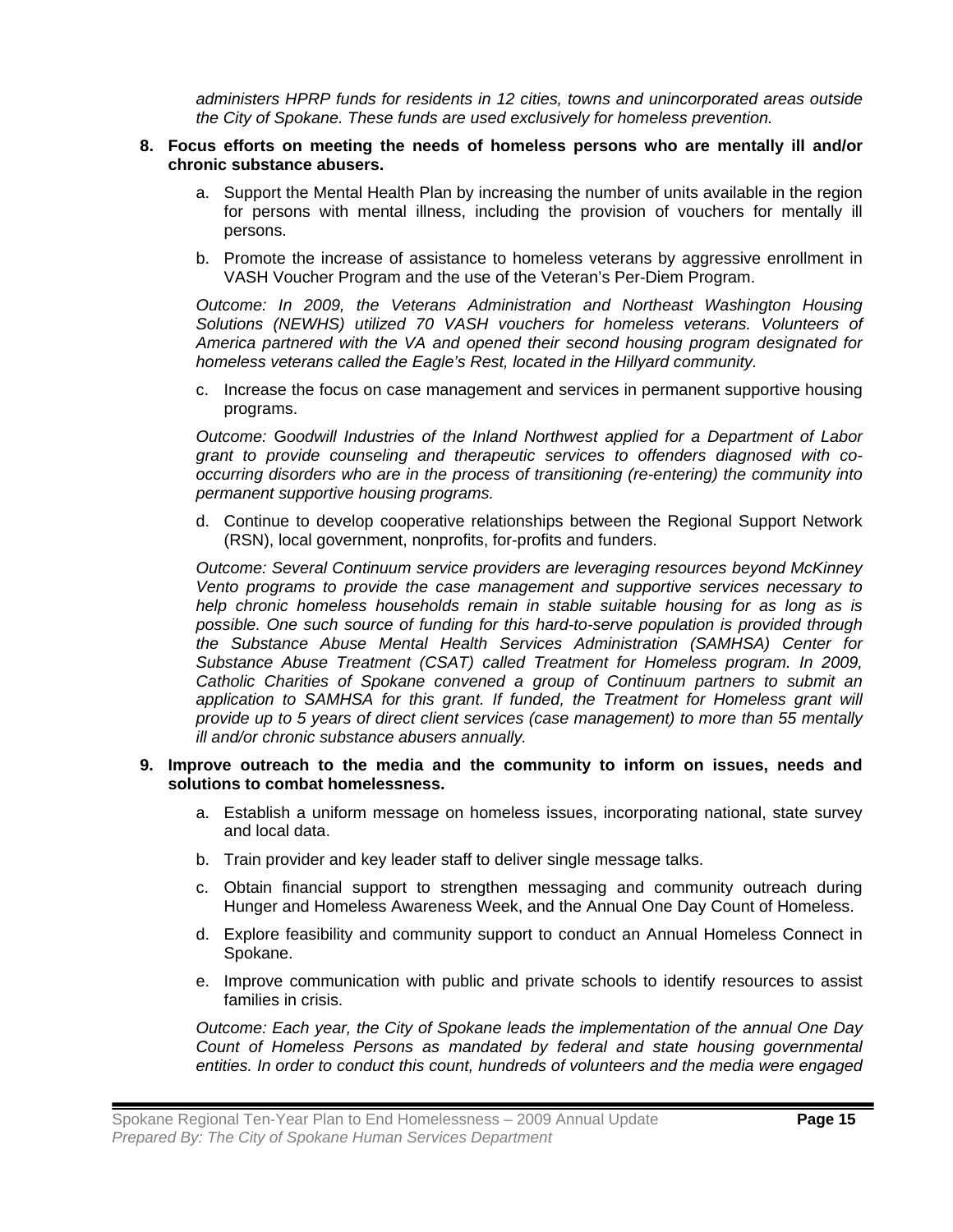*administers HPRP funds for residents in 12 cities, towns and unincorporated areas outside the City of Spokane. These funds are used exclusively for homeless prevention.*

**8. Focus efforts on meeting the needs of homeless persons who are mentally ill and/or chronic substance abusers.**

a. Support the Mental Health Plan by increasing the number of units available in the region for persons with mental illness, including the provision of vouchers for mentally ill persons.

b. Promote the increase of assistance to homeless veterans by aggressive enrollment in VASH Voucher Program and the use of the Veteran's Per-Diem Program.

*Outcome: In 2009, the Veterans Administration and Northeast Washington Housing Solutions (NEWHS) utilized 70 VASH vouchers for homeless veterans. Volunteers of America partnered with the VA and opened their second housing program designated for homeless veterans called the Eagle's Rest, located in the Hillyard community.*

c. Increase the focus on case management and services in permanent supportive housing programs.

*Outcome: Goodwill Industries of the Inland Northwest applied for a Department of Labor grant to provide counseling and therapeutic services to offenders diagnosed with co-occurring disorders who are in the process of transitioning (re-entering) the community into permanent supportive housing programs.*

d. Continue to develop cooperative relationships between the Regional Support Network (RSN), local government, nonprofits, for-profits and funders.

*Outcome: Several Continuum service providers are leveraging resources beyond McKinney Vento programs to provide the case management and supportive services necessary to help chronic homeless households remain in stable suitable housing for as long as is possible. One such source of funding for this hard-to-serve population is provided through the Substance Abuse Mental Health Services Administration (SAMHSA) Center for Substance Abuse Treatment (CSAT) called Treatment for Homeless program. In 2009, Catholic Charities of Spokane convened a group of Continuum partners to submit an application to SAMHSA for this grant. If funded, the Treatment for Homeless grant will provide up to 5 years of direct client services (case management) to more than 55 mentally ill and/or chronic substance abusers annually.*

**9. Improve outreach to the media and the community to inform on issues, needs and solutions to combat homelessness.**

a. Establish a uniform message on homeless issues, incorporating national, state survey and local data.

b. Train provider and key leader staff to deliver single message talks.

c. Obtain financial support to strengthen messaging and community outreach during Hunger and Homeless Awareness Week, and the Annual One Day Count of Homeless.

d. Explore feasibility and community support to conduct an Annual Homeless Connect in Spokane.

e. Improve communication with public and private schools to identify resources to assist families in crisis.

*Outcome: Each year, the City of Spokane leads the implementation of the annual One Day Count of Homeless Persons as mandated by federal and state housing governmental entities. In order to conduct this count, hundreds of volunteers and the media were engaged*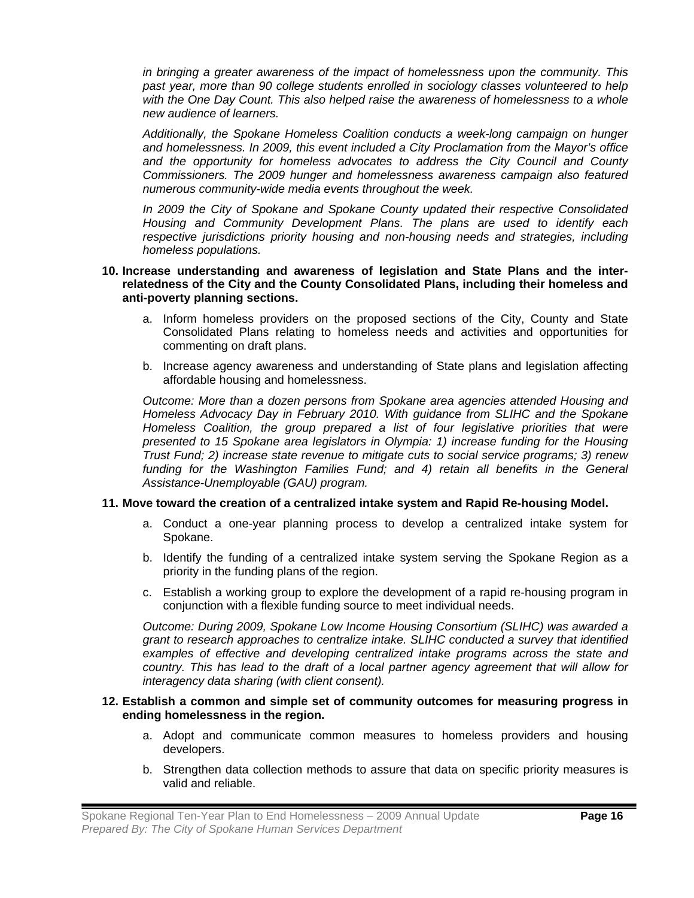*in bringing a greater awareness of the impact of homelessness upon the community. This past year, more than 90 college students enrolled in sociology classes volunteered to help with the One Day Count. This also helped raise the awareness of homelessness to a whole new audience of learners.*

*Additionally, the Spokane Homeless Coalition conducts a week-long campaign on hunger and homelessness. In 2009, this event included a City Proclamation from the Mayor's office and the opportunity for homeless advocates to address the City Council and County Commissioners. The 2009 hunger and homelessness awareness campaign also featured numerous community-wide media events throughout the week.*

*In 2009 the City of Spokane and Spokane County updated their respective Consolidated Housing and Community Development Plans. The plans are used to identify each respective jurisdictions priority housing and non-housing needs and strategies, including homeless populations.*

**10. Increase understanding and awareness of legislation and State Plans and the inter-relatedness of the City and the County Consolidated Plans, including their homeless and anti-poverty planning sections.**

a. Inform homeless providers on the proposed sections of the City, County and State Consolidated Plans relating to homeless needs and activities and opportunities for commenting on draft plans.

b. Increase agency awareness and understanding of State plans and legislation affecting affordable housing and homelessness.

*Outcome: More than a dozen persons from Spokane area agencies attended Housing and Homeless Advocacy Day in February 2010. With guidance from SLIHC and the Spokane Homeless Coalition, the group prepared a list of four legislative priorities that were presented to 15 Spokane area legislators in Olympia: 1) increase funding for the Housing Trust Fund; 2) increase state revenue to mitigate cuts to social service programs; 3) renew funding for the Washington Families Fund; and 4) retain all benefits in the General Assistance-Unemployable (GAU) program.*

**11. Move toward the creation of a centralized intake system and Rapid Re-housing Model.**

a. Conduct a one-year planning process to develop a centralized intake system for Spokane.

b. Identify the funding of a centralized intake system serving the Spokane Region as a priority in the funding plans of the region.

c. Establish a working group to explore the development of a rapid re-housing program in conjunction with a flexible funding source to meet individual needs.

*Outcome: During 2009, Spokane Low Income Housing Consortium (SLIHC) was awarded a grant to research approaches to centralize intake. SLIHC conducted a survey that identified examples of effective and developing centralized intake programs across the state and country. This has lead to the draft of a local partner agency agreement that will allow for interagency data sharing (with client consent).*

**12. Establish a common and simple set of community outcomes for measuring progress in ending homelessness in the region.**

a. Adopt and communicate common measures to homeless providers and housing developers.

b. Strengthen data collection methods to assure that data on specific priority measures is valid and reliable.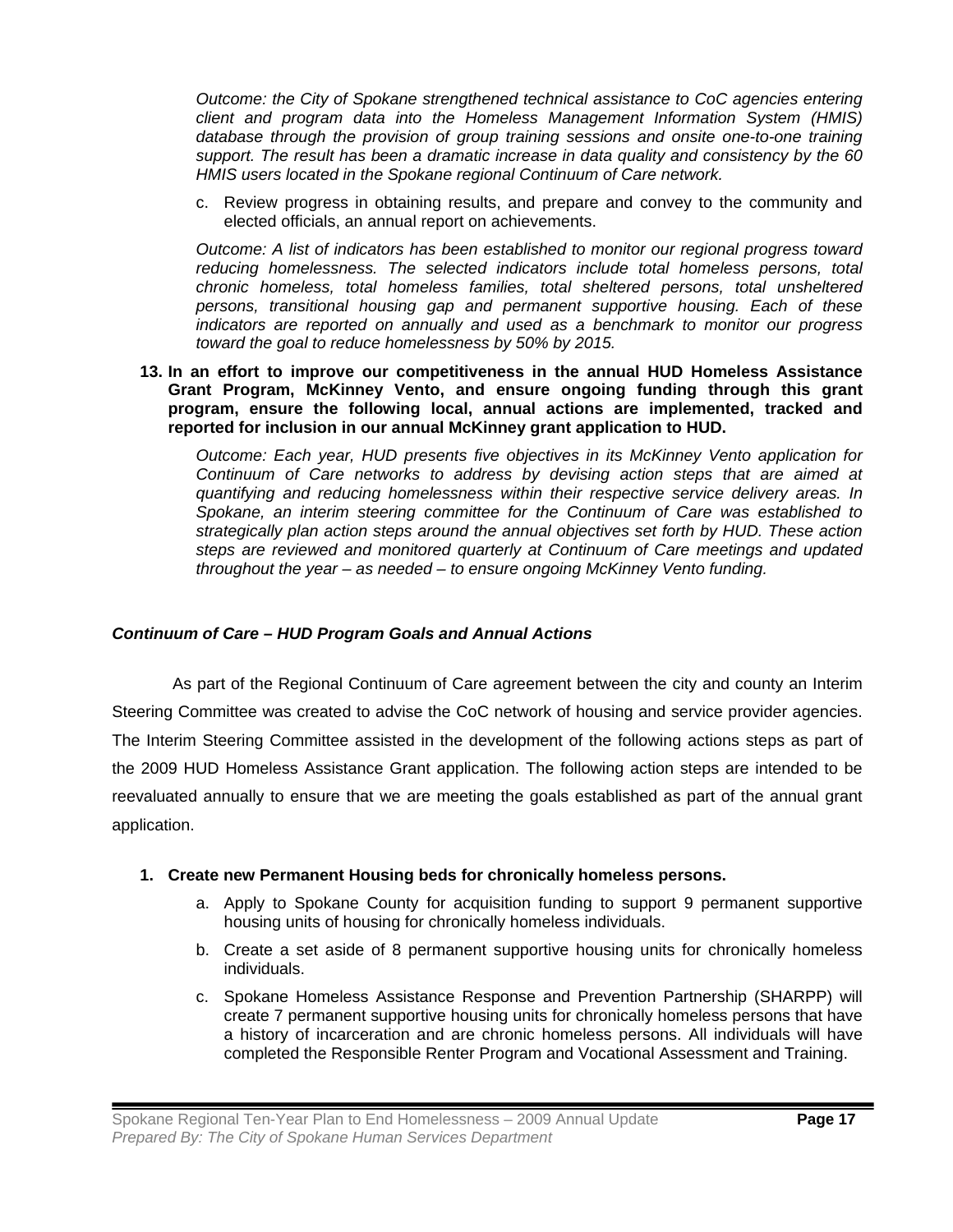*Outcome: the City of Spokane strengthened technical assistance to CoC agencies entering client and program data into the Homeless Management Information System (HMIS) database through the provision of group training sessions and onsite one-to-one training support. The result has been a dramatic increase in data quality and consistency by the 60 HMIS users located in the Spokane regional Continuum of Care network.*

c. Review progress in obtaining results, and prepare and convey to the community and elected officials, an annual report on achievements.

*Outcome: A list of indicators has been established to monitor our regional progress toward reducing homelessness. The selected indicators include total homeless persons, total chronic homeless, total homeless families, total sheltered persons, total unsheltered persons, transitional housing gap and permanent supportive housing. Each of these indicators are reported on annually and used as a benchmark to monitor our progress toward the goal to reduce homelessness by 50% by 2015.*

**13. In an effort to improve our competitiveness in the annual HUD Homeless Assistance Grant Program, McKinney Vento, and ensure ongoing funding through this grant program, ensure the following local, annual actions are implemented, tracked and reported for inclusion in our annual McKinney grant application to HUD.**

*Outcome: Each year, HUD presents five objectives in its McKinney Vento application for Continuum of Care networks to address by devising action steps that are aimed at quantifying and reducing homelessness within their respective service delivery areas. In Spokane, an interim steering committee for the Continuum of Care was established to strategically plan action steps around the annual objectives set forth by HUD. These action steps are reviewed and monitored quarterly at Continuum of Care meetings and updated throughout the year – as needed – to ensure ongoing McKinney Vento funding.*

### *Continuum of Care – HUD Program Goals and Annual Actions*

As part of the Regional Continuum of Care agreement between the city and county an Interim Steering Committee was created to advise the CoC network of housing and service provider agencies. The Interim Steering Committee assisted in the development of the following actions steps as part of the 2009 HUD Homeless Assistance Grant application. The following action steps are intended to be reevaluated annually to ensure that we are meeting the goals established as part of the annual grant application.

**1. Create new Permanent Housing beds for chronically homeless persons.**

a. Apply to Spokane County for acquisition funding to support 9 permanent supportive housing units of housing for chronically homeless individuals.

b. Create a set aside of 8 permanent supportive housing units for chronically homeless individuals.

c. Spokane Homeless Assistance Response and Prevention Partnership (SHARPP) will create 7 permanent supportive housing units for chronically homeless persons that have a history of incarceration and are chronic homeless persons. All individuals will have completed the Responsible Renter Program and Vocational Assessment and Training.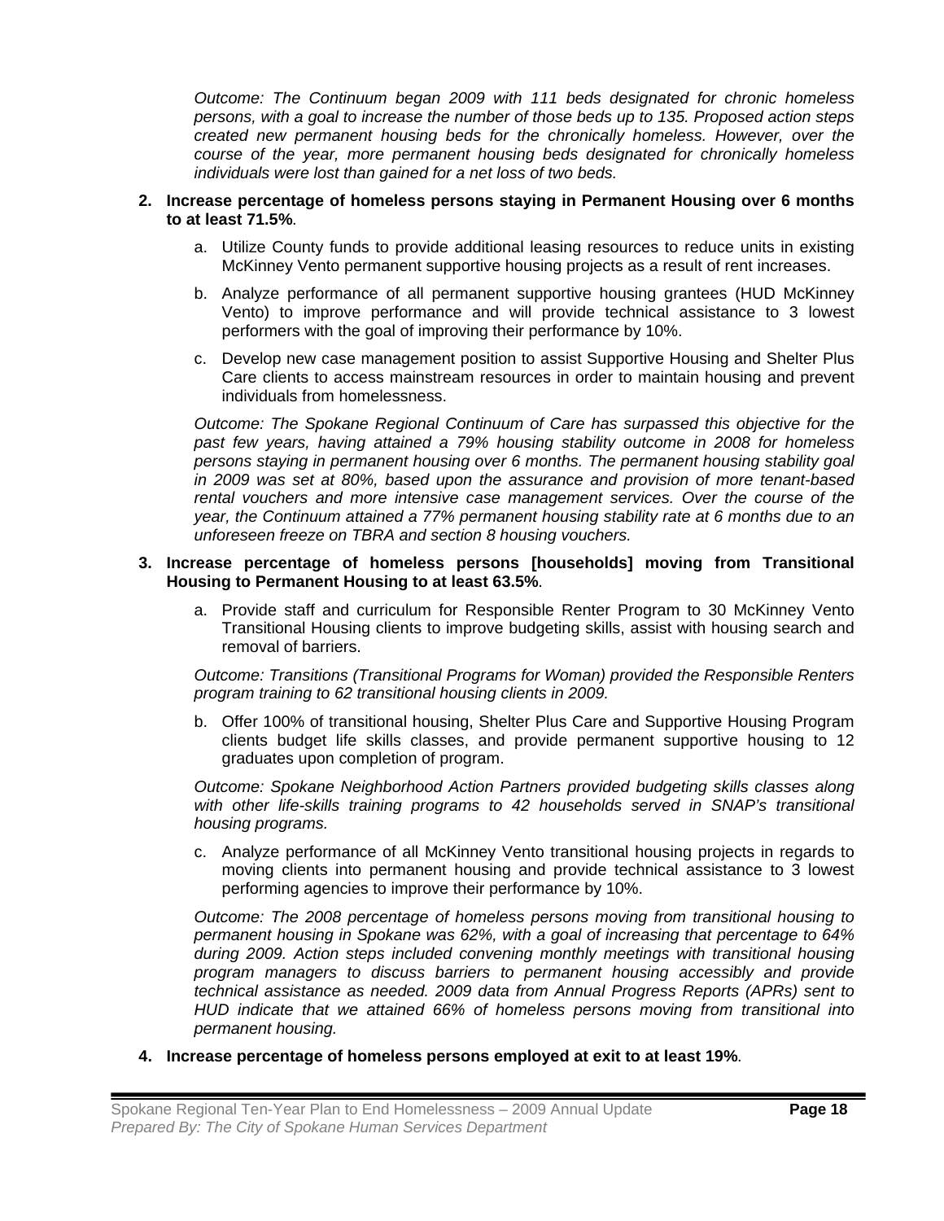*Outcome: The Continuum began 2009 with 111 beds designated for chronic homeless persons, with a goal to increase the number of those beds up to 135. Proposed action steps created new permanent housing beds for the chronically homeless. However, over the course of the year, more permanent housing beds designated for chronically homeless individuals were lost than gained for a net loss of two beds.*

2. **Increase percentage of homeless persons staying in Permanent Housing over 6 months to at least 71.5%**.

   a. Utilize County funds to provide additional leasing resources to reduce units in existing McKinney Vento permanent supportive housing projects as a result of rent increases.

   b. Analyze performance of all permanent supportive housing grantees (HUD McKinney Vento) to improve performance and will provide technical assistance to 3 lowest performers with the goal of improving their performance by 10%.

   c. Develop new case management position to assist Supportive Housing and Shelter Plus Care clients to access mainstream resources in order to maintain housing and prevent individuals from homelessness.

   *Outcome: The Spokane Regional Continuum of Care has surpassed this objective for the past few years, having attained a 79% housing stability outcome in 2008 for homeless persons staying in permanent housing over 6 months. The permanent housing stability goal in 2009 was set at 80%, based upon the assurance and provision of more tenant-based rental vouchers and more intensive case management services. Over the course of the year, the Continuum attained a 77% permanent housing stability rate at 6 months due to an unforeseen freeze on TBRA and section 8 housing vouchers.*

3. **Increase percentage of homeless persons [households] moving from Transitional Housing to Permanent Housing to at least 63.5%**.

   a. Provide staff and curriculum for Responsible Renter Program to 30 McKinney Vento Transitional Housing clients to improve budgeting skills, assist with housing search and removal of barriers.

   *Outcome: Transitions (Transitional Programs for Woman) provided the Responsible Renters program training to 62 transitional housing clients in 2009.*

   b. Offer 100% of transitional housing, Shelter Plus Care and Supportive Housing Program clients budget life skills classes, and provide permanent supportive housing to 12 graduates upon completion of program.

   *Outcome: Spokane Neighborhood Action Partners provided budgeting skills classes along with other life-skills training programs to 42 households served in SNAP's transitional housing programs.*

   c. Analyze performance of all McKinney Vento transitional housing projects in regards to moving clients into permanent housing and provide technical assistance to 3 lowest performing agencies to improve their performance by 10%.

   *Outcome: The 2008 percentage of homeless persons moving from transitional housing to permanent housing in Spokane was 62%, with a goal of increasing that percentage to 64% during 2009. Action steps included convening monthly meetings with transitional housing program managers to discuss barriers to permanent housing accessibly and provide technical assistance as needed. 2009 data from Annual Progress Reports (APRs) sent to HUD indicate that we attained 66% of homeless persons moving from transitional into permanent housing.*

4. **Increase percentage of homeless persons employed at exit to at least 19%**.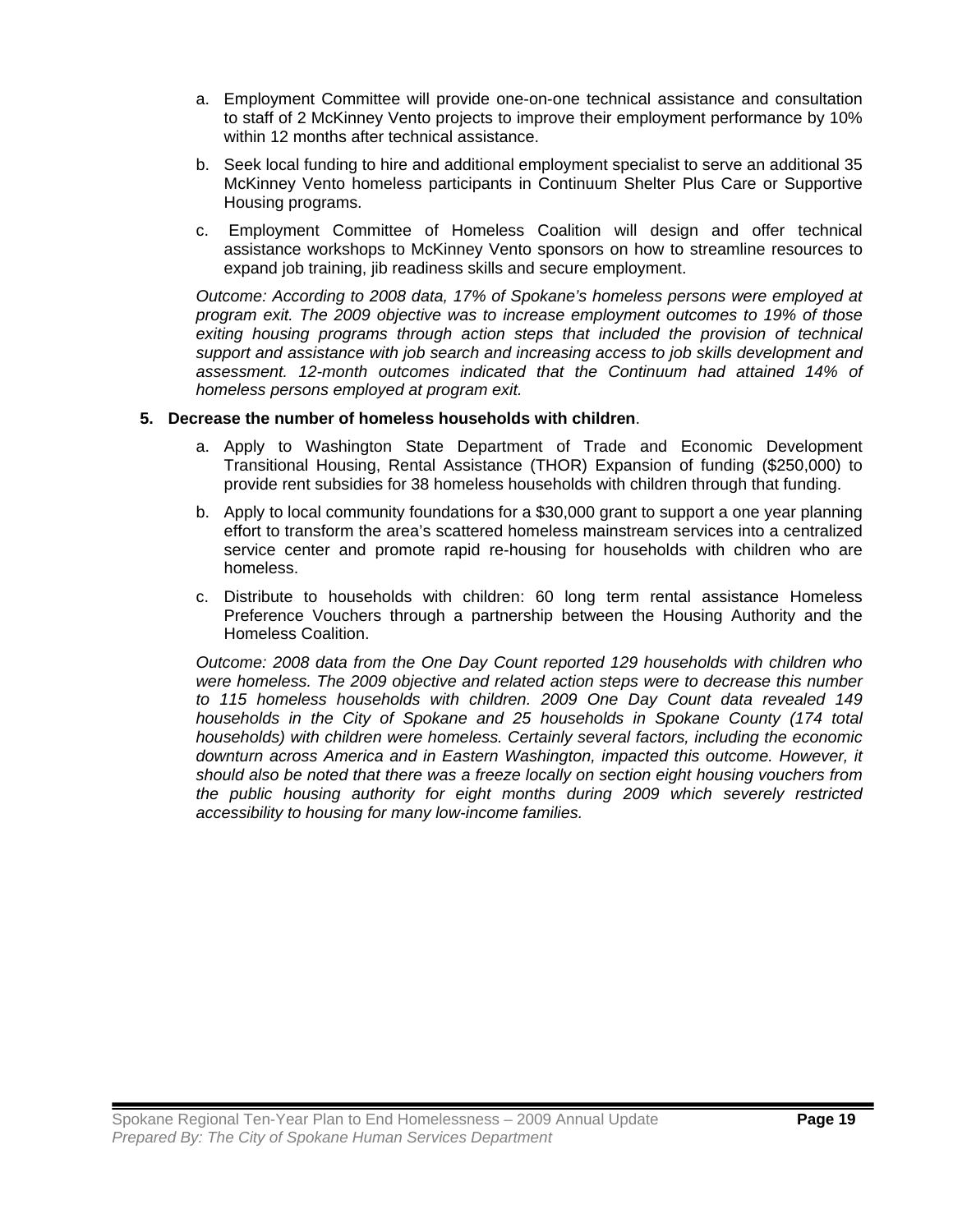a. Employment Committee will provide one-on-one technical assistance and consultation to staff of 2 McKinney Vento projects to improve their employment performance by 10% within 12 months after technical assistance.

b. Seek local funding to hire and additional employment specialist to serve an additional 35 McKinney Vento homeless participants in Continuum Shelter Plus Care or Supportive Housing programs.

c. Employment Committee of Homeless Coalition will design and offer technical assistance workshops to McKinney Vento sponsors on how to streamline resources to expand job training, jib readiness skills and secure employment.

*Outcome: According to 2008 data, 17% of Spokane's homeless persons were employed at program exit. The 2009 objective was to increase employment outcomes to 19% of those exiting housing programs through action steps that included the provision of technical support and assistance with job search and increasing access to job skills development and assessment. 12-month outcomes indicated that the Continuum had attained 14% of homeless persons employed at program exit.*

**5. Decrease the number of homeless households with children**.

a. Apply to Washington State Department of Trade and Economic Development Transitional Housing, Rental Assistance (THOR) Expansion of funding ($250,000) to provide rent subsidies for 38 homeless households with children through that funding.

b. Apply to local community foundations for a $30,000 grant to support a one year planning effort to transform the area's scattered homeless mainstream services into a centralized service center and promote rapid re-housing for households with children who are homeless.

c. Distribute to households with children: 60 long term rental assistance Homeless Preference Vouchers through a partnership between the Housing Authority and the Homeless Coalition.

*Outcome: 2008 data from the One Day Count reported 129 households with children who were homeless. The 2009 objective and related action steps were to decrease this number to 115 homeless households with children. 2009 One Day Count data revealed 149 households in the City of Spokane and 25 households in Spokane County (174 total households) with children were homeless. Certainly several factors, including the economic downturn across America and in Eastern Washington, impacted this outcome. However, it should also be noted that there was a freeze locally on section eight housing vouchers from the public housing authority for eight months during 2009 which severely restricted accessibility to housing for many low-income families.*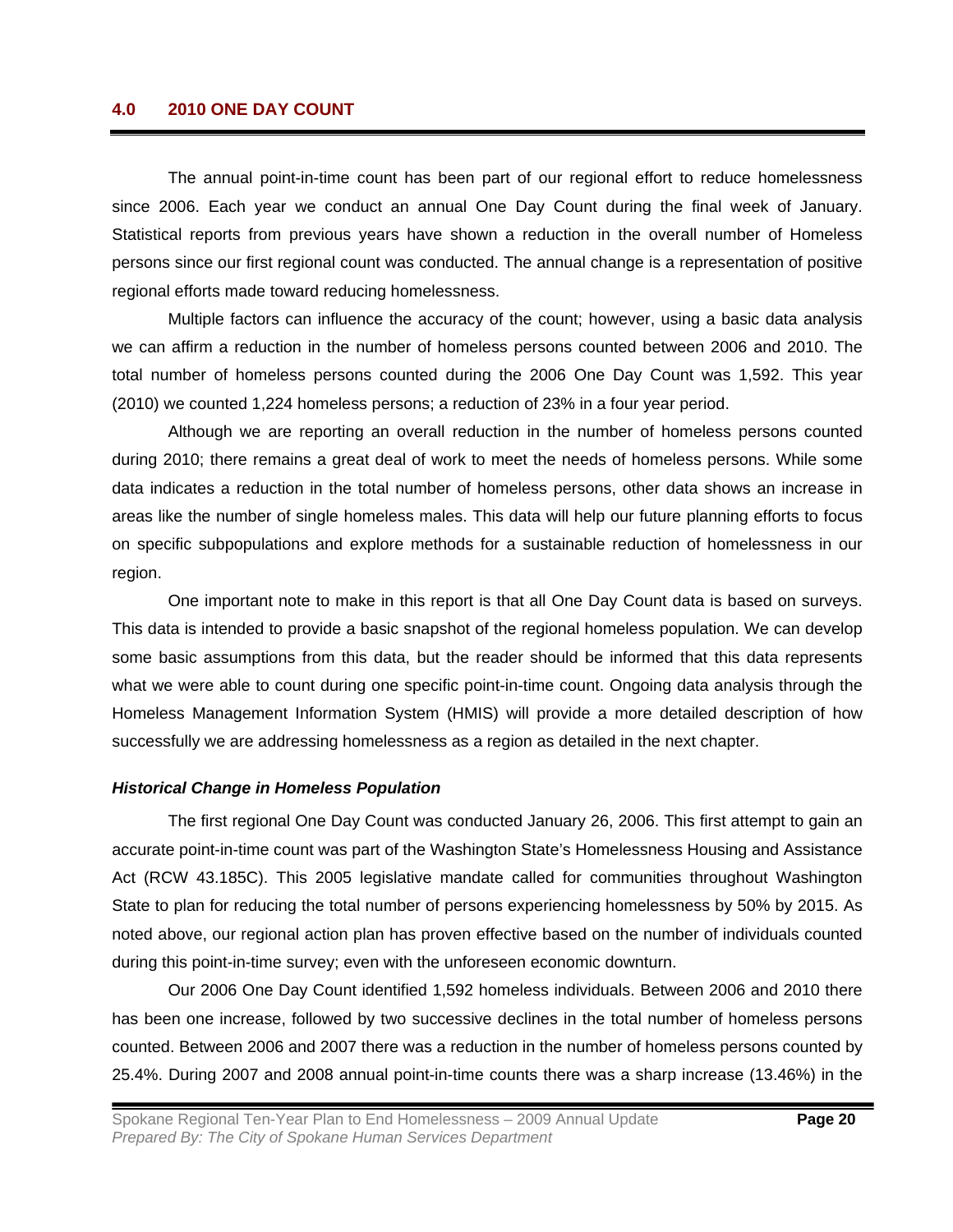## 4.0 2010 ONE DAY COUNT

The annual point-in-time count has been part of our regional effort to reduce homelessness since 2006. Each year we conduct an annual One Day Count during the final week of January. Statistical reports from previous years have shown a reduction in the overall number of Homeless persons since our first regional count was conducted. The annual change is a representation of positive regional efforts made toward reducing homelessness.

Multiple factors can influence the accuracy of the count; however, using a basic data analysis we can affirm a reduction in the number of homeless persons counted between 2006 and 2010. The total number of homeless persons counted during the 2006 One Day Count was 1,592. This year (2010) we counted 1,224 homeless persons; a reduction of 23% in a four year period.

Although we are reporting an overall reduction in the number of homeless persons counted during 2010; there remains a great deal of work to meet the needs of homeless persons. While some data indicates a reduction in the total number of homeless persons, other data shows an increase in areas like the number of single homeless males. This data will help our future planning efforts to focus on specific subpopulations and explore methods for a sustainable reduction of homelessness in our region.

One important note to make in this report is that all One Day Count data is based on surveys. This data is intended to provide a basic snapshot of the regional homeless population. We can develop some basic assumptions from this data, but the reader should be informed that this data represents what we were able to count during one specific point-in-time count. Ongoing data analysis through the Homeless Management Information System (HMIS) will provide a more detailed description of how successfully we are addressing homelessness as a region as detailed in the next chapter.

### *Historical Change in Homeless Population*

The first regional One Day Count was conducted January 26, 2006. This first attempt to gain an accurate point-in-time count was part of the Washington State's Homelessness Housing and Assistance Act (RCW 43.185C). This 2005 legislative mandate called for communities throughout Washington State to plan for reducing the total number of persons experiencing homelessness by 50% by 2015. As noted above, our regional action plan has proven effective based on the number of individuals counted during this point-in-time survey; even with the unforeseen economic downturn.

Our 2006 One Day Count identified 1,592 homeless individuals. Between 2006 and 2010 there has been one increase, followed by two successive declines in the total number of homeless persons counted. Between 2006 and 2007 there was a reduction in the number of homeless persons counted by 25.4%. During 2007 and 2008 annual point-in-time counts there was a sharp increase (13.46%) in the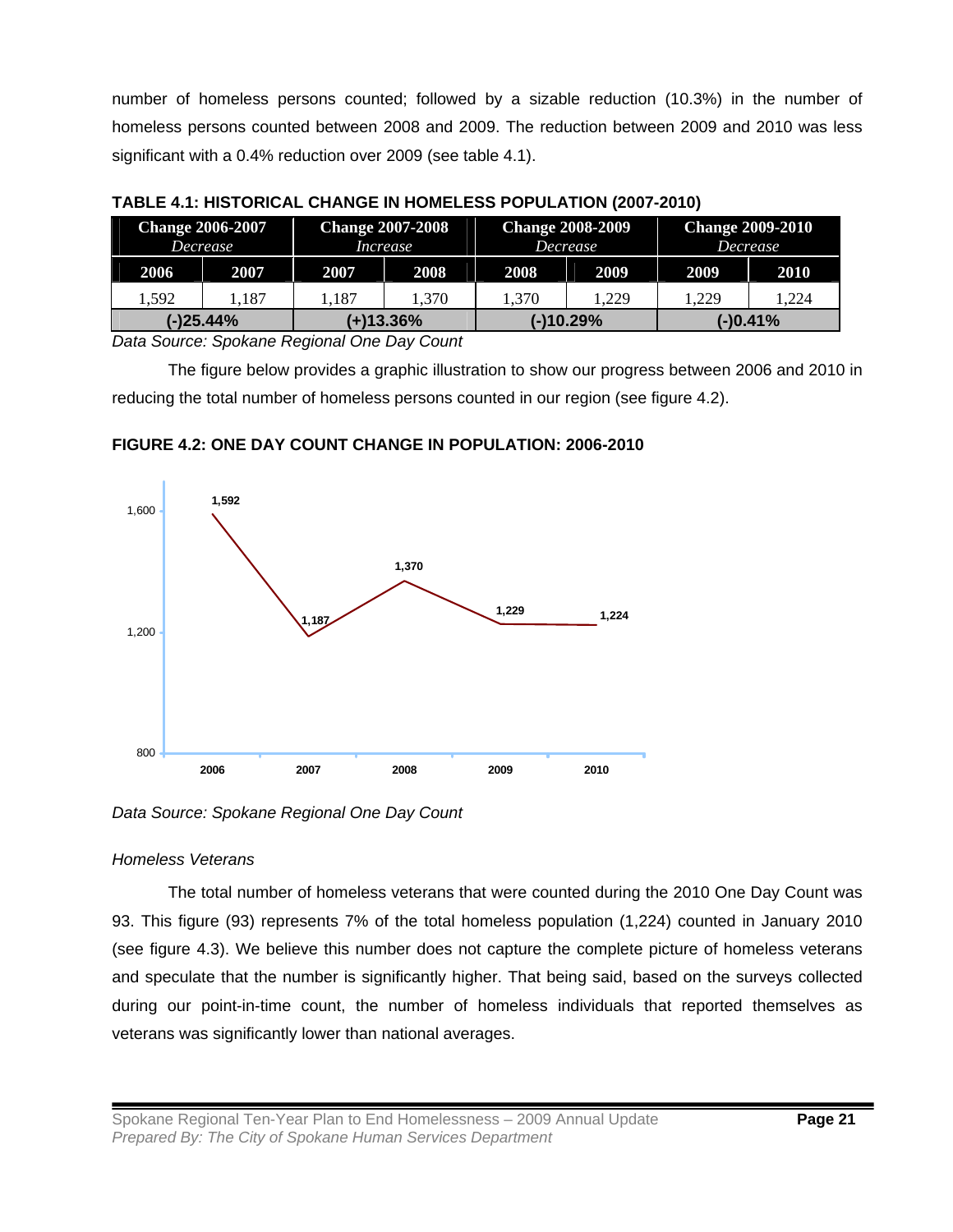number of homeless persons counted; followed by a sizable reduction (10.3%) in the number of homeless persons counted between 2008 and 2009. The reduction between 2009 and 2010 was less significant with a 0.4% reduction over 2009 (see table 4.1).

**TABLE 4.1: HISTORICAL CHANGE IN HOMELESS POPULATION (2007-2010)**

| **Change 2006-2007** *Decrease* | | **Change 2007-2008** *Increase* | | **Change 2008-2009** *Decrease* | | **Change 2009-2010** *Decrease* | |
|---|---|---|---|---|---|---|---|
| **2006** | **2007** | **2007** | **2008** | **2008** | **2009** | **2009** | **2010** |
| 1,592 | 1,187 | 1,187 | 1,370 | 1,370 | 1,229 | 1,229 | 1,224 |
| **(-)25.44%** | | **(+)13.36%** | | **(-)10.29%** | | **(-)0.41%** | |

*Data Source: Spokane Regional One Day Count*

The figure below provides a graphic illustration to show our progress between 2006 and 2010 in reducing the total number of homeless persons counted in our region (see figure 4.2).

**FIGURE 4.2: ONE DAY COUNT CHANGE IN POPULATION: 2006-2010**

| Year | Count |
|---|---|
| 2006 | 1,592 |
| 2007 | 1,187 |
| 2008 | 1,370 |
| 2009 | 1,229 |
| 2010 | 1,224 |

*Data Source: Spokane Regional One Day Count*

*Homeless Veterans*

The total number of homeless veterans that were counted during the 2010 One Day Count was 93. This figure (93) represents 7% of the total homeless population (1,224) counted in January 2010 (see figure 4.3). We believe this number does not capture the complete picture of homeless veterans and speculate that the number is significantly higher. That being said, based on the surveys collected during our point-in-time count, the number of homeless individuals that reported themselves as veterans was significantly lower than national averages.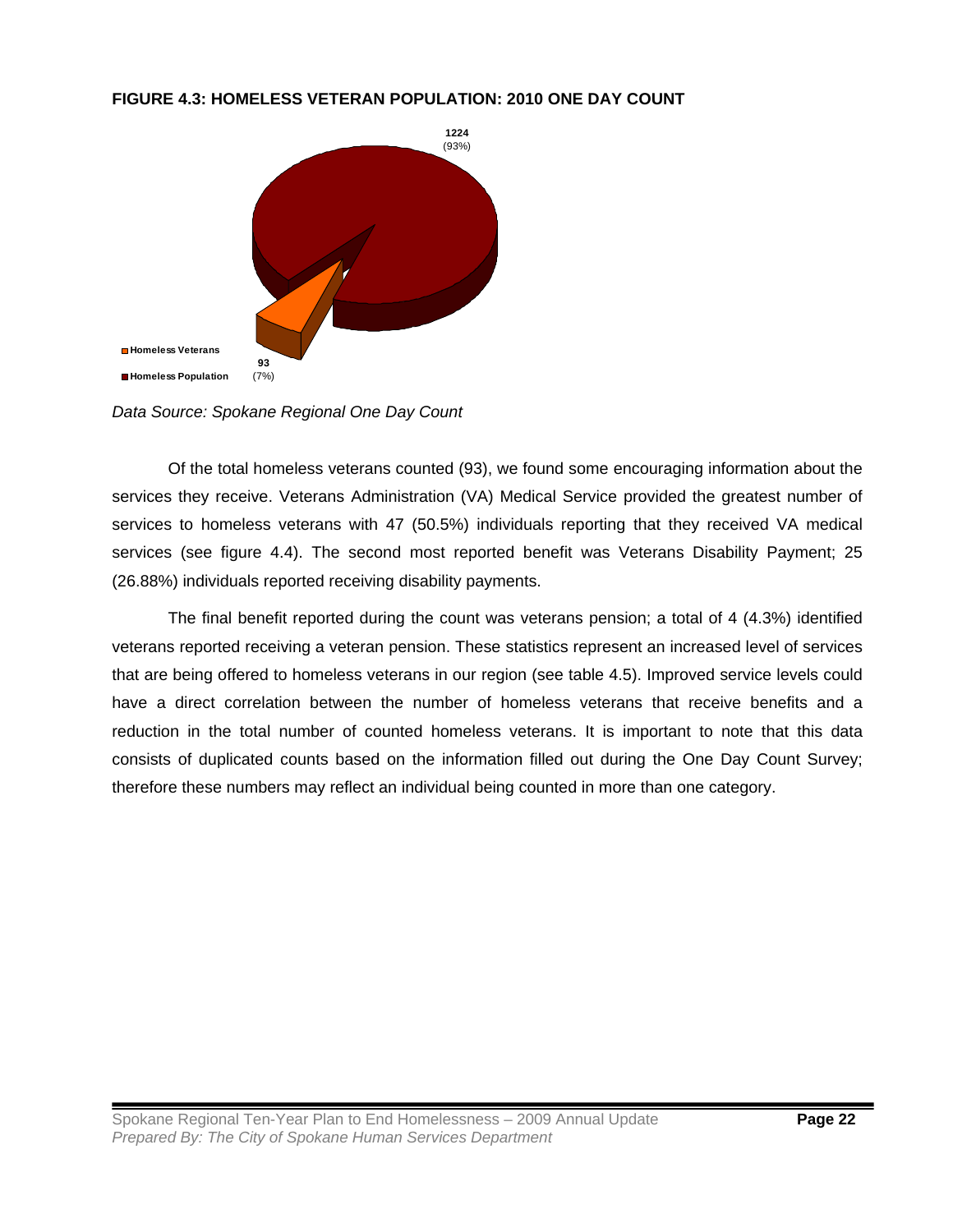**FIGURE 4.3: HOMELESS VETERAN POPULATION: 2010 ONE DAY COUNT**

*Data Source: Spokane Regional One Day Count*

Of the total homeless veterans counted (93), we found some encouraging information about the services they receive. Veterans Administration (VA) Medical Service provided the greatest number of services to homeless veterans with 47 (50.5%) individuals reporting that they received VA medical services (see figure 4.4). The second most reported benefit was Veterans Disability Payment; 25 (26.88%) individuals reported receiving disability payments.

The final benefit reported during the count was veterans pension; a total of 4 (4.3%) identified veterans reported receiving a veteran pension. These statistics represent an increased level of services that are being offered to homeless veterans in our region (see table 4.5). Improved service levels could have a direct correlation between the number of homeless veterans that receive benefits and a reduction in the total number of counted homeless veterans. It is important to note that this data consists of duplicated counts based on the information filled out during the One Day Count Survey; therefore these numbers may reflect an individual being counted in more than one category.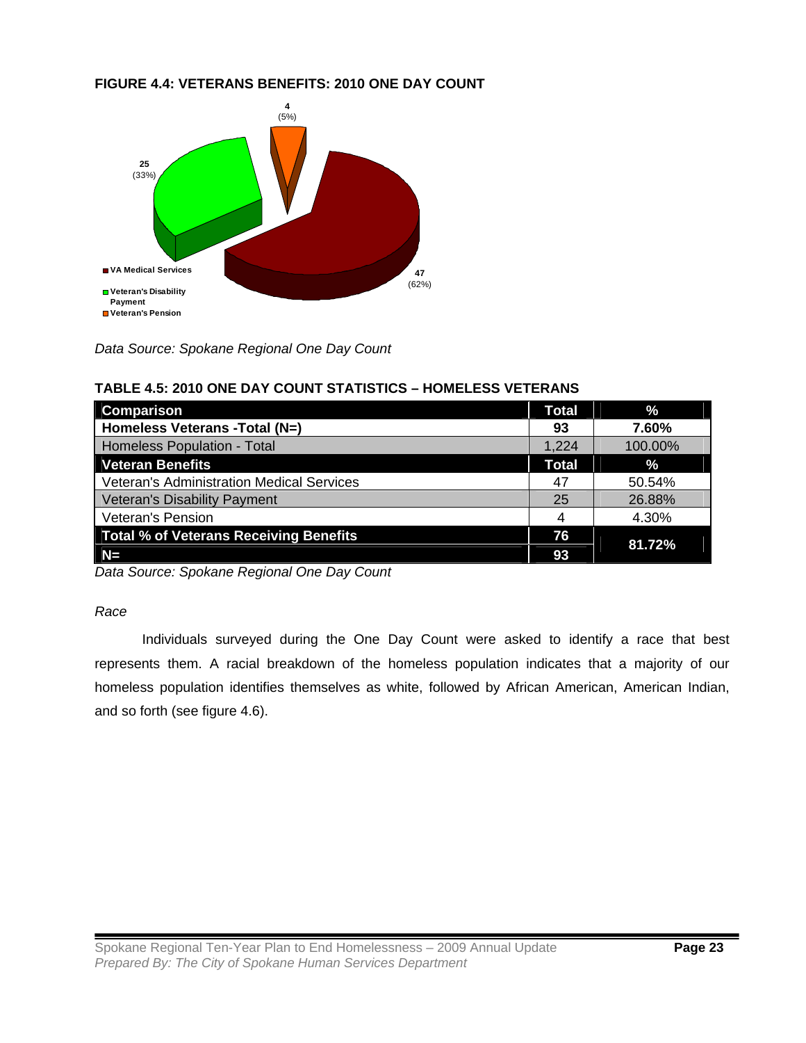**FIGURE 4.4: VETERANS BENEFITS: 2010 ONE DAY COUNT**

VA Medical Services: 47 (62%)
Veteran's Disability Payment: 25 (33%)
Veteran's Pension: 4 (5%)

*Data Source: Spokane Regional One Day Count*

**TABLE 4.5: 2010 ONE DAY COUNT STATISTICS – HOMELESS VETERANS**

| Comparison | Total | % |
|---|---|---|
| **Homeless Veterans -Total (N=)** | **93** | **7.60%** |
| Homeless Population - Total | 1,224 | 100.00% |
| **Veteran Benefits** | **Total** | **%** |
| Veteran's Administration Medical Services | 47 | 50.54% |
| Veteran's Disability Payment | 25 | 26.88% |
| Veteran's Pension | 4 | 4.30% |
| **Total % of Veterans Receiving Benefits** | **76** | **81.72%** |
| **N=** | **93** | |

*Data Source: Spokane Regional One Day Count*

*Race*

Individuals surveyed during the One Day Count were asked to identify a race that best represents them. A racial breakdown of the homeless population indicates that a majority of our homeless population identifies themselves as white, followed by African American, American Indian, and so forth (see figure 4.6).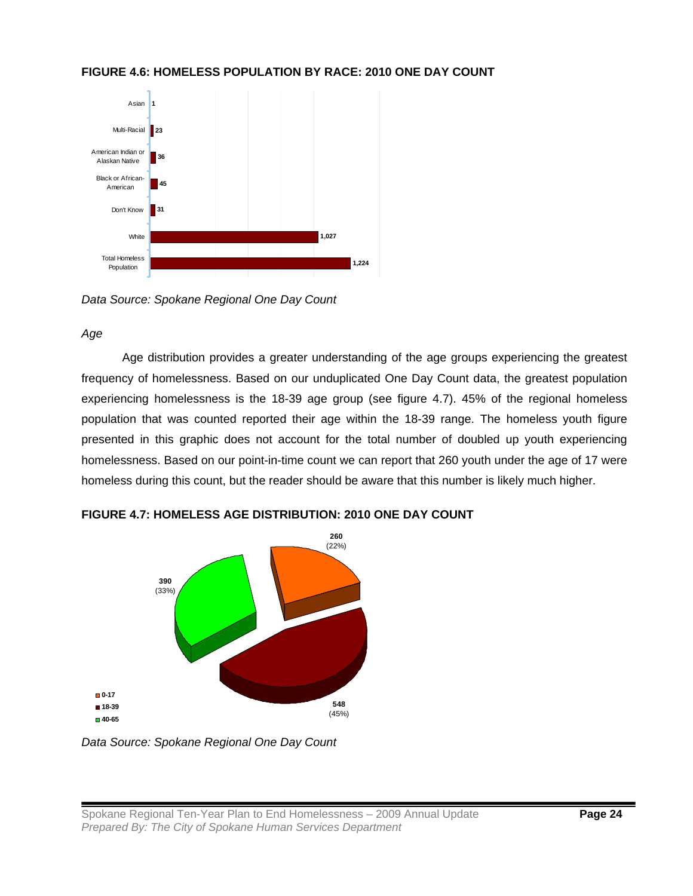**FIGURE 4.6: HOMELESS POPULATION BY RACE: 2010 ONE DAY COUNT**

| Race | Count |
|---|---|
| Asian | 1 |
| Multi-Racial | 23 |
| American Indian or Alaskan Native | 36 |
| Black or African-American | 45 |
| Don't Know | 31 |
| White | 1,027 |
| Total Homeless Population | 1,224 |

*Data Source: Spokane Regional One Day Count*

*Age*

Age distribution provides a greater understanding of the age groups experiencing the greatest frequency of homelessness. Based on our unduplicated One Day Count data, the greatest population experiencing homelessness is the 18-39 age group (see figure 4.7). 45% of the regional homeless population that was counted reported their age within the 18-39 range. The homeless youth figure presented in this graphic does not account for the total number of doubled up youth experiencing homelessness. Based on our point-in-time count we can report that 260 youth under the age of 17 were homeless during this count, but the reader should be aware that this number is likely much higher.

**FIGURE 4.7: HOMELESS AGE DISTRIBUTION: 2010 ONE DAY COUNT**

| Age | Count (%) |
|---|---|
| 0-17 | 260 (22%) |
| 18-39 | 548 (45%) |
| 40-65 | 390 (33%) |

*Data Source: Spokane Regional One Day Count*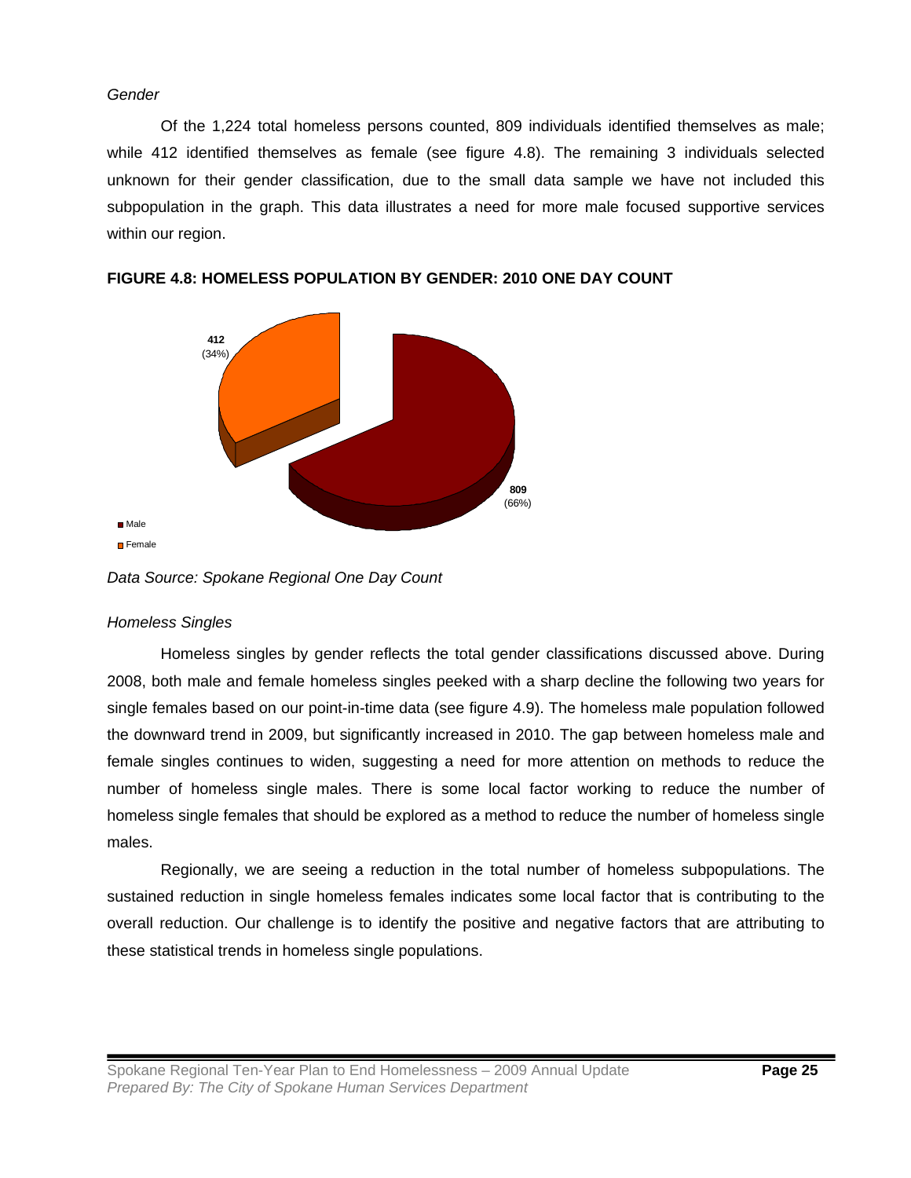*Gender*

Of the 1,224 total homeless persons counted, 809 individuals identified themselves as male; while 412 identified themselves as female (see figure 4.8). The remaining 3 individuals selected unknown for their gender classification, due to the small data sample we have not included this subpopulation in the graph. This data illustrates a need for more male focused supportive services within our region.

**FIGURE 4.8: HOMELESS POPULATION BY GENDER: 2010 ONE DAY COUNT**

**412** (34%)

**809** (66%)

Male

Female

*Data Source: Spokane Regional One Day Count*

*Homeless Singles*

Homeless singles by gender reflects the total gender classifications discussed above. During 2008, both male and female homeless singles peeked with a sharp decline the following two years for single females based on our point-in-time data (see figure 4.9). The homeless male population followed the downward trend in 2009, but significantly increased in 2010. The gap between homeless male and female singles continues to widen, suggesting a need for more attention on methods to reduce the number of homeless single males. There is some local factor working to reduce the number of homeless single females that should be explored as a method to reduce the number of homeless single males.

Regionally, we are seeing a reduction in the total number of homeless subpopulations. The sustained reduction in single homeless females indicates some local factor that is contributing to the overall reduction. Our challenge is to identify the positive and negative factors that are attributing to these statistical trends in homeless single populations.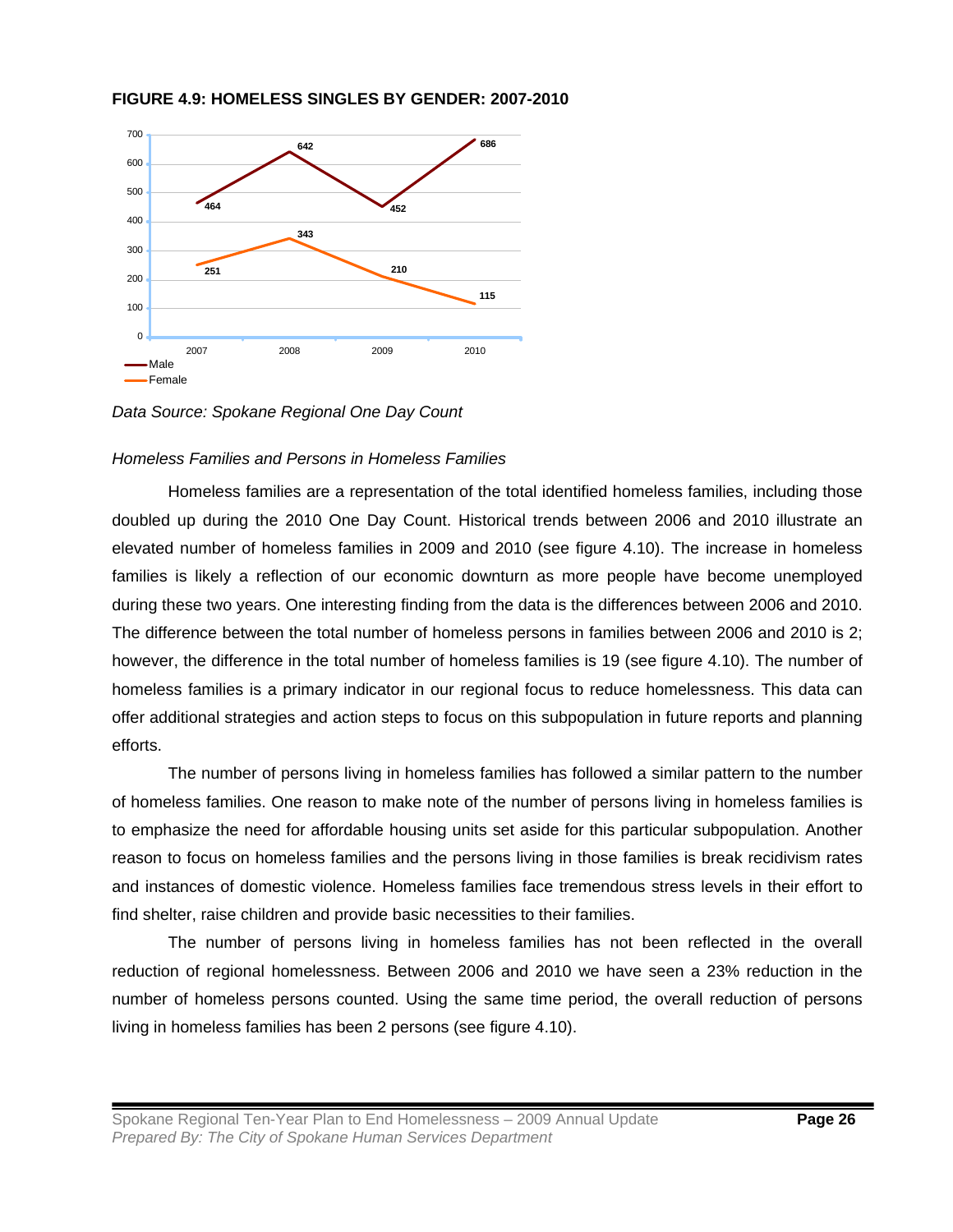**FIGURE 4.9: HOMELESS SINGLES BY GENDER: 2007-2010**

| | 2007 | 2008 | 2009 | 2010 |
|---|---|---|---|---|
| Male | 464 | 642 | 452 | 686 |
| Female | 251 | 343 | 210 | 115 |

*Data Source: Spokane Regional One Day Count*

*Homeless Families and Persons in Homeless Families*

Homeless families are a representation of the total identified homeless families, including those doubled up during the 2010 One Day Count. Historical trends between 2006 and 2010 illustrate an elevated number of homeless families in 2009 and 2010 (see figure 4.10). The increase in homeless families is likely a reflection of our economic downturn as more people have become unemployed during these two years. One interesting finding from the data is the differences between 2006 and 2010. The difference between the total number of homeless persons in families between 2006 and 2010 is 2; however, the difference in the total number of homeless families is 19 (see figure 4.10). The number of homeless families is a primary indicator in our regional focus to reduce homelessness. This data can offer additional strategies and action steps to focus on this subpopulation in future reports and planning efforts.

The number of persons living in homeless families has followed a similar pattern to the number of homeless families. One reason to make note of the number of persons living in homeless families is to emphasize the need for affordable housing units set aside for this particular subpopulation. Another reason to focus on homeless families and the persons living in those families is break recidivism rates and instances of domestic violence. Homeless families face tremendous stress levels in their effort to find shelter, raise children and provide basic necessities to their families.

The number of persons living in homeless families has not been reflected in the overall reduction of regional homelessness. Between 2006 and 2010 we have seen a 23% reduction in the number of homeless persons counted. Using the same time period, the overall reduction of persons living in homeless families has been 2 persons (see figure 4.10).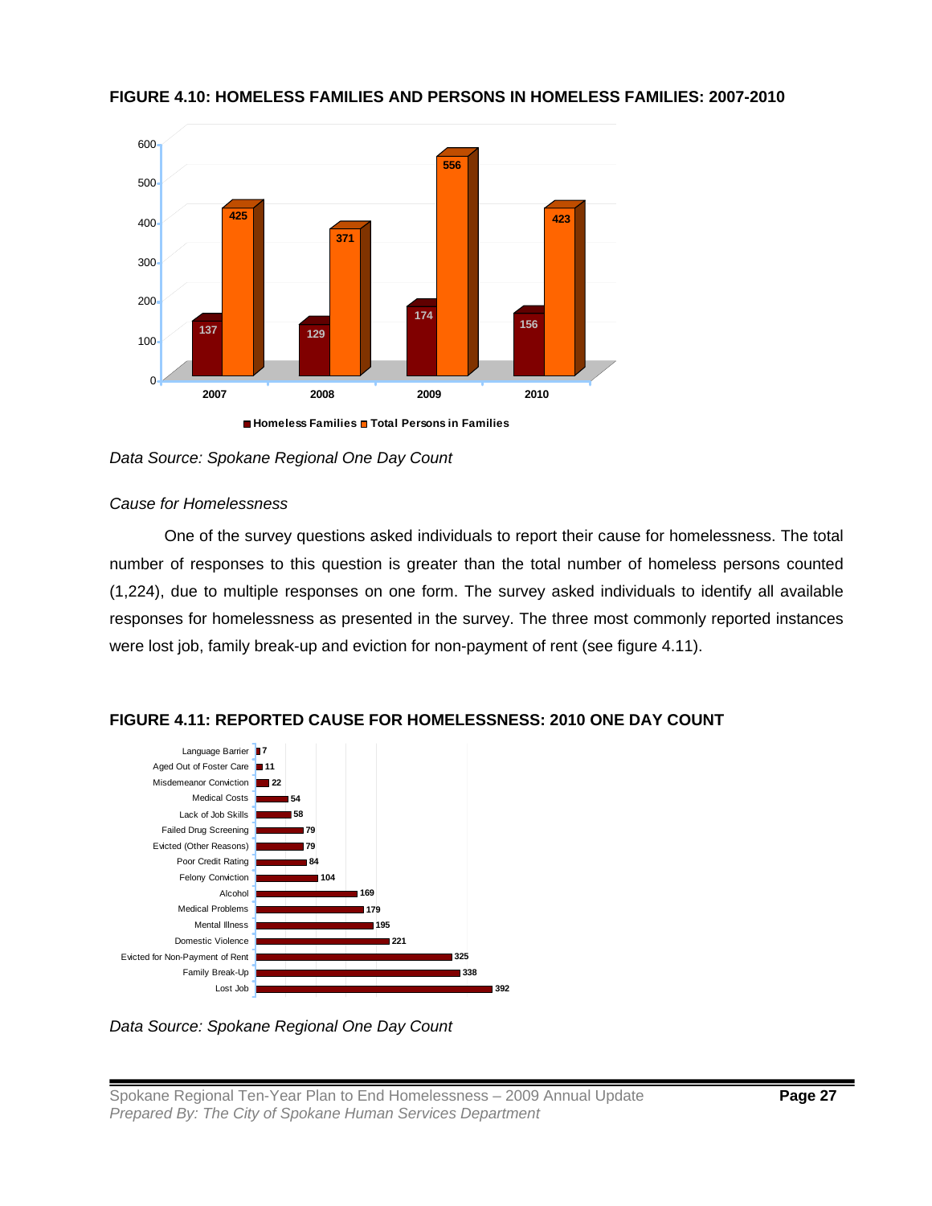**FIGURE 4.10: HOMELESS FAMILIES AND PERSONS IN HOMELESS FAMILIES: 2007-2010**

| Year | Homeless Families | Total Persons in Families |
|---|---|---|
| 2007 | 137 | 425 |
| 2008 | 129 | 371 |
| 2009 | 174 | 556 |
| 2010 | 156 | 423 |

*Data Source: Spokane Regional One Day Count*

*Cause for Homelessness*

One of the survey questions asked individuals to report their cause for homelessness. The total number of responses to this question is greater than the total number of homeless persons counted (1,224), due to multiple responses on one form. The survey asked individuals to identify all available responses for homelessness as presented in the survey. The three most commonly reported instances were lost job, family break-up and eviction for non-payment of rent (see figure 4.11).

**FIGURE 4.11: REPORTED CAUSE FOR HOMELESSNESS: 2010 ONE DAY COUNT**

| Cause | Count |
|---|---|
| Language Barrier | 7 |
| Aged Out of Foster Care | 11 |
| Misdemeanor Conviction | 22 |
| Medical Costs | 54 |
| Lack of Job Skills | 58 |
| Failed Drug Screening | 79 |
| Evicted (Other Reasons) | 79 |
| Poor Credit Rating | 84 |
| Felony Conviction | 104 |
| Alcohol | 169 |
| Medical Problems | 179 |
| Mental Illness | 195 |
| Domestic Violence | 221 |
| Evicted for Non-Payment of Rent | 325 |
| Family Break-Up | 338 |
| Lost Job | 392 |

*Data Source: Spokane Regional One Day Count*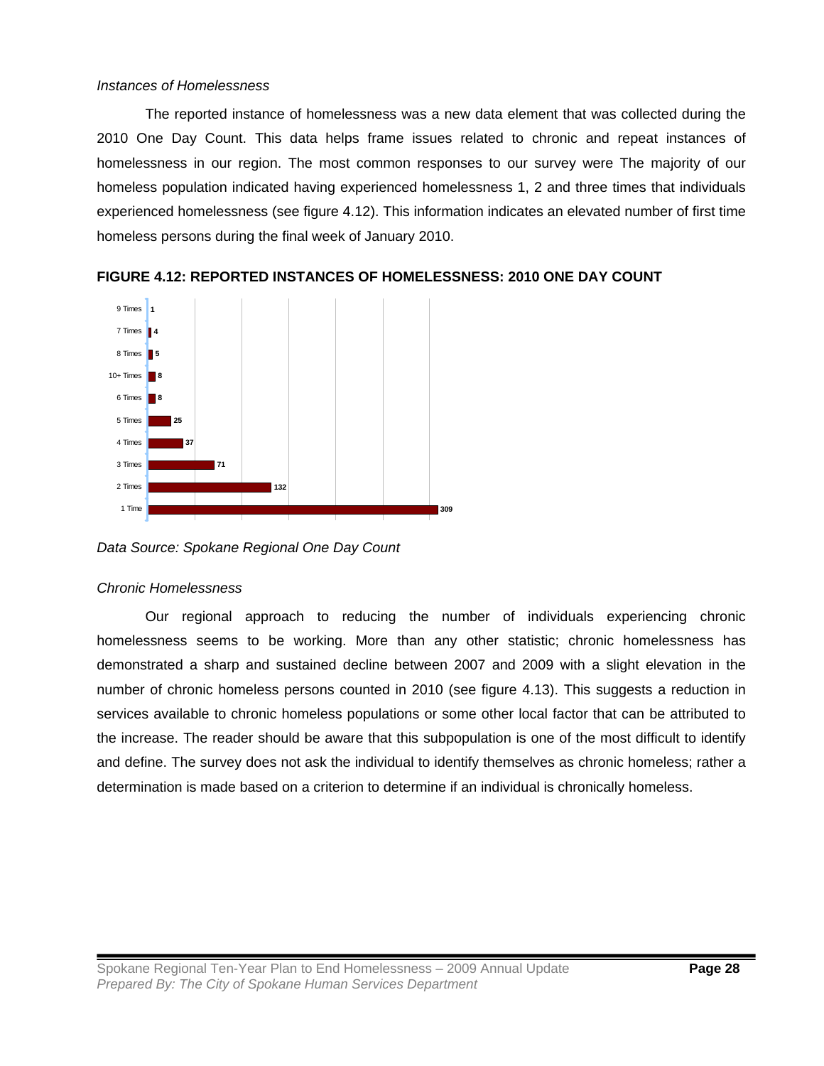*Instances of Homelessness*

The reported instance of homelessness was a new data element that was collected during the 2010 One Day Count. This data helps frame issues related to chronic and repeat instances of homelessness in our region. The most common responses to our survey were The majority of our homeless population indicated having experienced homelessness 1, 2 and three times that individuals experienced homelessness (see figure 4.12). This information indicates an elevated number of first time homeless persons during the final week of January 2010.

**FIGURE 4.12: REPORTED INSTANCES OF HOMELESSNESS: 2010 ONE DAY COUNT**

| Instances | Count |
|---|---|
| 9 Times | 1 |
| 7 Times | 4 |
| 8 Times | 5 |
| 10+ Times | 8 |
| 6 Times | 8 |
| 5 Times | 25 |
| 4 Times | 37 |
| 3 Times | 71 |
| 2 Times | 132 |
| 1 Time | 309 |

*Data Source: Spokane Regional One Day Count*

*Chronic Homelessness*

Our regional approach to reducing the number of individuals experiencing chronic homelessness seems to be working. More than any other statistic; chronic homelessness has demonstrated a sharp and sustained decline between 2007 and 2009 with a slight elevation in the number of chronic homeless persons counted in 2010 (see figure 4.13). This suggests a reduction in services available to chronic homeless populations or some other local factor that can be attributed to the increase. The reader should be aware that this subpopulation is one of the most difficult to identify and define. The survey does not ask the individual to identify themselves as chronic homeless; rather a determination is made based on a criterion to determine if an individual is chronically homeless.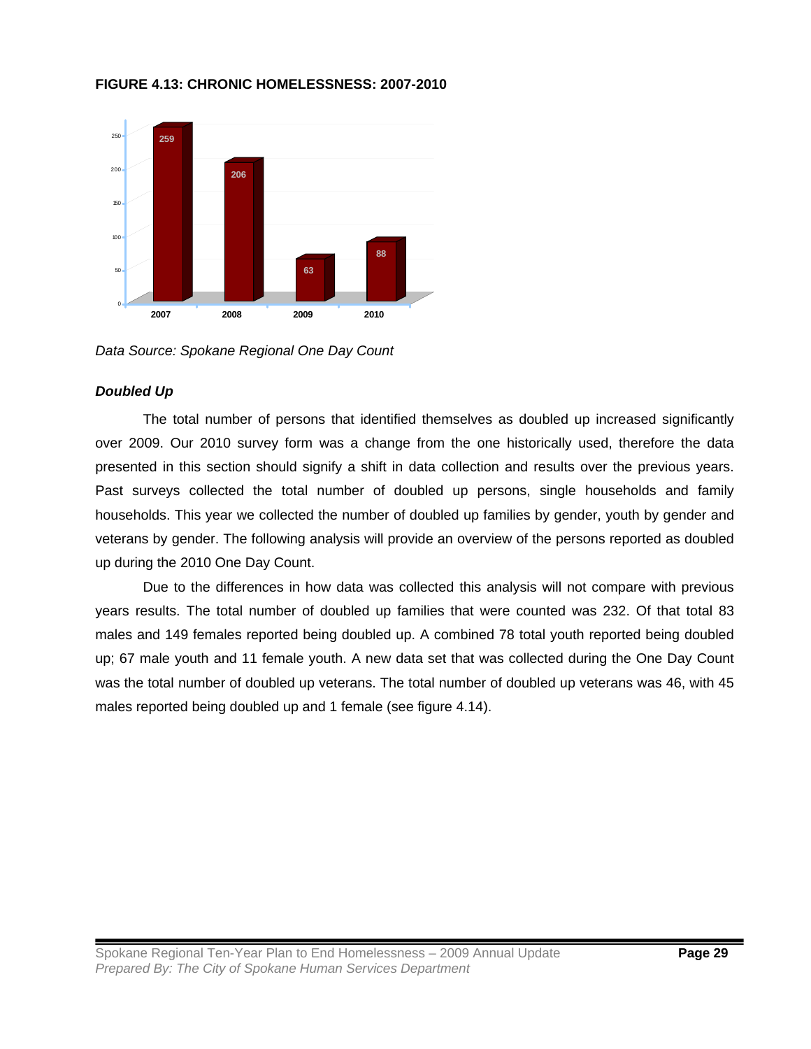**FIGURE 4.13: CHRONIC HOMELESSNESS: 2007-2010**

| Year | Chronic Homelessness |
|---|---|
| 2007 | 259 |
| 2008 | 206 |
| 2009 | 63 |
| 2010 | 88 |

*Data Source: Spokane Regional One Day Count*

***Doubled Up***

The total number of persons that identified themselves as doubled up increased significantly over 2009. Our 2010 survey form was a change from the one historically used, therefore the data presented in this section should signify a shift in data collection and results over the previous years. Past surveys collected the total number of doubled up persons, single households and family households. This year we collected the number of doubled up families by gender, youth by gender and veterans by gender. The following analysis will provide an overview of the persons reported as doubled up during the 2010 One Day Count.

Due to the differences in how data was collected this analysis will not compare with previous years results. The total number of doubled up families that were counted was 232. Of that total 83 males and 149 females reported being doubled up. A combined 78 total youth reported being doubled up; 67 male youth and 11 female youth. A new data set that was collected during the One Day Count was the total number of doubled up veterans. The total number of doubled up veterans was 46, with 45 males reported being doubled up and 1 female (see figure 4.14).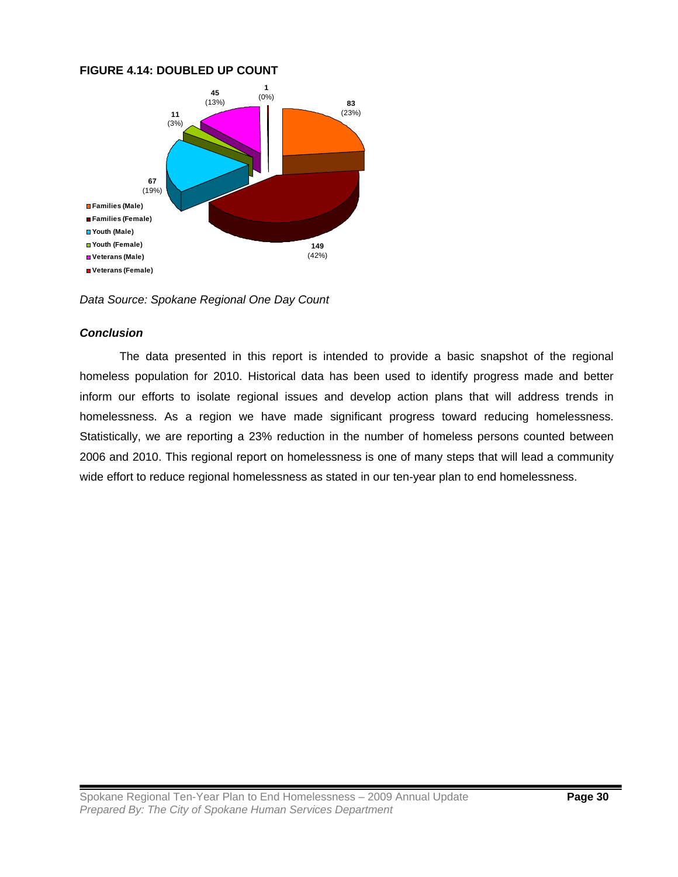**FIGURE 4.14: DOUBLED UP COUNT**

Families (Male): 83 (23%)
Families (Female): 149 (42%)
Youth (Male): 67 (19%)
Youth (Female): 11 (3%)
Veterans (Male): 45 (13%)
Veterans (Female): 1 (0%)

*Data Source: Spokane Regional One Day Count*

***Conclusion***

The data presented in this report is intended to provide a basic snapshot of the regional homeless population for 2010. Historical data has been used to identify progress made and better inform our efforts to isolate regional issues and develop action plans that will address trends in homelessness. As a region we have made significant progress toward reducing homelessness. Statistically, we are reporting a 23% reduction in the number of homeless persons counted between 2006 and 2010. This regional report on homelessness is one of many steps that will lead a community wide effort to reduce regional homelessness as stated in our ten-year plan to end homelessness.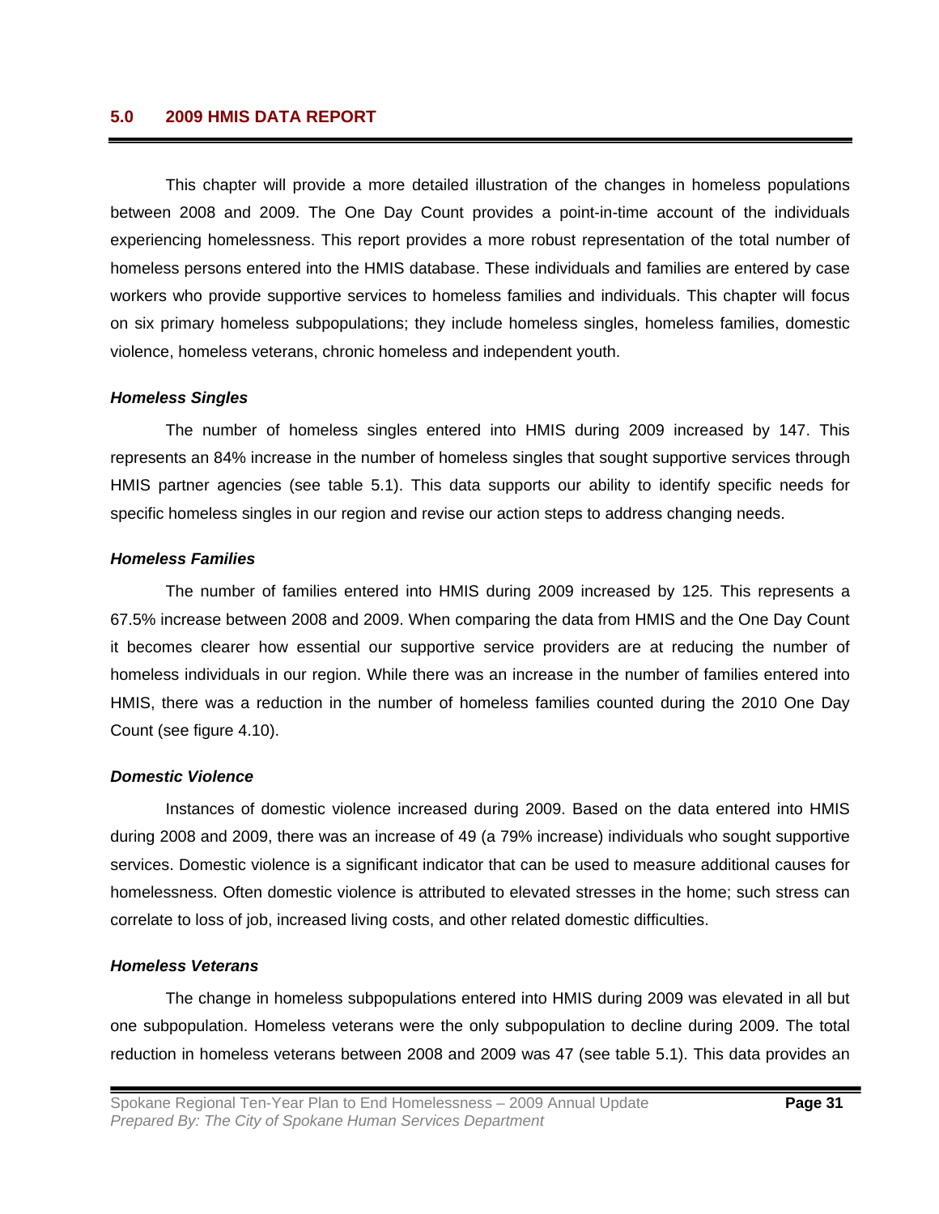## 5.0 2009 HMIS DATA REPORT

This chapter will provide a more detailed illustration of the changes in homeless populations between 2008 and 2009. The One Day Count provides a point-in-time account of the individuals experiencing homelessness. This report provides a more robust representation of the total number of homeless persons entered into the HMIS database. These individuals and families are entered by case workers who provide supportive services to homeless families and individuals. This chapter will focus on six primary homeless subpopulations; they include homeless singles, homeless families, domestic violence, homeless veterans, chronic homeless and independent youth.

### *Homeless Singles*

The number of homeless singles entered into HMIS during 2009 increased by 147. This represents an 84% increase in the number of homeless singles that sought supportive services through HMIS partner agencies (see table 5.1). This data supports our ability to identify specific needs for specific homeless singles in our region and revise our action steps to address changing needs.

### *Homeless Families*

The number of families entered into HMIS during 2009 increased by 125. This represents a 67.5% increase between 2008 and 2009. When comparing the data from HMIS and the One Day Count it becomes clearer how essential our supportive service providers are at reducing the number of homeless individuals in our region. While there was an increase in the number of families entered into HMIS, there was a reduction in the number of homeless families counted during the 2010 One Day Count (see figure 4.10).

### *Domestic Violence*

Instances of domestic violence increased during 2009. Based on the data entered into HMIS during 2008 and 2009, there was an increase of 49 (a 79% increase) individuals who sought supportive services. Domestic violence is a significant indicator that can be used to measure additional causes for homelessness. Often domestic violence is attributed to elevated stresses in the home; such stress can correlate to loss of job, increased living costs, and other related domestic difficulties.

### *Homeless Veterans*

The change in homeless subpopulations entered into HMIS during 2009 was elevated in all but one subpopulation. Homeless veterans were the only subpopulation to decline during 2009. The total reduction in homeless veterans between 2008 and 2009 was 47 (see table 5.1). This data provides an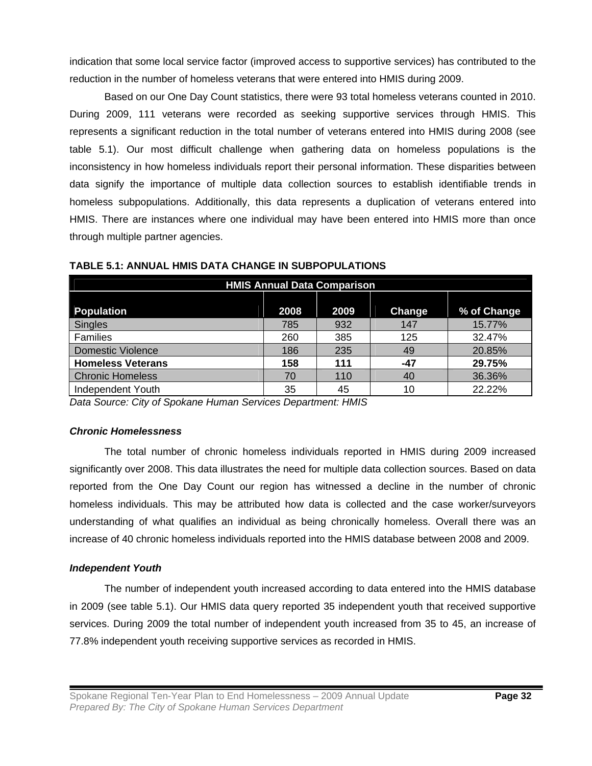indication that some local service factor (improved access to supportive services) has contributed to the reduction in the number of homeless veterans that were entered into HMIS during 2009.

Based on our One Day Count statistics, there were 93 total homeless veterans counted in 2010. During 2009, 111 veterans were recorded as seeking supportive services through HMIS. This represents a significant reduction in the total number of veterans entered into HMIS during 2008 (see table 5.1). Our most difficult challenge when gathering data on homeless populations is the inconsistency in how homeless individuals report their personal information. These disparities between data signify the importance of multiple data collection sources to establish identifiable trends in homeless subpopulations. Additionally, this data represents a duplication of veterans entered into HMIS. There are instances where one individual may have been entered into HMIS more than once through multiple partner agencies.

**TABLE 5.1: ANNUAL HMIS DATA CHANGE IN SUBPOPULATIONS**

| HMIS Annual Data Comparison | | | | |
|---|---|---|---|---|
| **Population** | **2008** | **2009** | **Change** | **% of Change** |
| Singles | 785 | 932 | 147 | 15.77% |
| Families | 260 | 385 | 125 | 32.47% |
| Domestic Violence | 186 | 235 | 49 | 20.85% |
| **Homeless Veterans** | **158** | **111** | **-47** | **29.75%** |
| Chronic Homeless | 70 | 110 | 40 | 36.36% |
| Independent Youth | 35 | 45 | 10 | 22.22% |

*Data Source: City of Spokane Human Services Department: HMIS*

### *Chronic Homelessness*

The total number of chronic homeless individuals reported in HMIS during 2009 increased significantly over 2008. This data illustrates the need for multiple data collection sources. Based on data reported from the One Day Count our region has witnessed a decline in the number of chronic homeless individuals. This may be attributed how data is collected and the case worker/surveyors understanding of what qualifies an individual as being chronically homeless. Overall there was an increase of 40 chronic homeless individuals reported into the HMIS database between 2008 and 2009.

### *Independent Youth*

The number of independent youth increased according to data entered into the HMIS database in 2009 (see table 5.1). Our HMIS data query reported 35 independent youth that received supportive services. During 2009 the total number of independent youth increased from 35 to 45, an increase of 77.8% independent youth receiving supportive services as recorded in HMIS.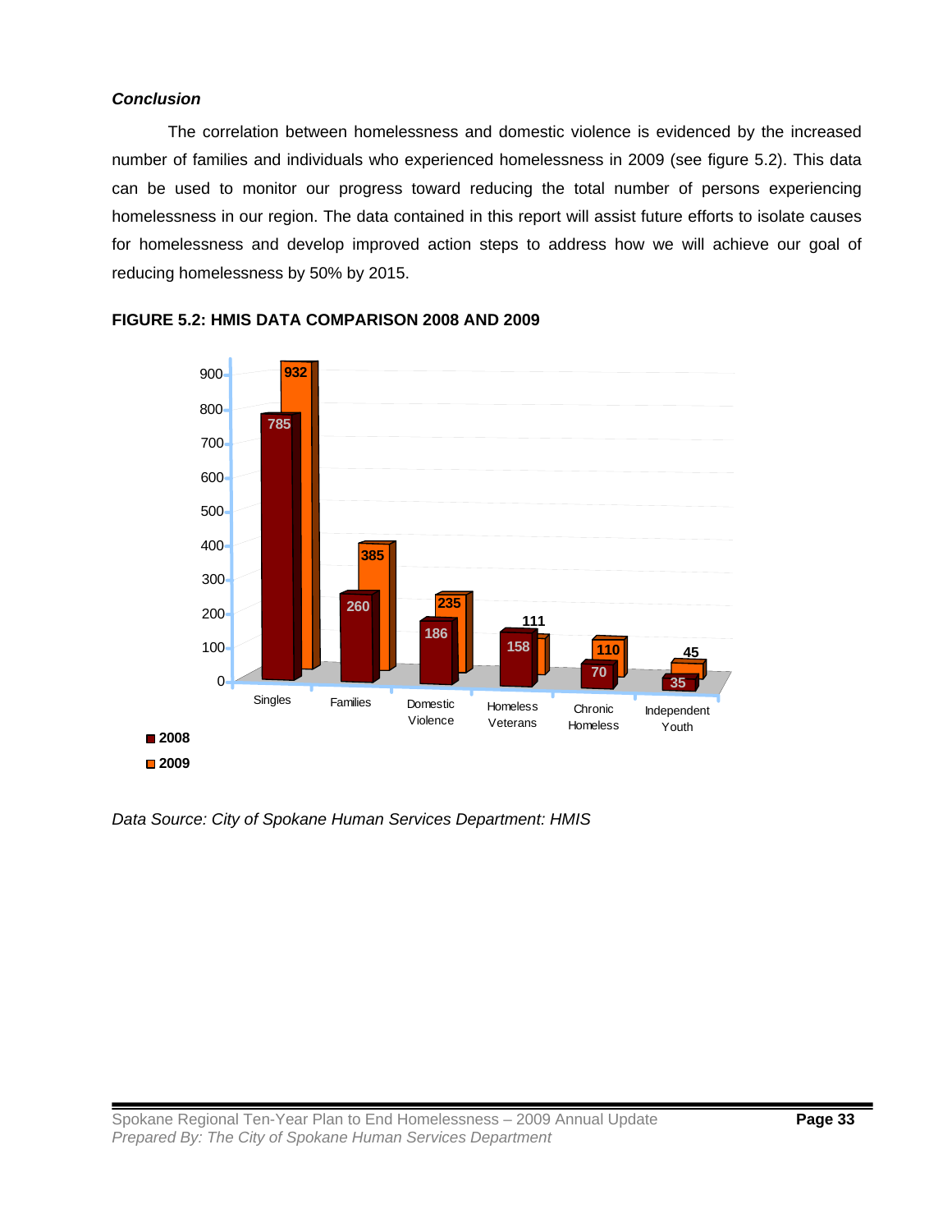***Conclusion***

The correlation between homelessness and domestic violence is evidenced by the increased number of families and individuals who experienced homelessness in 2009 (see figure 5.2). This data can be used to monitor our progress toward reducing the total number of persons experiencing homelessness in our region. The data contained in this report will assist future efforts to isolate causes for homelessness and develop improved action steps to address how we will achieve our goal of reducing homelessness by 50% by 2015.

**FIGURE 5.2: HMIS DATA COMPARISON 2008 AND 2009**

| | 2008 | 2009 |
|---|---|---|
| Singles | 785 | 932 |
| Families | 260 | 385 |
| Domestic Violence | 186 | 235 |
| Homeless Veterans | 158 | 111 |
| Chronic Homeless | 70 | 110 |
| Independent Youth | 35 | 45 |

*Data Source: City of Spokane Human Services Department: HMIS*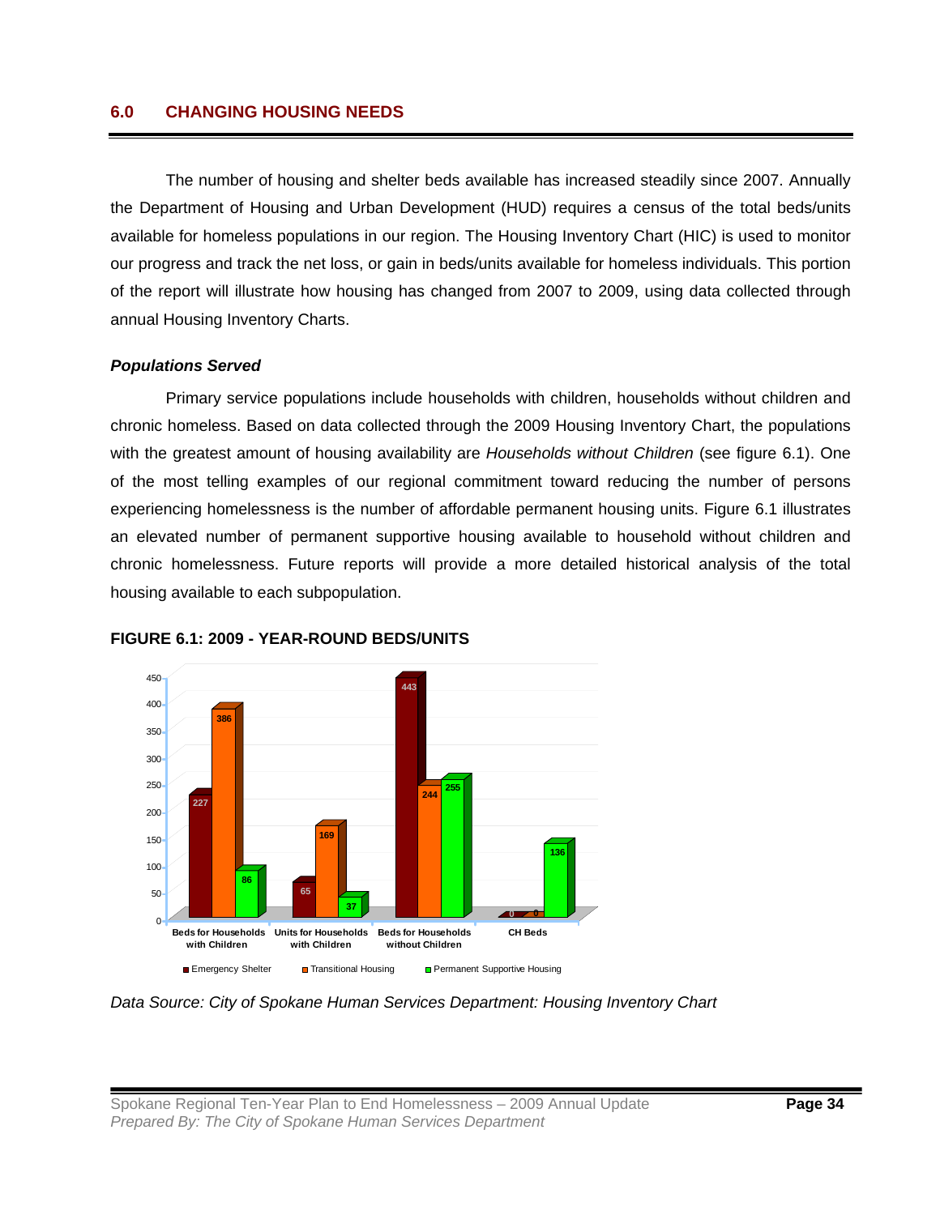## 6.0 CHANGING HOUSING NEEDS

The number of housing and shelter beds available has increased steadily since 2007. Annually the Department of Housing and Urban Development (HUD) requires a census of the total beds/units available for homeless populations in our region. The Housing Inventory Chart (HIC) is used to monitor our progress and track the net loss, or gain in beds/units available for homeless individuals. This portion of the report will illustrate how housing has changed from 2007 to 2009, using data collected through annual Housing Inventory Charts.

### *Populations Served*

Primary service populations include households with children, households without children and chronic homeless. Based on data collected through the 2009 Housing Inventory Chart, the populations with the greatest amount of housing availability are *Households without Children* (see figure 6.1). One of the most telling examples of our regional commitment toward reducing the number of persons experiencing homelessness is the number of affordable permanent housing units. Figure 6.1 illustrates an elevated number of permanent supportive housing available to household without children and chronic homelessness. Future reports will provide a more detailed historical analysis of the total housing available to each subpopulation.

**FIGURE 6.1: 2009 - YEAR-ROUND BEDS/UNITS**

| | Emergency Shelter | Transitional Housing | Permanent Supportive Housing |
|---|---|---|---|
| Beds for Households with Children | 227 | 386 | 86 |
| Units for Households with Children | 65 | 169 | 37 |
| Beds for Households without Children | 443 | 244 | 255 |
| CH Beds | 0 | 0 | 136 |

*Data Source: City of Spokane Human Services Department: Housing Inventory Chart*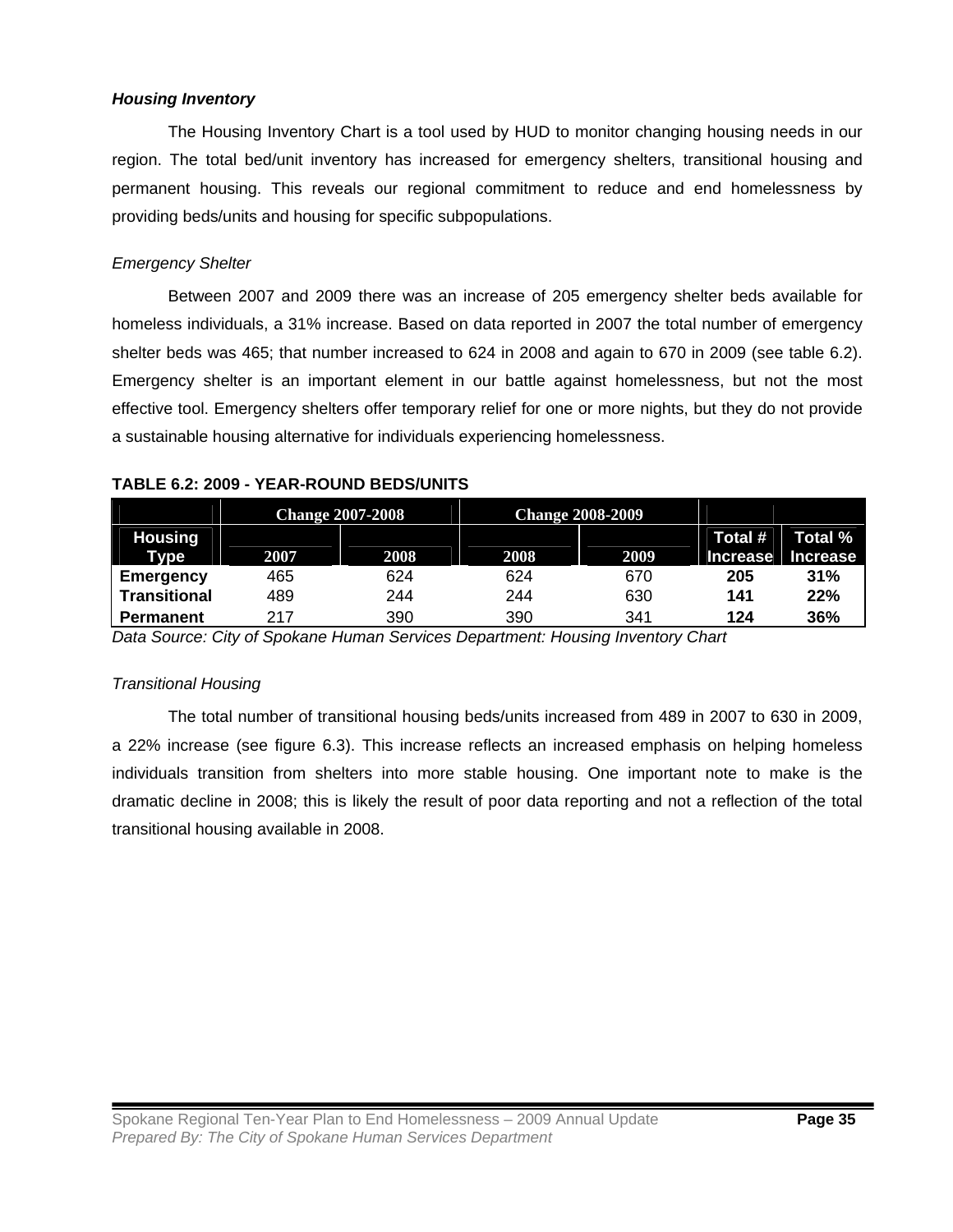### *Housing Inventory*

The Housing Inventory Chart is a tool used by HUD to monitor changing housing needs in our region. The total bed/unit inventory has increased for emergency shelters, transitional housing and permanent housing. This reveals our regional commitment to reduce and end homelessness by providing beds/units and housing for specific subpopulations.

*Emergency Shelter*

Between 2007 and 2009 there was an increase of 205 emergency shelter beds available for homeless individuals, a 31% increase. Based on data reported in 2007 the total number of emergency shelter beds was 465; that number increased to 624 in 2008 and again to 670 in 2009 (see table 6.2). Emergency shelter is an important element in our battle against homelessness, but not the most effective tool. Emergency shelters offer temporary relief for one or more nights, but they do not provide a sustainable housing alternative for individuals experiencing homelessness.

**TABLE 6.2: 2009 - YEAR-ROUND BEDS/UNITS**

| | Change 2007-2008 | | Change 2008-2009 | | | |
|---|---|---|---|---|---|---|
| **Housing Type** | **2007** | **2008** | **2008** | **2009** | **Total # Increase** | **Total % Increase** |
| **Emergency** | 465 | 624 | 624 | 670 | **205** | **31%** |
| **Transitional** | 489 | 244 | 244 | 630 | **141** | **22%** |
| **Permanent** | 217 | 390 | 390 | 341 | **124** | **36%** |

*Data Source: City of Spokane Human Services Department: Housing Inventory Chart*

*Transitional Housing*

The total number of transitional housing beds/units increased from 489 in 2007 to 630 in 2009, a 22% increase (see figure 6.3). This increase reflects an increased emphasis on helping homeless individuals transition from shelters into more stable housing. One important note to make is the dramatic decline in 2008; this is likely the result of poor data reporting and not a reflection of the total transitional housing available in 2008.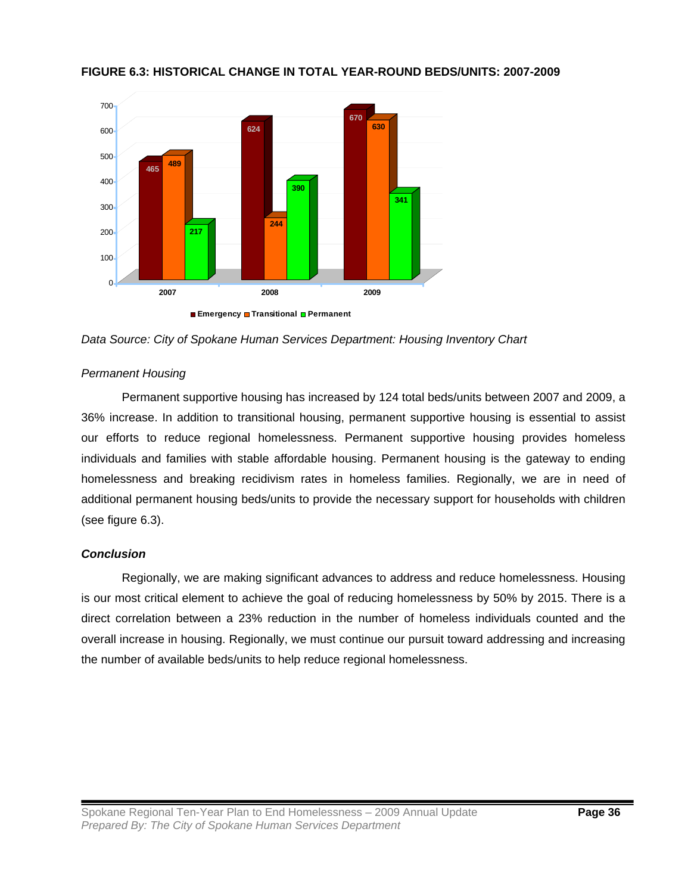**FIGURE 6.3: HISTORICAL CHANGE IN TOTAL YEAR-ROUND BEDS/UNITS: 2007-2009**

| | Emergency | Transitional | Permanent |
|---|---|---|---|
| 2007 | 465 | 489 | 217 |
| 2008 | 624 | 244 | 390 |
| 2009 | 670 | 630 | 341 |

*Data Source: City of Spokane Human Services Department: Housing Inventory Chart*

*Permanent Housing*

Permanent supportive housing has increased by 124 total beds/units between 2007 and 2009, a 36% increase. In addition to transitional housing, permanent supportive housing is essential to assist our efforts to reduce regional homelessness. Permanent supportive housing provides homeless individuals and families with stable affordable housing. Permanent housing is the gateway to ending homelessness and breaking recidivism rates in homeless families. Regionally, we are in need of additional permanent housing beds/units to provide the necessary support for households with children (see figure 6.3).

***Conclusion***

Regionally, we are making significant advances to address and reduce homelessness. Housing is our most critical element to achieve the goal of reducing homelessness by 50% by 2015. There is a direct correlation between a 23% reduction in the number of homeless individuals counted and the overall increase in housing. Regionally, we must continue our pursuit toward addressing and increasing the number of available beds/units to help reduce regional homelessness.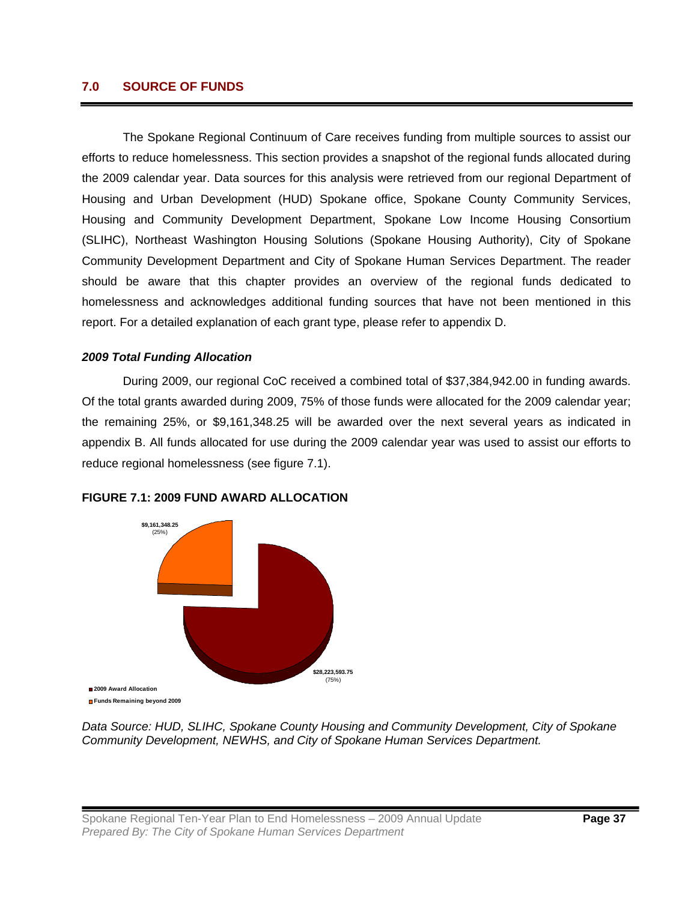## 7.0 SOURCE OF FUNDS

The Spokane Regional Continuum of Care receives funding from multiple sources to assist our efforts to reduce homelessness. This section provides a snapshot of the regional funds allocated during the 2009 calendar year. Data sources for this analysis were retrieved from our regional Department of Housing and Urban Development (HUD) Spokane office, Spokane County Community Services, Housing and Community Development Department, Spokane Low Income Housing Consortium (SLIHC), Northeast Washington Housing Solutions (Spokane Housing Authority), City of Spokane Community Development Department and City of Spokane Human Services Department. The reader should be aware that this chapter provides an overview of the regional funds dedicated to homelessness and acknowledges additional funding sources that have not been mentioned in this report. For a detailed explanation of each grant type, please refer to appendix D.

### *2009 Total Funding Allocation*

During 2009, our regional CoC received a combined total of $37,384,942.00 in funding awards. Of the total grants awarded during 2009, 75% of those funds were allocated for the 2009 calendar year; the remaining 25%, or $9,161,348.25 will be awarded over the next several years as indicated in appendix B. All funds allocated for use during the 2009 calendar year was used to assist our efforts to reduce regional homelessness (see figure 7.1).

**FIGURE 7.1: 2009 FUND AWARD ALLOCATION**

$9,161,348.25 (25%)

$28,223,593.75 (75%)

- 2009 Award Allocation
- Funds Remaining beyond 2009

*Data Source: HUD, SLIHC, Spokane County Housing and Community Development, City of Spokane Community Development, NEWHS, and City of Spokane Human Services Department.*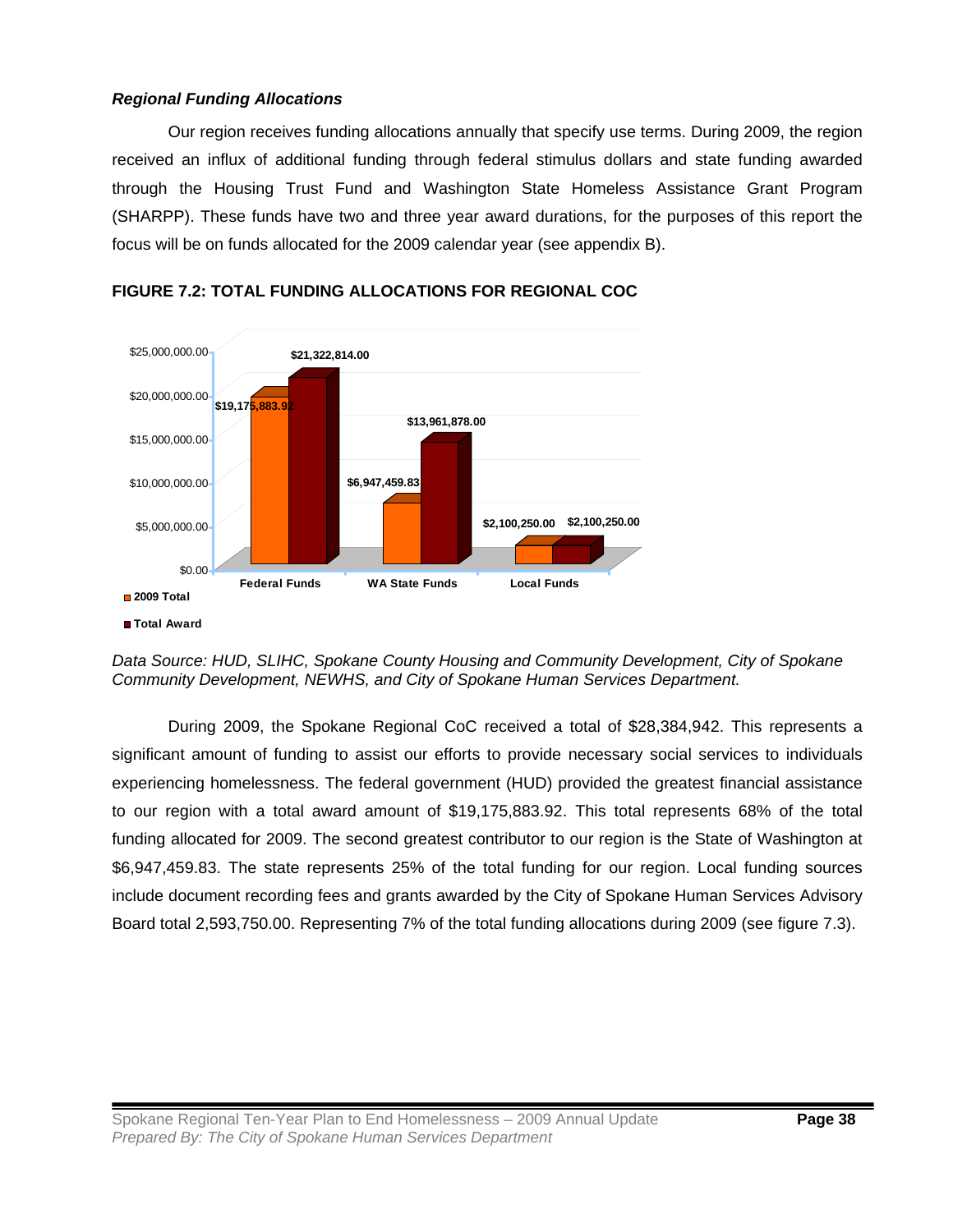### *Regional Funding Allocations*

Our region receives funding allocations annually that specify use terms. During 2009, the region received an influx of additional funding through federal stimulus dollars and state funding awarded through the Housing Trust Fund and Washington State Homeless Assistance Grant Program (SHARPP). These funds have two and three year award durations, for the purposes of this report the focus will be on funds allocated for the 2009 calendar year (see appendix B).

**FIGURE 7.2: TOTAL FUNDING ALLOCATIONS FOR REGIONAL COC**

| | Federal Funds | WA State Funds | Local Funds |
|---|---|---|---|
| 2009 Total | $19,175,883.92 | $6,947,459.83 | $2,100,250.00 |
| Total Award | $21,322,814.00 | $13,961,878.00 | $2,100,250.00 |

*Data Source: HUD, SLIHC, Spokane County Housing and Community Development, City of Spokane Community Development, NEWHS, and City of Spokane Human Services Department.*

During 2009, the Spokane Regional CoC received a total of $28,384,942. This represents a significant amount of funding to assist our efforts to provide necessary social services to individuals experiencing homelessness. The federal government (HUD) provided the greatest financial assistance to our region with a total award amount of $19,175,883.92. This total represents 68% of the total funding allocated for 2009. The second greatest contributor to our region is the State of Washington at $6,947,459.83. The state represents 25% of the total funding for our region. Local funding sources include document recording fees and grants awarded by the City of Spokane Human Services Advisory Board total 2,593,750.00. Representing 7% of the total funding allocations during 2009 (see figure 7.3).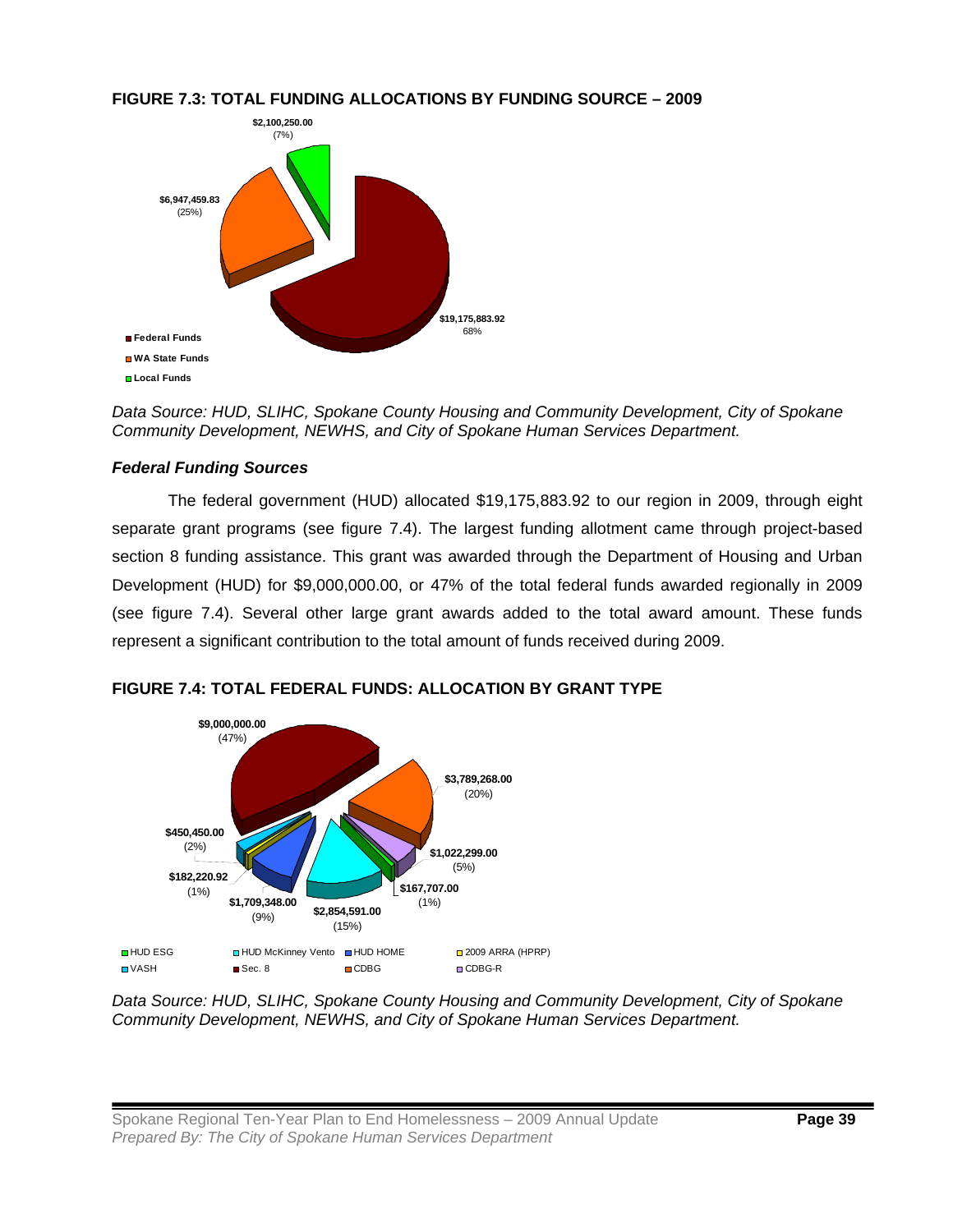**FIGURE 7.3: TOTAL FUNDING ALLOCATIONS BY FUNDING SOURCE – 2009**

$2,100,250.00 (7%)

$6,947,459.83 (25%)

$19,175,883.92 68%

- Federal Funds
- WA State Funds
- Local Funds

*Data Source: HUD, SLIHC, Spokane County Housing and Community Development, City of Spokane Community Development, NEWHS, and City of Spokane Human Services Department.*

### *Federal Funding Sources*

The federal government (HUD) allocated $19,175,883.92 to our region in 2009, through eight separate grant programs (see figure 7.4). The largest funding allotment came through project-based section 8 funding assistance. This grant was awarded through the Department of Housing and Urban Development (HUD) for $9,000,000.00, or 47% of the total federal funds awarded regionally in 2009 (see figure 7.4). Several other large grant awards added to the total award amount. These funds represent a significant contribution to the total amount of funds received during 2009.

**FIGURE 7.4: TOTAL FEDERAL FUNDS: ALLOCATION BY GRANT TYPE**

$9,000,000.00 (47%)

$3,789,268.00 (20%)

$1,022,299.00 (5%)

$167,707.00 (1%)

$2,854,591.00 (15%)

$1,709,348.00 (9%)

$182,220.92 (1%)

$450,450.00 (2%)

- HUD ESG
- HUD McKinney Vento
- HUD HOME
- 2009 ARRA (HPRP)
- VASH
- Sec. 8
- CDBG
- CDBG-R

*Data Source: HUD, SLIHC, Spokane County Housing and Community Development, City of Spokane Community Development, NEWHS, and City of Spokane Human Services Department.*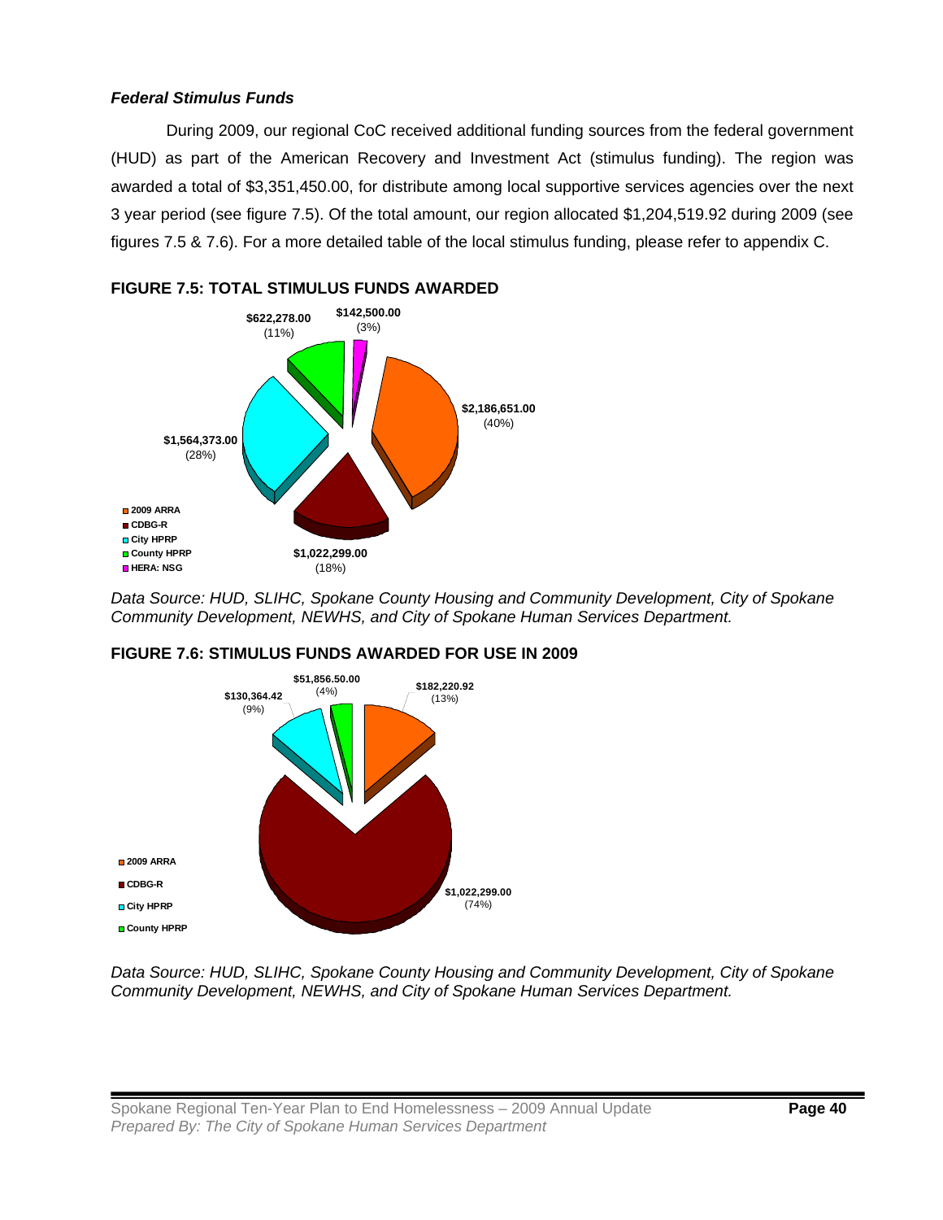### *Federal Stimulus Funds*

During 2009, our regional CoC received additional funding sources from the federal government (HUD) as part of the American Recovery and Investment Act (stimulus funding). The region was awarded a total of $3,351,450.00, for distribute among local supportive services agencies over the next 3 year period (see figure 7.5). Of the total amount, our region allocated $1,204,519.92 during 2009 (see figures 7.5 & 7.6). For a more detailed table of the local stimulus funding, please refer to appendix C.

**FIGURE 7.5: TOTAL STIMULUS FUNDS AWARDED**

| Funding Source | Amount | Percent |
|---|---|---|
| 2009 ARRA | $2,186,651.00 | 40% |
| CDBG-R | $1,022,299.00 | 18% |
| City HPRP | $1,564,373.00 | 28% |
| County HPRP | $622,278.00 | 11% |
| HERA: NSG | $142,500.00 | 3% |

*Data Source: HUD, SLIHC, Spokane County Housing and Community Development, City of Spokane Community Development, NEWHS, and City of Spokane Human Services Department.*

**FIGURE 7.6: STIMULUS FUNDS AWARDED FOR USE IN 2009**

| Funding Source | Amount | Percent |
|---|---|---|
| 2009 ARRA | $182,220.92 | 13% |
| CDBG-R | $1,022,299.00 | 74% |
| City HPRP | $130,364.42 | 9% |
| County HPRP | $51,856.50.00 | 4% |

*Data Source: HUD, SLIHC, Spokane County Housing and Community Development, City of Spokane Community Development, NEWHS, and City of Spokane Human Services Department.*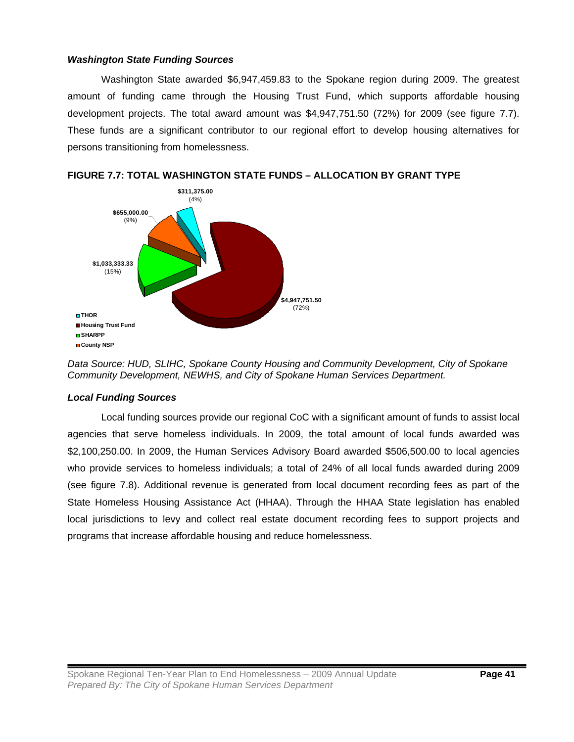### *Washington State Funding Sources*

Washington State awarded $6,947,459.83 to the Spokane region during 2009. The greatest amount of funding came through the Housing Trust Fund, which supports affordable housing development projects. The total award amount was $4,947,751.50 (72%) for 2009 (see figure 7.7). These funds are a significant contributor to our regional effort to develop housing alternatives for persons transitioning from homelessness.

**FIGURE 7.7: TOTAL WASHINGTON STATE FUNDS – ALLOCATION BY GRANT TYPE**

| Grant Type | Amount | Percent |
|---|---|---|
| THOR | $311,375.00 | 4% |
| Housing Trust Fund | $4,947,751.50 | 72% |
| SHARPP | $1,033,333.33 | 15% |
| County NSP | $655,000.00 | 9% |

*Data Source: HUD, SLIHC, Spokane County Housing and Community Development, City of Spokane Community Development, NEWHS, and City of Spokane Human Services Department.*

### *Local Funding Sources*

Local funding sources provide our regional CoC with a significant amount of funds to assist local agencies that serve homeless individuals. In 2009, the total amount of local funds awarded was $2,100,250.00. In 2009, the Human Services Advisory Board awarded $506,500.00 to local agencies who provide services to homeless individuals; a total of 24% of all local funds awarded during 2009 (see figure 7.8). Additional revenue is generated from local document recording fees as part of the State Homeless Housing Assistance Act (HHAA). Through the HHAA State legislation has enabled local jurisdictions to levy and collect real estate document recording fees to support projects and programs that increase affordable housing and reduce homelessness.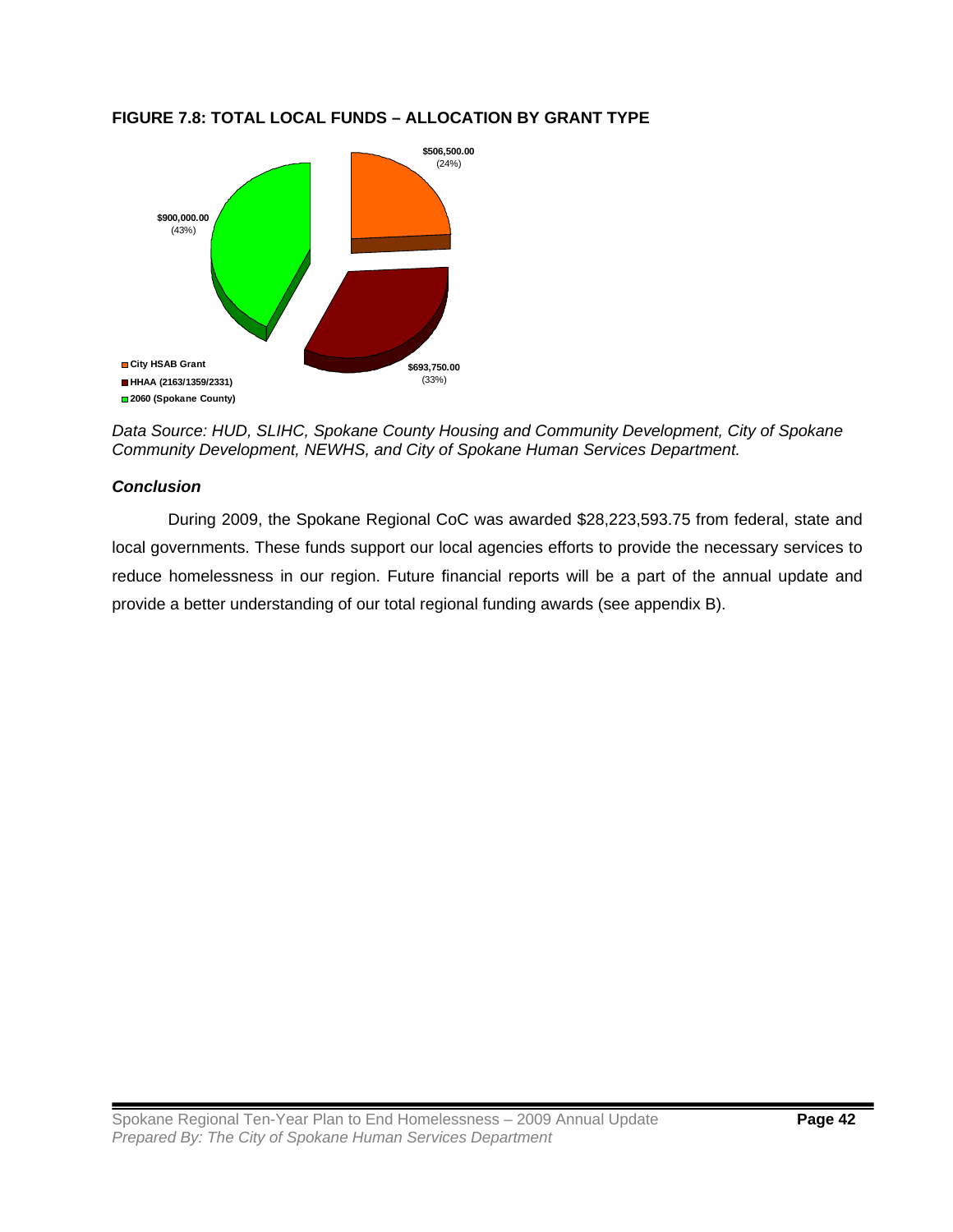**FIGURE 7.8: TOTAL LOCAL FUNDS – ALLOCATION BY GRANT TYPE**

| Grant Type | Amount | Percent |
| --- | --- | --- |
| City HSAB Grant | $506,500.00 | (24%) |
| HHAA (2163/1359/2331) | $693,750.00 | (33%) |
| 2060 (Spokane County) | $900,000.00 | (43%) |

*Data Source: HUD, SLIHC, Spokane County Housing and Community Development, City of Spokane Community Development, NEWHS, and City of Spokane Human Services Department.*

***Conclusion***

During 2009, the Spokane Regional CoC was awarded $28,223,593.75 from federal, state and local governments. These funds support our local agencies efforts to provide the necessary services to reduce homelessness in our region. Future financial reports will be a part of the annual update and provide a better understanding of our total regional funding awards (see appendix B).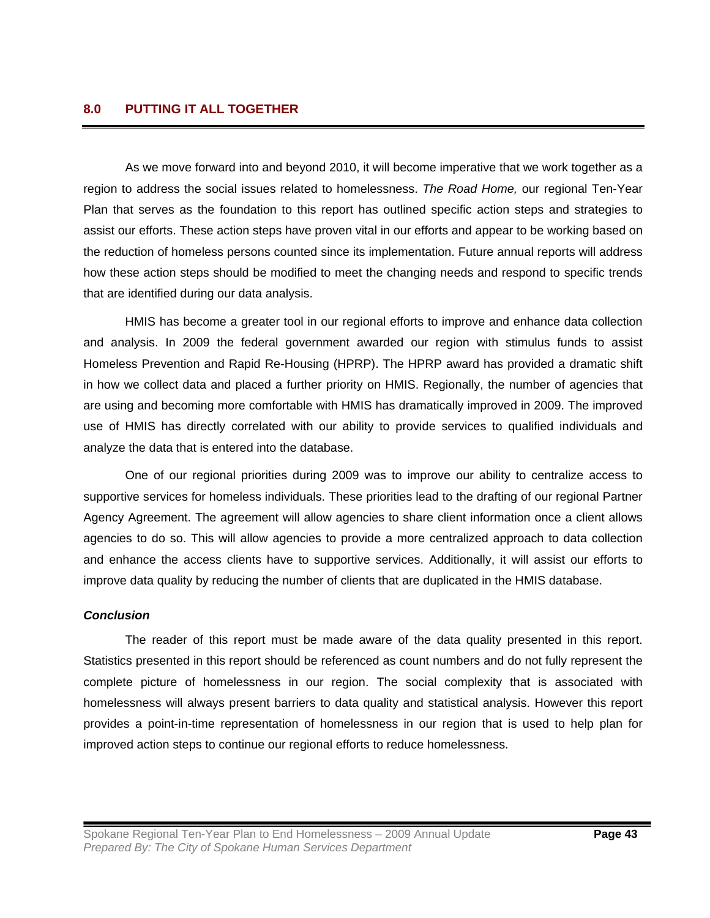## 8.0 PUTTING IT ALL TOGETHER

As we move forward into and beyond 2010, it will become imperative that we work together as a region to address the social issues related to homelessness. *The Road Home,* our regional Ten-Year Plan that serves as the foundation to this report has outlined specific action steps and strategies to assist our efforts. These action steps have proven vital in our efforts and appear to be working based on the reduction of homeless persons counted since its implementation. Future annual reports will address how these action steps should be modified to meet the changing needs and respond to specific trends that are identified during our data analysis.

HMIS has become a greater tool in our regional efforts to improve and enhance data collection and analysis. In 2009 the federal government awarded our region with stimulus funds to assist Homeless Prevention and Rapid Re-Housing (HPRP). The HPRP award has provided a dramatic shift in how we collect data and placed a further priority on HMIS. Regionally, the number of agencies that are using and becoming more comfortable with HMIS has dramatically improved in 2009. The improved use of HMIS has directly correlated with our ability to provide services to qualified individuals and analyze the data that is entered into the database.

One of our regional priorities during 2009 was to improve our ability to centralize access to supportive services for homeless individuals. These priorities lead to the drafting of our regional Partner Agency Agreement. The agreement will allow agencies to share client information once a client allows agencies to do so. This will allow agencies to provide a more centralized approach to data collection and enhance the access clients have to supportive services. Additionally, it will assist our efforts to improve data quality by reducing the number of clients that are duplicated in the HMIS database.

### *Conclusion*

The reader of this report must be made aware of the data quality presented in this report. Statistics presented in this report should be referenced as count numbers and do not fully represent the complete picture of homelessness in our region. The social complexity that is associated with homelessness will always present barriers to data quality and statistical analysis. However this report provides a point-in-time representation of homelessness in our region that is used to help plan for improved action steps to continue our regional efforts to reduce homelessness.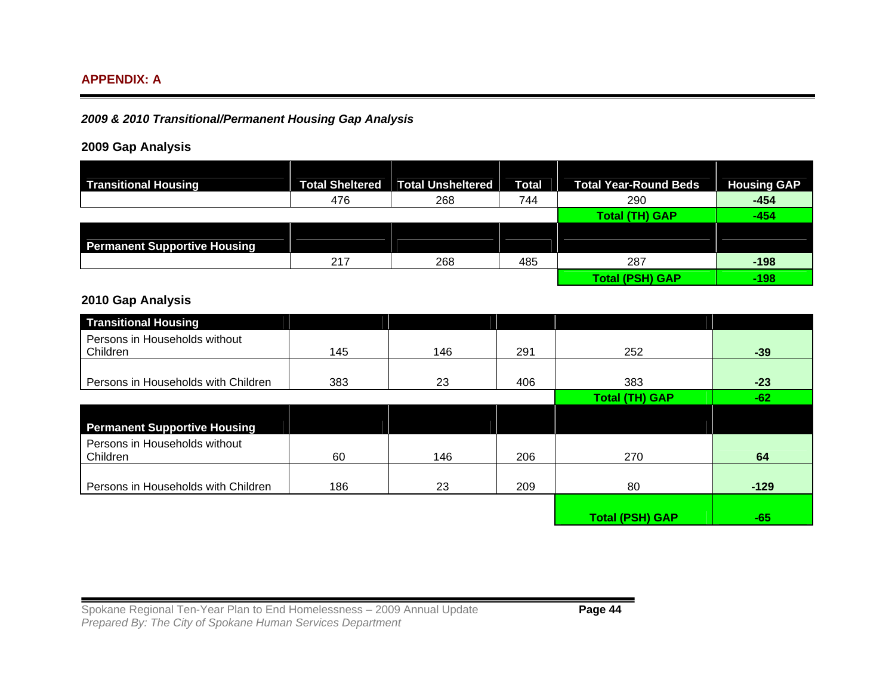## APPENDIX: A

***2009 & 2010 Transitional/Permanent Housing Gap Analysis***

### 2009 Gap Analysis

| Transitional Housing | Total Sheltered | Total Unsheltered | Total | Total Year-Round Beds | Housing GAP |
|---|---|---|---|---|---|
| | 476 | 268 | 744 | 290 | **-454** |
| | | | | **Total (TH) GAP** | **-454** |
| **Permanent Supportive Housing** | | | | | |
| | 217 | 268 | 485 | 287 | **-198** |
| | | | | **Total (PSH) GAP** | **-198** |

### 2010 Gap Analysis

| Transitional Housing | | | | | |
|---|---|---|---|---|---|
| Persons in Households without Children | 145 | 146 | 291 | 252 | **-39** |
| Persons in Households with Children | 383 | 23 | 406 | 383 | **-23** |
| | | | | **Total (TH) GAP** | **-62** |
| **Permanent Supportive Housing** | | | | | |
| Persons in Households without Children | 60 | 146 | 206 | 270 | **64** |
| Persons in Households with Children | 186 | 23 | 209 | 80 | **-129** |
| | | | | **Total (PSH) GAP** | **-65** |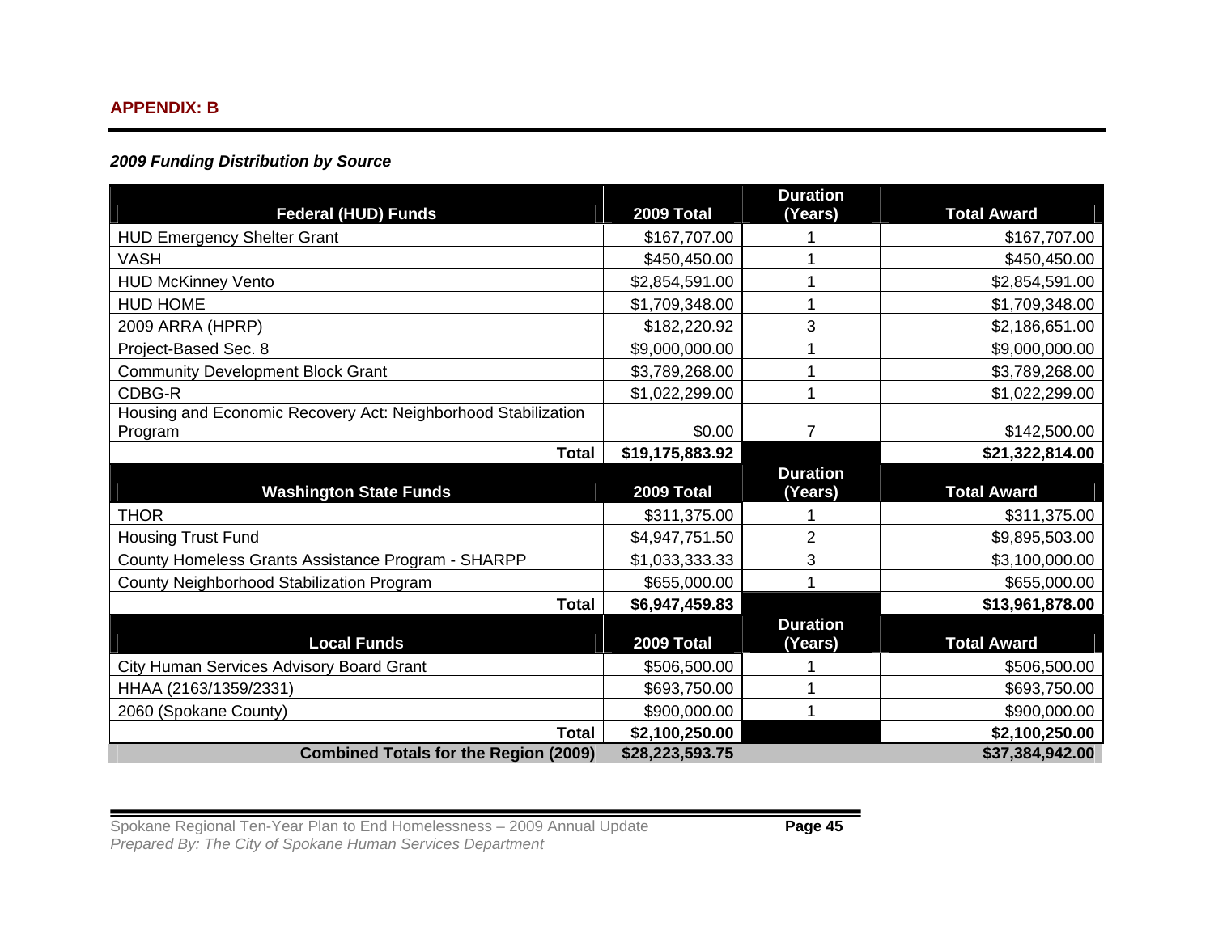**APPENDIX: B**

***2009 Funding Distribution by Source***

| Federal (HUD) Funds | 2009 Total | Duration (Years) | Total Award |
|---|---|---|---|
| HUD Emergency Shelter Grant | $167,707.00 | 1 | $167,707.00 |
| VASH | $450,450.00 | 1 | $450,450.00 |
| HUD McKinney Vento | $2,854,591.00 | 1 | $2,854,591.00 |
| HUD HOME | $1,709,348.00 | 1 | $1,709,348.00 |
| 2009 ARRA (HPRP) | $182,220.92 | 3 | $2,186,651.00 |
| Project-Based Sec. 8 | $9,000,000.00 | 1 | $9,000,000.00 |
| Community Development Block Grant | $3,789,268.00 | 1 | $3,789,268.00 |
| CDBG-R | $1,022,299.00 | 1 | $1,022,299.00 |
| Housing and Economic Recovery Act: Neighborhood Stabilization Program | $0.00 | 7 | $142,500.00 |
| **Total** | **$19,175,883.92** | | **$21,322,814.00** |
| **Washington State Funds** | **2009 Total** | **Duration (Years)** | **Total Award** |
| THOR | $311,375.00 | 1 | $311,375.00 |
| Housing Trust Fund | $4,947,751.50 | 2 | $9,895,503.00 |
| County Homeless Grants Assistance Program - SHARPP | $1,033,333.33 | 3 | $3,100,000.00 |
| County Neighborhood Stabilization Program | $655,000.00 | 1 | $655,000.00 |
| **Total** | **$6,947,459.83** | | **$13,961,878.00** |
| **Local Funds** | **2009 Total** | **Duration (Years)** | **Total Award** |
| City Human Services Advisory Board Grant | $506,500.00 | 1 | $506,500.00 |
| HHAA (2163/1359/2331) | $693,750.00 | 1 | $693,750.00 |
| 2060 (Spokane County) | $900,000.00 | 1 | $900,000.00 |
| **Total** | **$2,100,250.00** | | **$2,100,250.00** |
| **Combined Totals for the Region (2009)** | **$28,223,593.75** | | **$37,384,942.00** |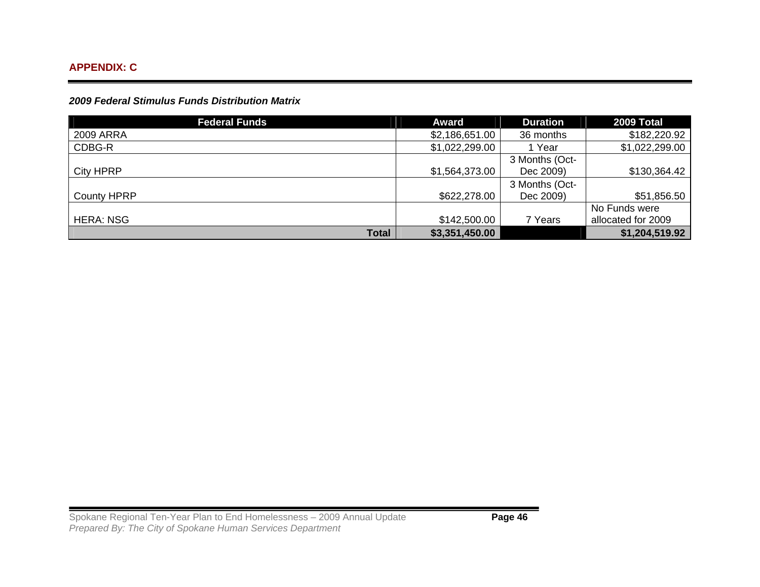## APPENDIX: C

***2009 Federal Stimulus Funds Distribution Matrix***

| Federal Funds | Award | Duration | 2009 Total |
|---|---|---|---|
| 2009 ARRA | $2,186,651.00 | 36 months | $182,220.92 |
| CDBG-R | $1,022,299.00 | 1 Year | $1,022,299.00 |
| City HPRP | $1,564,373.00 | 3 Months (Oct-Dec 2009) | $130,364.42 |
| County HPRP | $622,278.00 | 3 Months (Oct-Dec 2009) | $51,856.50 |
| HERA: NSG | $142,500.00 | 7 Years | No Funds were allocated for 2009 |
| **Total** | **$3,351,450.00** | | **$1,204,519.92** |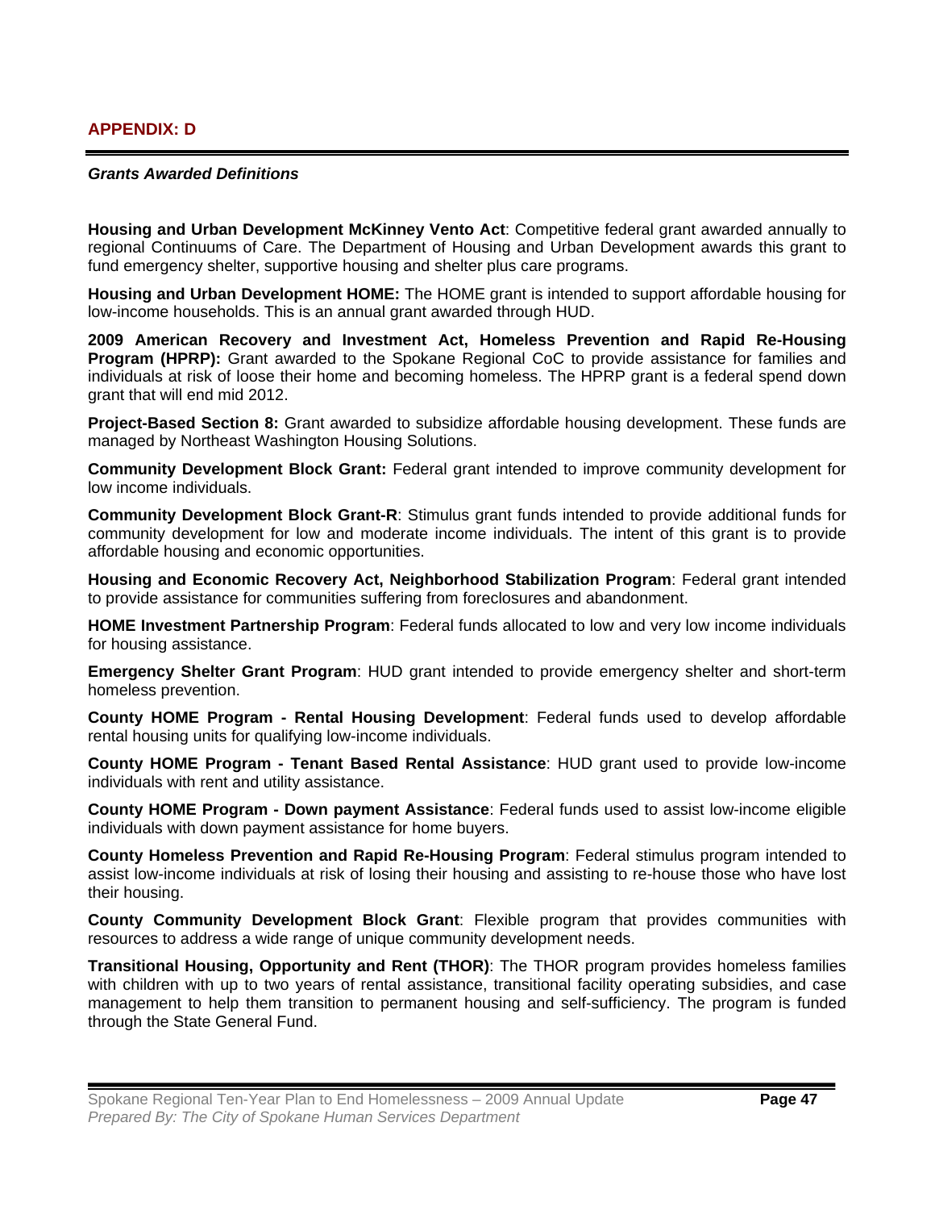## APPENDIX: D

***Grants Awarded Definitions***

**Housing and Urban Development McKinney Vento Act**: Competitive federal grant awarded annually to regional Continuums of Care. The Department of Housing and Urban Development awards this grant to fund emergency shelter, supportive housing and shelter plus care programs.

**Housing and Urban Development HOME:** The HOME grant is intended to support affordable housing for low-income households. This is an annual grant awarded through HUD.

**2009 American Recovery and Investment Act, Homeless Prevention and Rapid Re-Housing Program (HPRP):** Grant awarded to the Spokane Regional CoC to provide assistance for families and individuals at risk of loose their home and becoming homeless. The HPRP grant is a federal spend down grant that will end mid 2012.

**Project-Based Section 8:** Grant awarded to subsidize affordable housing development. These funds are managed by Northeast Washington Housing Solutions.

**Community Development Block Grant:** Federal grant intended to improve community development for low income individuals.

**Community Development Block Grant-R**: Stimulus grant funds intended to provide additional funds for community development for low and moderate income individuals. The intent of this grant is to provide affordable housing and economic opportunities.

**Housing and Economic Recovery Act, Neighborhood Stabilization Program**: Federal grant intended to provide assistance for communities suffering from foreclosures and abandonment.

**HOME Investment Partnership Program**: Federal funds allocated to low and very low income individuals for housing assistance.

**Emergency Shelter Grant Program**: HUD grant intended to provide emergency shelter and short-term homeless prevention.

**County HOME Program - Rental Housing Development**: Federal funds used to develop affordable rental housing units for qualifying low-income individuals.

**County HOME Program - Tenant Based Rental Assistance**: HUD grant used to provide low-income individuals with rent and utility assistance.

**County HOME Program - Down payment Assistance**: Federal funds used to assist low-income eligible individuals with down payment assistance for home buyers.

**County Homeless Prevention and Rapid Re-Housing Program**: Federal stimulus program intended to assist low-income individuals at risk of losing their housing and assisting to re-house those who have lost their housing.

**County Community Development Block Grant**: Flexible program that provides communities with resources to address a wide range of unique community development needs.

**Transitional Housing, Opportunity and Rent (THOR)**: The THOR program provides homeless families with children with up to two years of rental assistance, transitional facility operating subsidies, and case management to help them transition to permanent housing and self-sufficiency. The program is funded through the State General Fund.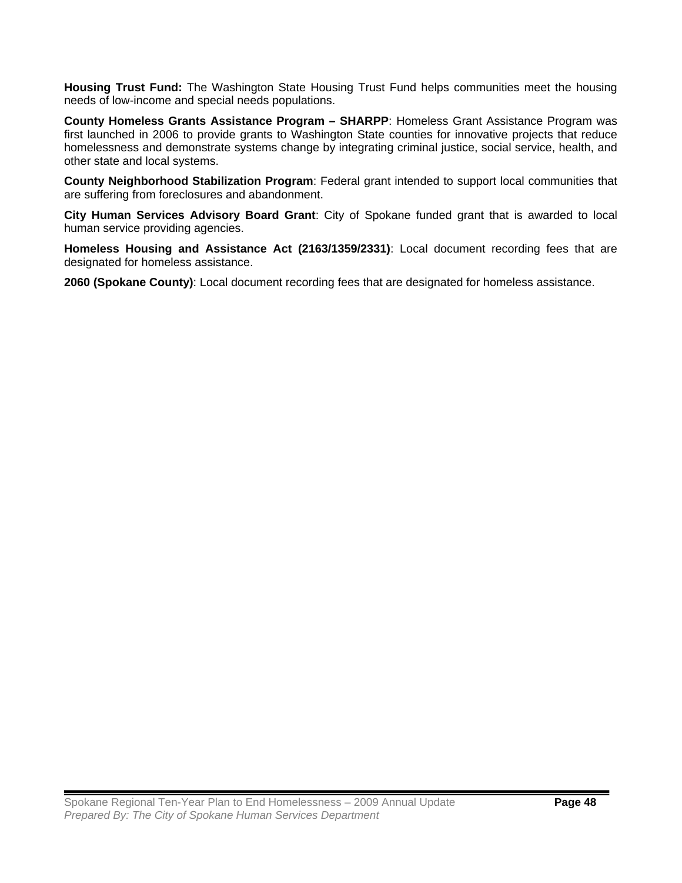**Housing Trust Fund:** The Washington State Housing Trust Fund helps communities meet the housing needs of low-income and special needs populations.

**County Homeless Grants Assistance Program – SHARPP**: Homeless Grant Assistance Program was first launched in 2006 to provide grants to Washington State counties for innovative projects that reduce homelessness and demonstrate systems change by integrating criminal justice, social service, health, and other state and local systems.

**County Neighborhood Stabilization Program**: Federal grant intended to support local communities that are suffering from foreclosures and abandonment.

**City Human Services Advisory Board Grant**: City of Spokane funded grant that is awarded to local human service providing agencies.

**Homeless Housing and Assistance Act (2163/1359/2331)**: Local document recording fees that are designated for homeless assistance.

**2060 (Spokane County)**: Local document recording fees that are designated for homeless assistance.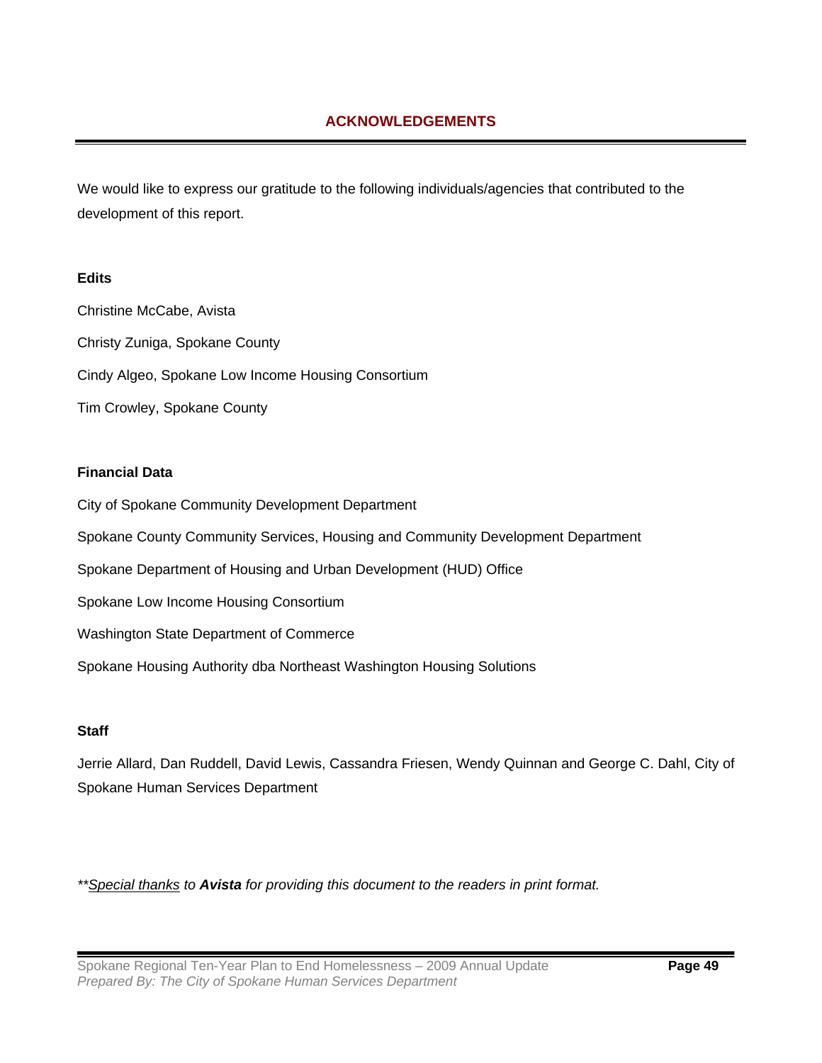# ACKNOWLEDGEMENTS

We would like to express our gratitude to the following individuals/agencies that contributed to the development of this report.

**Edits**

Christine McCabe, Avista

Christy Zuniga, Spokane County

Cindy Algeo, Spokane Low Income Housing Consortium

Tim Crowley, Spokane County

**Financial Data**

City of Spokane Community Development Department

Spokane County Community Services, Housing and Community Development Department

Spokane Department of Housing and Urban Development (HUD) Office

Spokane Low Income Housing Consortium

Washington State Department of Commerce

Spokane Housing Authority dba Northeast Washington Housing Solutions

**Staff**

Jerrie Allard, Dan Ruddell, David Lewis, Cassandra Friesen, Wendy Quinnan and George C. Dahl, City of Spokane Human Services Department

*\*\*<u>Special thanks</u> to **Avista** for providing this document to the readers in print format.*